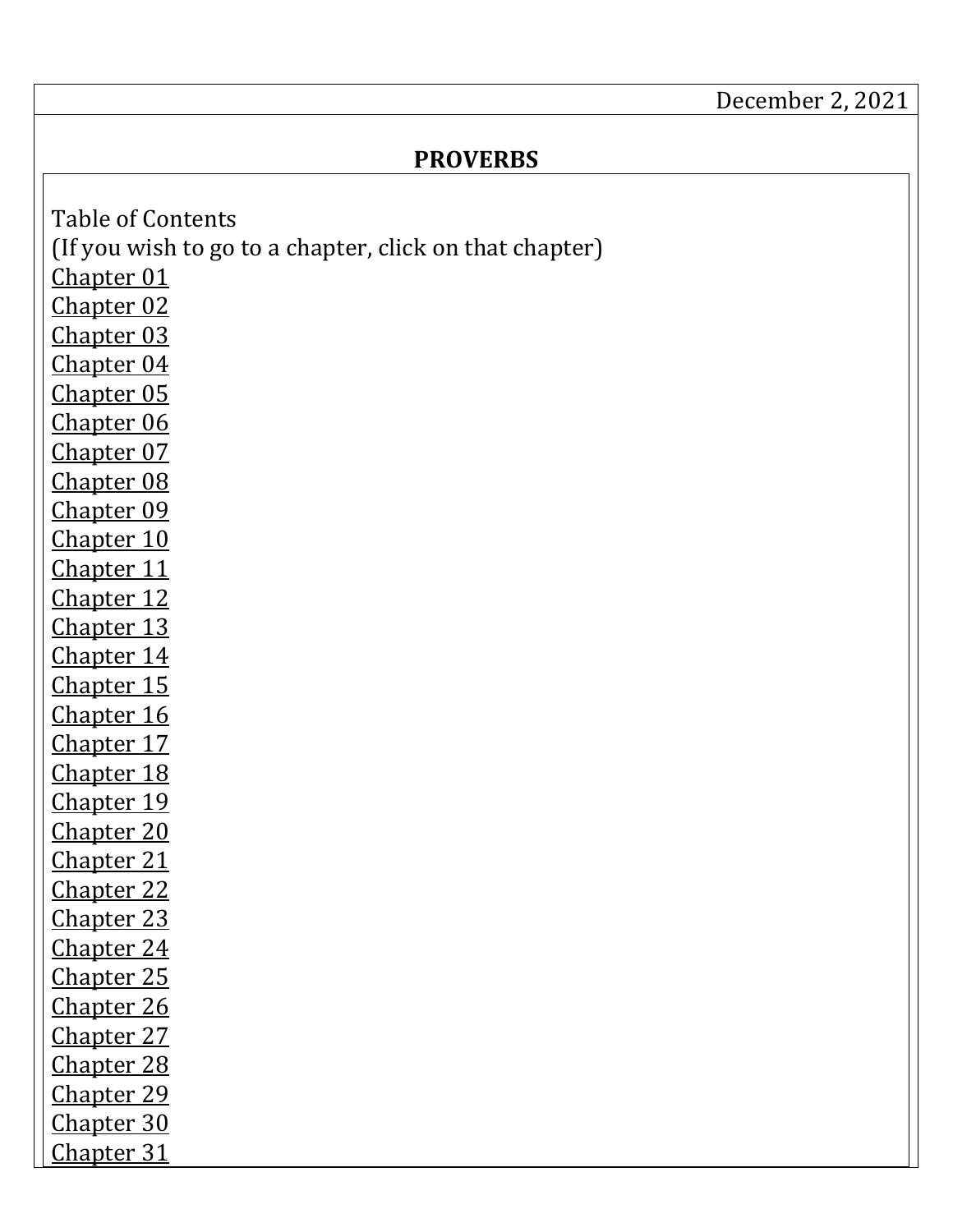December 2, 2021

# PROVERBS

Table of Contents
(If you wish to go to a chapter, click on that chapter)

Chapter 01
Chapter 02
Chapter 03
Chapter 04
Chapter 05
Chapter 06
Chapter 07
Chapter 08
Chapter 09
Chapter 10
Chapter 11
Chapter 12
Chapter 13
Chapter 14
Chapter 15
Chapter 16
Chapter 17
Chapter 18
Chapter 19
Chapter 20
Chapter 21
Chapter 22
Chapter 23
Chapter 24
Chapter 25
Chapter 26
Chapter 27
Chapter 28
Chapter 29
Chapter 30
Chapter 31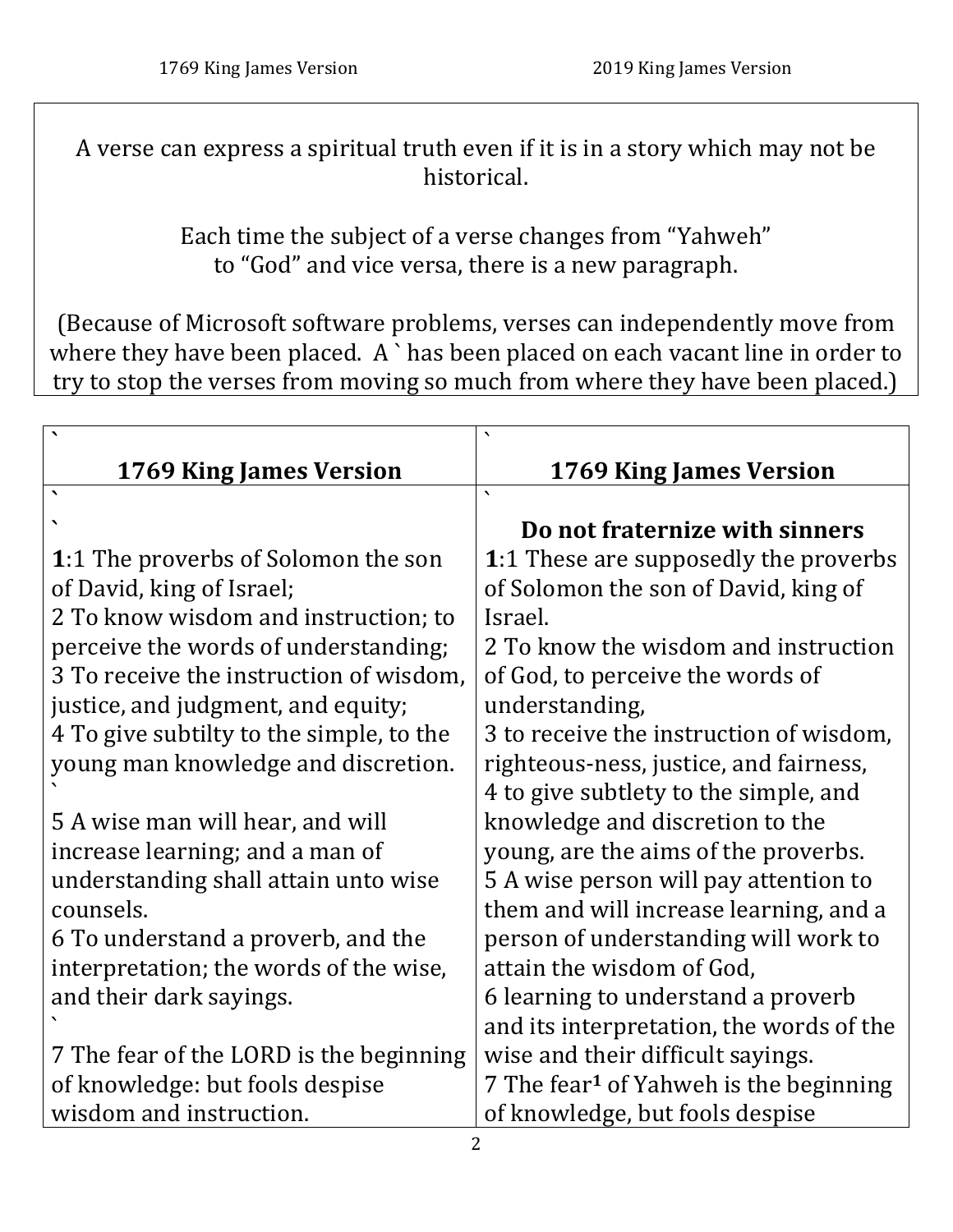A verse can express a spiritual truth even if it is in a story which may not be historical.

Each time the subject of a verse changes from "Yahweh" to "God" and vice versa, there is a new paragraph.

(Because of Microsoft software problems, verses can independently move from where they have been placed. A ` has been placed on each vacant line in order to try to stop the verses from moving so much from where they have been placed.)

| ` **1769 King James Version** | ` **1769 King James Version** |
|---|---|
| ` <br> ` <br> **1**:1 The proverbs of Solomon the son of David, king of Israel; <br> 2 To know wisdom and instruction; to perceive the words of understanding; <br> 3 To receive the instruction of wisdom, justice, and judgment, and equity; <br> 4 To give subtilty to the simple, to the young man knowledge and discretion. <br> ` <br> 5 A wise man will hear, and will increase learning; and a man of understanding shall attain unto wise counsels. <br> 6 To understand a proverb, and the interpretation; the words of the wise, and their dark sayings. <br> ` <br> 7 The fear of the LORD is the beginning of knowledge: but fools despise wisdom and instruction. | ` <br> **Do not fraternize with sinners** <br> **1**:1 These are supposedly the proverbs of Solomon the son of David, king of Israel. <br> 2 To know the wisdom and instruction of God, to perceive the words of understanding, <br> 3 to receive the instruction of wisdom, righteous-ness, justice, and fairness, <br> 4 to give subtlety to the simple, and knowledge and discretion to the young, are the aims of the proverbs. <br> 5 A wise person will pay attention to them and will increase learning, and a person of understanding will work to attain the wisdom of God, <br> 6 learning to understand a proverb and its interpretation, the words of the wise and their difficult sayings. <br> 7 The fear[1] of Yahweh is the beginning of knowledge, but fools despise |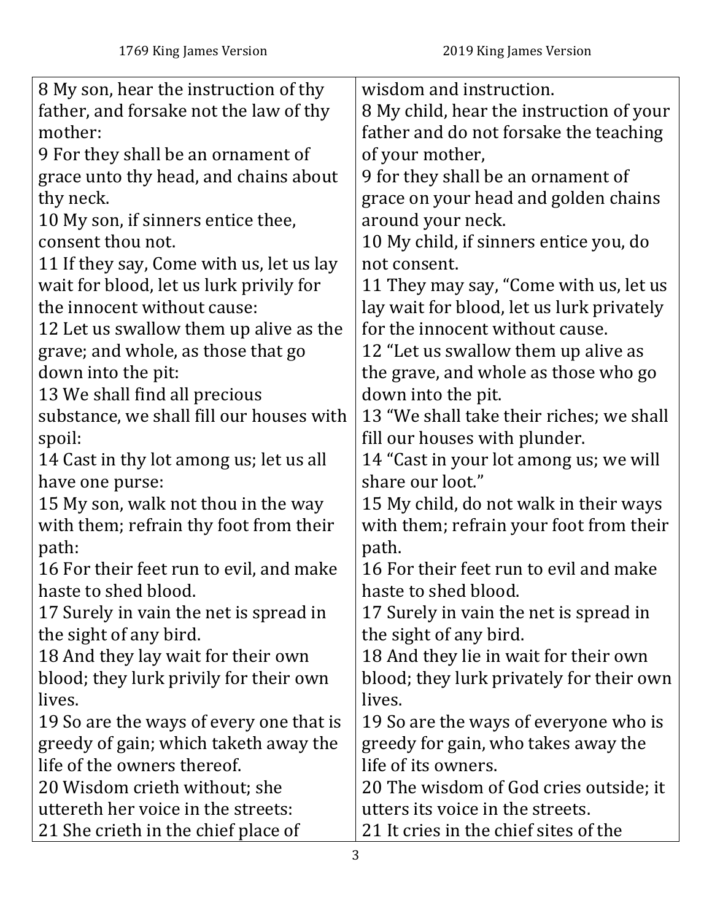| 1769 King James Version | 2019 King James Version |
| --- | --- |
| | wisdom and instruction. |
| 8 My son, hear the instruction of thy father, and forsake not the law of thy mother: | 8 My child, hear the instruction of your father and do not forsake the teaching of your mother, |
| 9 For they shall be an ornament of grace unto thy head, and chains about thy neck. | 9 for they shall be an ornament of grace on your head and golden chains around your neck. |
| 10 My son, if sinners entice thee, consent thou not. | 10 My child, if sinners entice you, do not consent. |
| 11 If they say, Come with us, let us lay wait for blood, let us lurk privily for the innocent without cause: | 11 They may say, "Come with us, let us lay wait for blood, let us lurk privately for the innocent without cause. |
| 12 Let us swallow them up alive as the grave; and whole, as those that go down into the pit: | 12 "Let us swallow them up alive as the grave, and whole as those who go down into the pit. |
| 13 We shall find all precious substance, we shall fill our houses with spoil: | 13 "We shall take their riches; we shall fill our houses with plunder. |
| 14 Cast in thy lot among us; let us all have one purse: | 14 "Cast in your lot among us; we will share our loot." |
| 15 My son, walk not thou in the way with them; refrain thy foot from their path: | 15 My child, do not walk in their ways with them; refrain your foot from their path. |
| 16 For their feet run to evil, and make haste to shed blood. | 16 For their feet run to evil and make haste to shed blood. |
| 17 Surely in vain the net is spread in the sight of any bird. | 17 Surely in vain the net is spread in the sight of any bird. |
| 18 And they lay wait for their own blood; they lurk privily for their own lives. | 18 And they lie in wait for their own blood; they lurk privately for their own lives. |
| 19 So are the ways of every one that is greedy of gain; which taketh away the life of the owners thereof. | 19 So are the ways of everyone who is greedy for gain, who takes away the life of its owners. |
| 20 Wisdom crieth without; she uttereth her voice in the streets: | 20 The wisdom of God cries outside; it utters its voice in the streets. |
| 21 She crieth in the chief place of | 21 It cries in the chief sites of the |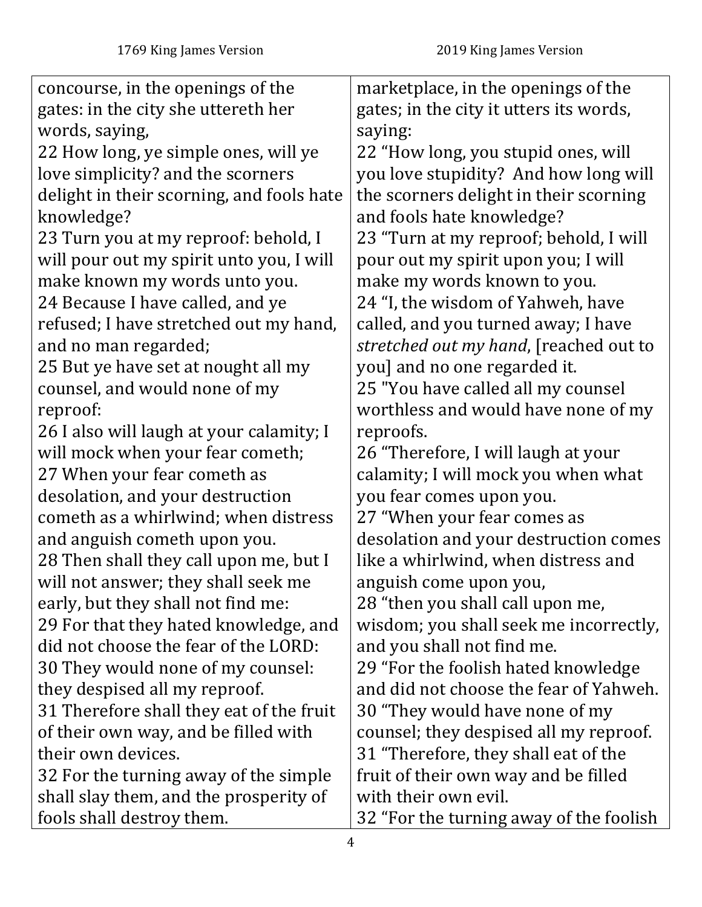| 1769 King James Version | 2019 King James Version |
|---|---|
| concourse, in the openings of the gates: in the city she uttereth her words, saying, | marketplace, in the openings of the gates; in the city it utters its words, saying: |
| 22 How long, ye simple ones, will ye love simplicity? and the scorners delight in their scorning, and fools hate knowledge? | 22 “How long, you stupid ones, will you love stupidity? And how long will the scorners delight in their scorning and fools hate knowledge? |
| 23 Turn you at my reproof: behold, I will pour out my spirit unto you, I will make known my words unto you. | 23 “Turn at my reproof; behold, I will pour out my spirit upon you; I will make my words known to you. |
| 24 Because I have called, and ye refused; I have stretched out my hand, and no man regarded; | 24 “I, the wisdom of Yahweh, have called, and you turned away; I have *stretched out my hand*, [reached out to you] and no one regarded it. |
| 25 But ye have set at nought all my counsel, and would none of my reproof: | 25 "You have called all my counsel worthless and would have none of my reproofs. |
| 26 I also will laugh at your calamity; I will mock when your fear cometh; | 26 “Therefore, I will laugh at your calamity; I will mock you when what you fear comes upon you. |
| 27 When your fear cometh as desolation, and your destruction cometh as a whirlwind; when distress and anguish cometh upon you. | 27 “When your fear comes as desolation and your destruction comes like a whirlwind, when distress and anguish come upon you, |
| 28 Then shall they call upon me, but I will not answer; they shall seek me early, but they shall not find me: | 28 “then you shall call upon me, wisdom; you shall seek me incorrectly, and you shall not find me. |
| 29 For that they hated knowledge, and did not choose the fear of the LORD: | 29 “For the foolish hated knowledge and did not choose the fear of Yahweh. |
| 30 They would none of my counsel: they despised all my reproof. | 30 “They would have none of my counsel; they despised all my reproof. |
| 31 Therefore shall they eat of the fruit of their own way, and be filled with their own devices. | 31 “Therefore, they shall eat of the fruit of their own way and be filled with their own evil. |
| 32 For the turning away of the simple shall slay them, and the prosperity of fools shall destroy them. | 32 “For the turning away of the foolish |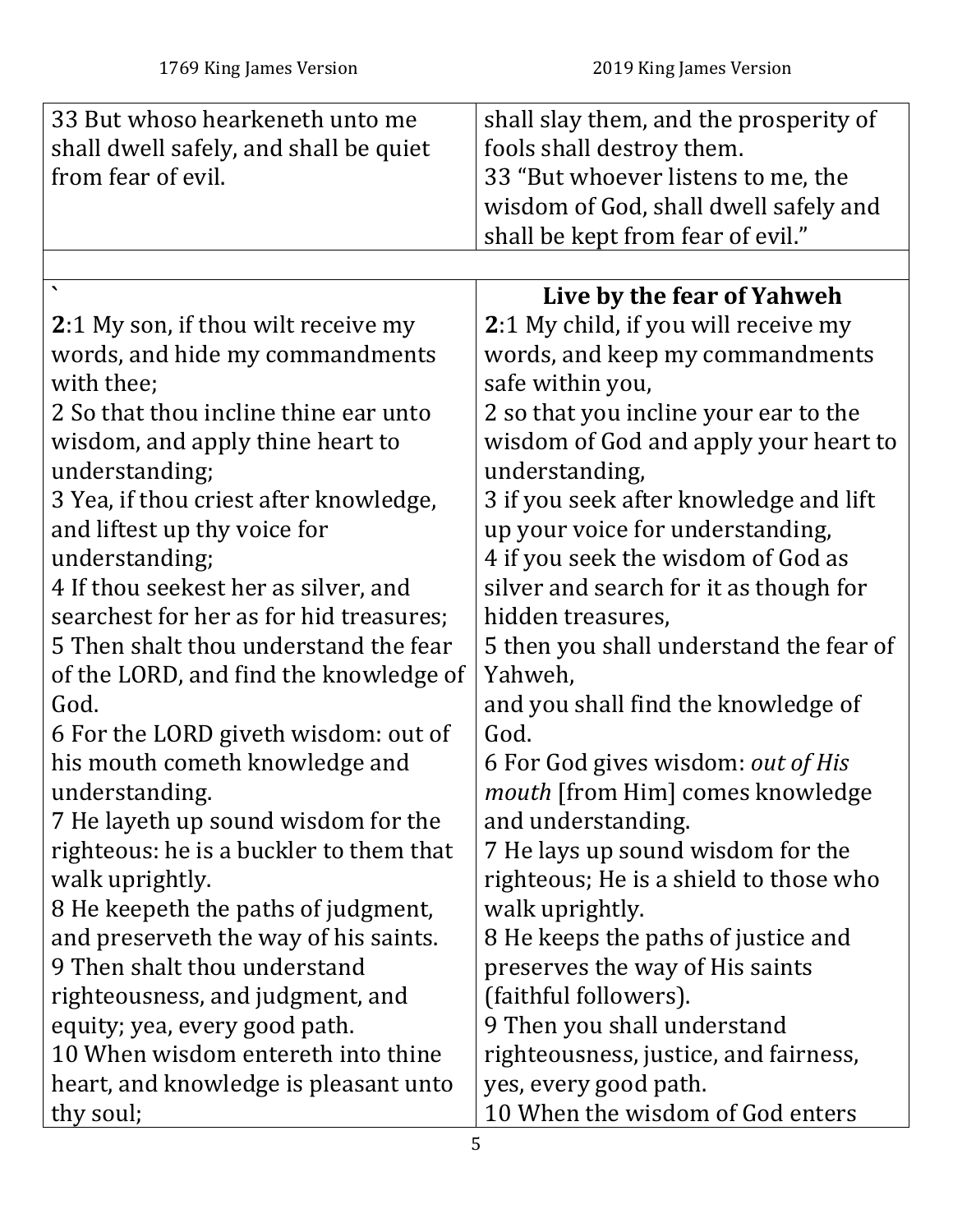| 1769 King James Version | 2019 King James Version |
| --- | --- |
| 33 But whoso hearkeneth unto me shall dwell safely, and shall be quiet from fear of evil. | shall slay them, and the prosperity of fools shall destroy them.<br>33 “But whoever listens to me, the wisdom of God, shall dwell safely and shall be kept from fear of evil.” |
| | |
| ` | **Live by the fear of Yahweh** |
| **2**:1 My son, if thou wilt receive my words, and hide my commandments with thee;<br>2 So that thou incline thine ear unto wisdom, and apply thine heart to understanding;<br>3 Yea, if thou criest after knowledge, and liftest up thy voice for understanding;<br>4 If thou seekest her as silver, and searchest for her as for hid treasures;<br>5 Then shalt thou understand the fear of the LORD, and find the knowledge of God.<br>6 For the LORD giveth wisdom: out of his mouth cometh knowledge and understanding.<br>7 He layeth up sound wisdom for the righteous: he is a buckler to them that walk uprightly.<br>8 He keepeth the paths of judgment, and preserveth the way of his saints.<br>9 Then shalt thou understand righteousness, and judgment, and equity; yea, every good path.<br>10 When wisdom entereth into thine heart, and knowledge is pleasant unto thy soul; | **2**:1 My child, if you will receive my words, and keep my commandments safe within you,<br>2 so that you incline your ear to the wisdom of God and apply your heart to understanding,<br>3 if you seek after knowledge and lift up your voice for understanding,<br>4 if you seek the wisdom of God as silver and search for it as though for hidden treasures,<br>5 then you shall understand the fear of Yahweh,<br>and you shall find the knowledge of God.<br>6 For God gives wisdom: *out of His mouth* [from Him] comes knowledge and understanding.<br>7 He lays up sound wisdom for the righteous; He is a shield to those who walk uprightly.<br>8 He keeps the paths of justice and preserves the way of His saints (faithful followers).<br>9 Then you shall understand righteousness, justice, and fairness, yes, every good path.<br>10 When the wisdom of God enters |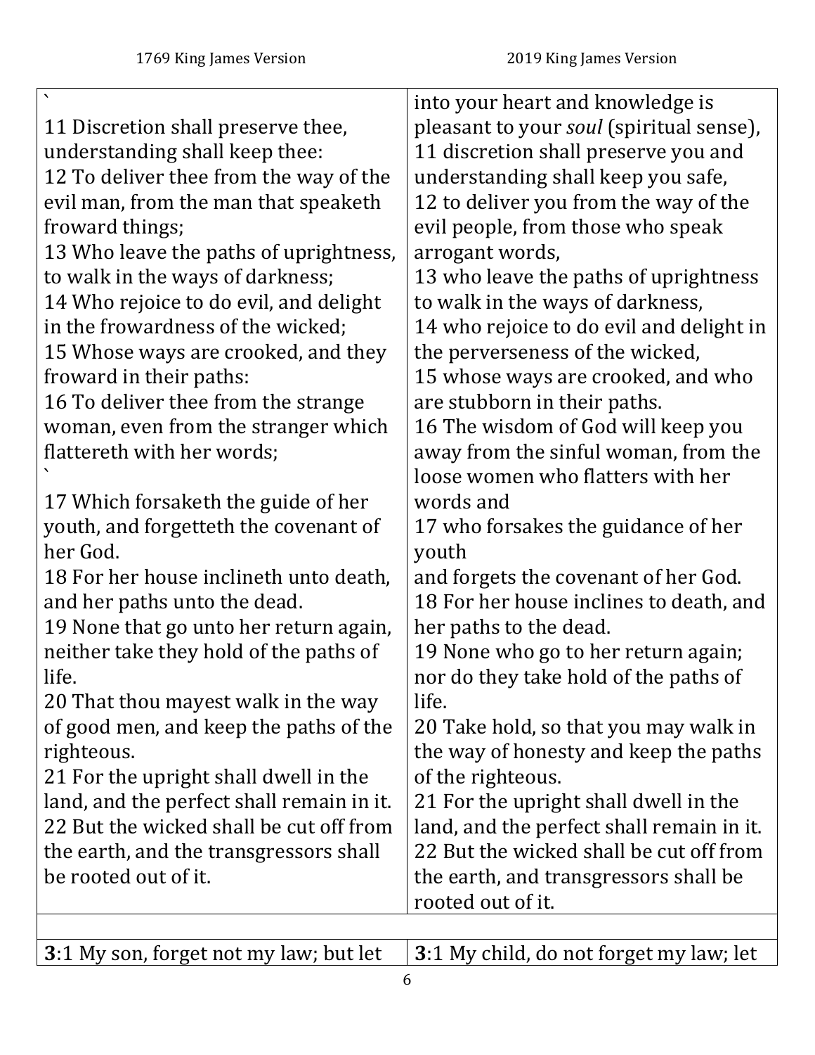| 1769 King James Version | 2019 King James Version |
|---|---|
| `<br>11 Discretion shall preserve thee, understanding shall keep thee:<br>12 To deliver thee from the way of the evil man, from the man that speaketh froward things;<br>13 Who leave the paths of uprightness, to walk in the ways of darkness;<br>14 Who rejoice to do evil, and delight in the frowardness of the wicked;<br>15 Whose ways are crooked, and they froward in their paths:<br>16 To deliver thee from the strange woman, even from the stranger which flattereth with her words;<br>`<br>17 Which forsaketh the guide of her youth, and forgetteth the covenant of her God.<br>18 For her house inclineth unto death, and her paths unto the dead.<br>19 None that go unto her return again, neither take they hold of the paths of life.<br>20 That thou mayest walk in the way of good men, and keep the paths of the righteous.<br>21 For the upright shall dwell in the land, and the perfect shall remain in it.<br>22 But the wicked shall be cut off from the earth, and the transgressors shall be rooted out of it. | into your heart and knowledge is pleasant to your *soul* (spiritual sense),<br>11 discretion shall preserve you and understanding shall keep you safe,<br>12 to deliver you from the way of the evil people, from those who speak arrogant words,<br>13 who leave the paths of uprightness to walk in the ways of darkness,<br>14 who rejoice to do evil and delight in the perverseness of the wicked,<br>15 whose ways are crooked, and who are stubborn in their paths.<br>16 The wisdom of God will keep you away from the sinful woman, from the loose women who flatters with her words and<br>17 who forsakes the guidance of her youth<br>and forgets the covenant of her God.<br>18 For her house inclines to death, and her paths to the dead.<br>19 None who go to her return again; nor do they take hold of the paths of life.<br>20 Take hold, so that you may walk in the way of honesty and keep the paths of the righteous.<br>21 For the upright shall dwell in the land, and the perfect shall remain in it.<br>22 But the wicked shall be cut off from the earth, and transgressors shall be rooted out of it. |
| | |
| **3**:1 My son, forget not my law; but let | **3**:1 My child, do not forget my law; let |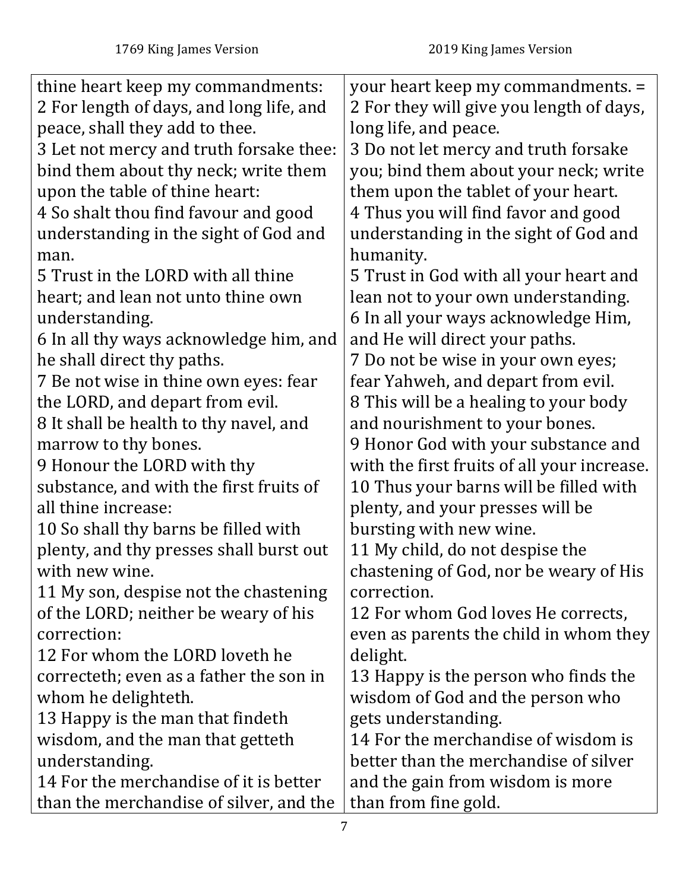| 1769 King James Version | 2019 King James Version |
|---|---|
| thine heart keep my commandments: | your heart keep my commandments. = |
| 2 For length of days, and long life, and peace, shall they add to thee. | 2 For they will give you length of days, long life, and peace. |
| 3 Let not mercy and truth forsake thee: bind them about thy neck; write them upon the table of thine heart: | 3 Do not let mercy and truth forsake you; bind them about your neck; write them upon the tablet of your heart. |
| 4 So shalt thou find favour and good understanding in the sight of God and man. | 4 Thus you will find favor and good understanding in the sight of God and humanity. |
| 5 Trust in the LORD with all thine heart; and lean not unto thine own understanding. | 5 Trust in God with all your heart and lean not to your own understanding. |
| 6 In all thy ways acknowledge him, and he shall direct thy paths. | 6 In all your ways acknowledge Him, and He will direct your paths. |
| 7 Be not wise in thine own eyes: fear the LORD, and depart from evil. | 7 Do not be wise in your own eyes; fear Yahweh, and depart from evil. |
| 8 It shall be health to thy navel, and marrow to thy bones. | 8 This will be a healing to your body and nourishment to your bones. |
| 9 Honour the LORD with thy substance, and with the first fruits of all thine increase: | 9 Honor God with your substance and with the first fruits of all your increase. |
| 10 So shall thy barns be filled with plenty, and thy presses shall burst out with new wine. | 10 Thus your barns will be filled with plenty, and your presses will be bursting with new wine. |
| 11 My son, despise not the chastening of the LORD; neither be weary of his correction: | 11 My child, do not despise the chastening of God, nor be weary of His correction. |
| 12 For whom the LORD loveth he correcteth; even as a father the son in whom he delighteth. | 12 For whom God loves He corrects, even as parents the child in whom they delight. |
| 13 Happy is the man that findeth wisdom, and the man that getteth understanding. | 13 Happy is the person who finds the wisdom of God and the person who gets understanding. |
| 14 For the merchandise of it is better than the merchandise of silver, and the | 14 For the merchandise of wisdom is better than the merchandise of silver and the gain from wisdom is more than from fine gold. |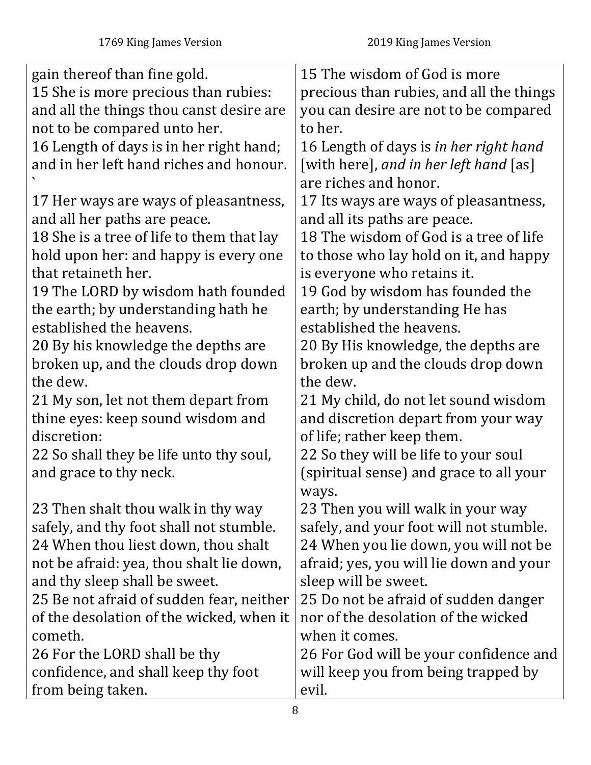| 1769 King James Version | 2019 King James Version |
|---|---|
| gain thereof than fine gold. | |
| 15 She is more precious than rubies: and all the things thou canst desire are not to be compared unto her. | 15 The wisdom of God is more precious than rubies, and all the things you can desire are not to be compared to her. |
| 16 Length of days is in her right hand; and in her left hand riches and honour. ` | 16 Length of days is *in her right hand* [with here], *and in her left hand* [as] are riches and honor. |
| 17 Her ways are ways of pleasantness, and all her paths are peace. | 17 Its ways are ways of pleasantness, and all its paths are peace. |
| 18 She is a tree of life to them that lay hold upon her: and happy is every one that retaineth her. | 18 The wisdom of God is a tree of life to those who lay hold on it, and happy is everyone who retains it. |
| 19 The LORD by wisdom hath founded the earth; by understanding hath he established the heavens. | 19 God by wisdom has founded the earth; by understanding He has established the heavens. |
| 20 By his knowledge the depths are broken up, and the clouds drop down the dew. | 20 By His knowledge, the depths are broken up and the clouds drop down the dew. |
| 21 My son, let not them depart from thine eyes: keep sound wisdom and discretion: | 21 My child, do not let sound wisdom and discretion depart from your way of life; rather keep them. |
| 22 So shall they be life unto thy soul, and grace to thy neck. | 22 So they will be life to your soul (spiritual sense) and grace to all your ways. |
| 23 Then shalt thou walk in thy way safely, and thy foot shall not stumble. | 23 Then you will walk in your way safely, and your foot will not stumble. |
| 24 When thou liest down, thou shalt not be afraid: yea, thou shalt lie down, and thy sleep shall be sweet. | 24 When you lie down, you will not be afraid; yes, you will lie down and your sleep will be sweet. |
| 25 Be not afraid of sudden fear, neither of the desolation of the wicked, when it cometh. | 25 Do not be afraid of sudden danger nor of the desolation of the wicked when it comes. |
| 26 For the LORD shall be thy confidence, and shall keep thy foot from being taken. | 26 For God will be your confidence and will keep you from being trapped by evil. |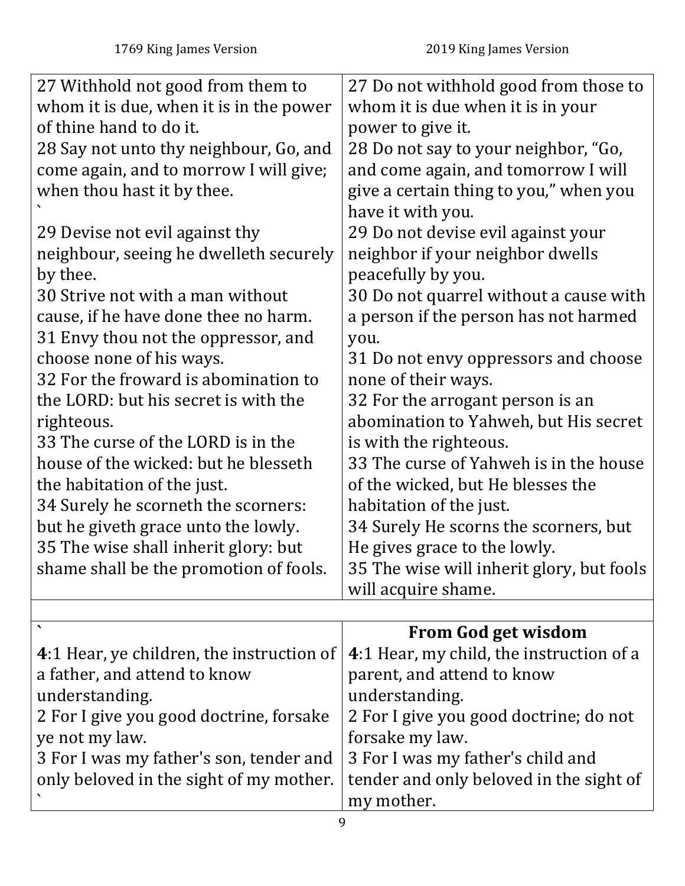| 1769 King James Version | 2019 King James Version |
| --- | --- |
| 27 Withhold not good from them to whom it is due, when it is in the power of thine hand to do it.<br>28 Say not unto thy neighbour, Go, and come again, and to morrow I will give; when thou hast it by thee.<br>`<br>29 Devise not evil against thy neighbour, seeing he dwelleth securely by thee.<br>30 Strive not with a man without cause, if he have done thee no harm.<br>31 Envy thou not the oppressor, and choose none of his ways.<br>32 For the froward is abomination to the LORD: but his secret is with the righteous.<br>33 The curse of the LORD is in the house of the wicked: but he blesseth the habitation of the just.<br>34 Surely he scorneth the scorners: but he giveth grace unto the lowly.<br>35 The wise shall inherit glory: but shame shall be the promotion of fools. | 27 Do not withhold good from those to whom it is due when it is in your power to give it.<br>28 Do not say to your neighbor, “Go, and come again, and tomorrow I will give a certain thing to you,” when you have it with you.<br>29 Do not devise evil against your neighbor if your neighbor dwells peacefully by you.<br>30 Do not quarrel without a cause with a person if the person has not harmed you.<br>31 Do not envy oppressors and choose none of their ways.<br>32 For the arrogant person is an abomination to Yahweh, but His secret is with the righteous.<br>33 The curse of Yahweh is in the house of the wicked, but He blesses the habitation of the just.<br>34 Surely He scorns the scorners, but He gives grace to the lowly.<br>35 The wise will inherit glory, but fools will acquire shame. |
| | |
| `<br>**4**:1 Hear, ye children, the instruction of a father, and attend to know understanding.<br>2 For I give you good doctrine, forsake ye not my law.<br>3 For I was my father's son, tender and only beloved in the sight of my mother.<br>` | **From God get wisdom**<br>**4**:1 Hear, my child, the instruction of a parent, and attend to know understanding.<br>2 For I give you good doctrine; do not forsake my law.<br>3 For I was my father's child and tender and only beloved in the sight of my mother. |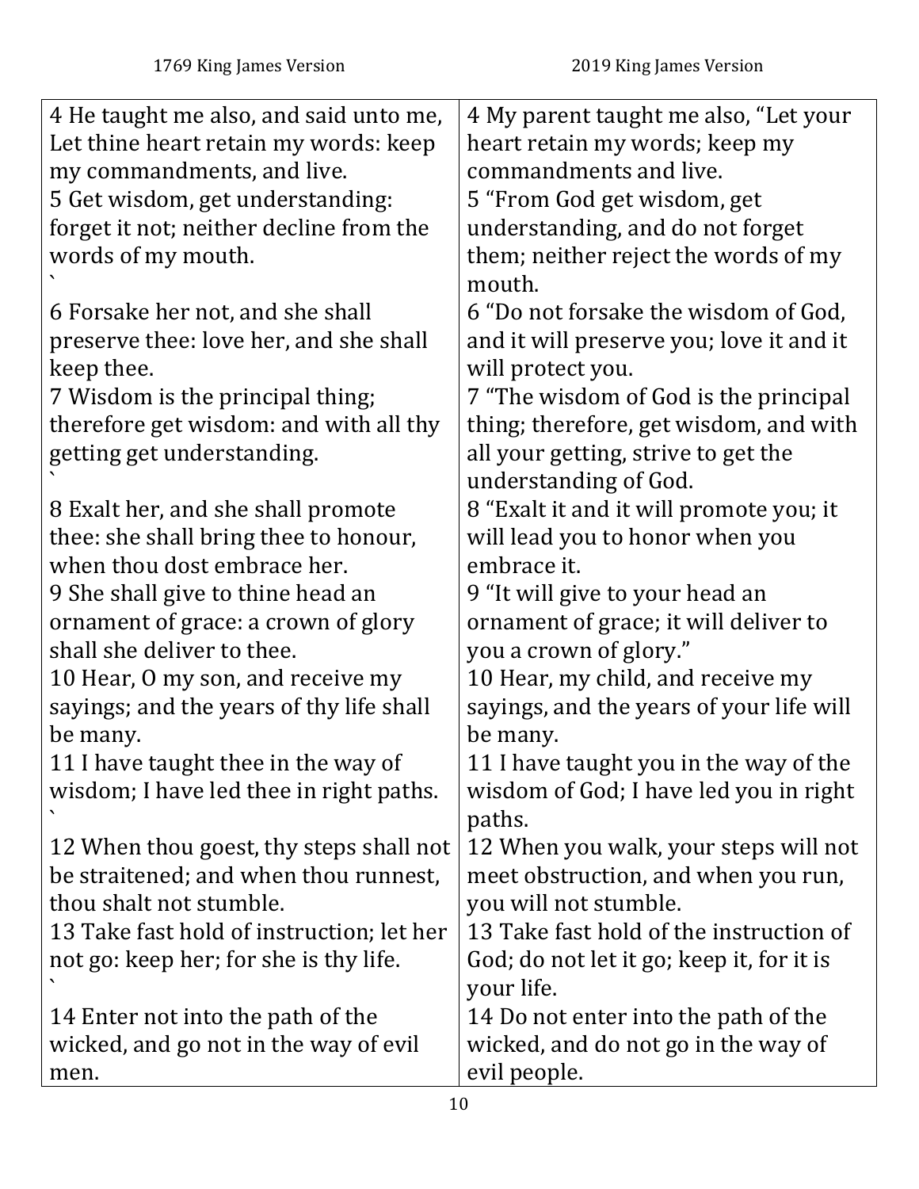| 1769 King James Version | 2019 King James Version |
| --- | --- |
| 4 He taught me also, and said unto me, Let thine heart retain my words: keep my commandments, and live. | 4 My parent taught me also, "Let your heart retain my words; keep my commandments and live. |
| 5 Get wisdom, get understanding: forget it not; neither decline from the words of my mouth. ` | 5 "From God get wisdom, get understanding, and do not forget them; neither reject the words of my mouth. |
| 6 Forsake her not, and she shall preserve thee: love her, and she shall keep thee. | 6 "Do not forsake the wisdom of God, and it will preserve you; love it and it will protect you. |
| 7 Wisdom is the principal thing; therefore get wisdom: and with all thy getting get understanding. ` | 7 "The wisdom of God is the principal thing; therefore, get wisdom, and with all your getting, strive to get the understanding of God. |
| 8 Exalt her, and she shall promote thee: she shall bring thee to honour, when thou dost embrace her. | 8 "Exalt it and it will promote you; it will lead you to honor when you embrace it. |
| 9 She shall give to thine head an ornament of grace: a crown of glory shall she deliver to thee. | 9 "It will give to your head an ornament of grace; it will deliver to you a crown of glory." |
| 10 Hear, O my son, and receive my sayings; and the years of thy life shall be many. | 10 Hear, my child, and receive my sayings, and the years of your life will be many. |
| 11 I have taught thee in the way of wisdom; I have led thee in right paths. ` | 11 I have taught you in the way of the wisdom of God; I have led you in right paths. |
| 12 When thou goest, thy steps shall not be straitened; and when thou runnest, thou shalt not stumble. | 12 When you walk, your steps will not meet obstruction, and when you run, you will not stumble. |
| 13 Take fast hold of instruction; let her not go: keep her; for she is thy life. ` | 13 Take fast hold of the instruction of God; do not let it go; keep it, for it is your life. |
| 14 Enter not into the path of the wicked, and go not in the way of evil men. | 14 Do not enter into the path of the wicked, and do not go in the way of evil people. |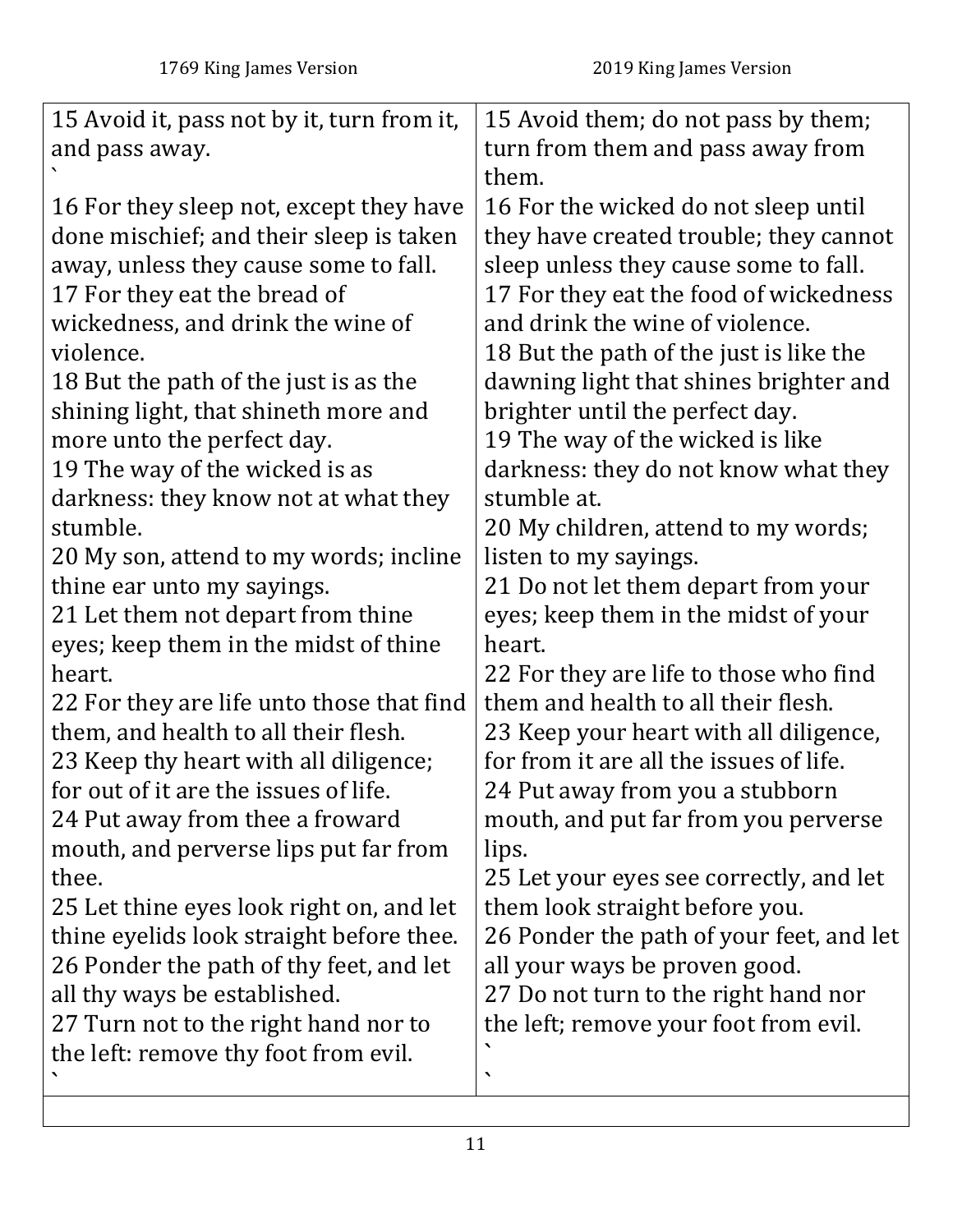| 1769 King James Version | 2019 King James Version |
| --- | --- |
| 15 Avoid it, pass not by it, turn from it, and pass away.<br>`<br>16 For they sleep not, except they have done mischief; and their sleep is taken away, unless they cause some to fall.<br>17 For they eat the bread of wickedness, and drink the wine of violence.<br>18 But the path of the just is as the shining light, that shineth more and more unto the perfect day.<br>19 The way of the wicked is as darkness: they know not at what they stumble.<br>20 My son, attend to my words; incline thine ear unto my sayings.<br>21 Let them not depart from thine eyes; keep them in the midst of thine heart.<br>22 For they are life unto those that find them, and health to all their flesh.<br>23 Keep thy heart with all diligence; for out of it are the issues of life.<br>24 Put away from thee a froward mouth, and perverse lips put far from thee.<br>25 Let thine eyes look right on, and let thine eyelids look straight before thee.<br>26 Ponder the path of thy feet, and let all thy ways be established.<br>27 Turn not to the right hand nor to the left: remove thy foot from evil.<br>` | 15 Avoid them; do not pass by them; turn from them and pass away from them.<br>16 For the wicked do not sleep until they have created trouble; they cannot sleep unless they cause some to fall.<br>17 For they eat the food of wickedness and drink the wine of violence.<br>18 But the path of the just is like the dawning light that shines brighter and brighter until the perfect day.<br>19 The way of the wicked is like darkness: they do not know what they stumble at.<br>20 My children, attend to my words; listen to my sayings.<br>21 Do not let them depart from your eyes; keep them in the midst of your heart.<br>22 For they are life to those who find them and health to all their flesh.<br>23 Keep your heart with all diligence, for from it are all the issues of life.<br>24 Put away from you a stubborn mouth, and put far from you perverse lips.<br>25 Let your eyes see correctly, and let them look straight before you.<br>26 Ponder the path of your feet, and let all your ways be proven good.<br>27 Do not turn to the right hand nor the left; remove your foot from evil.<br>`<br>` |
| | |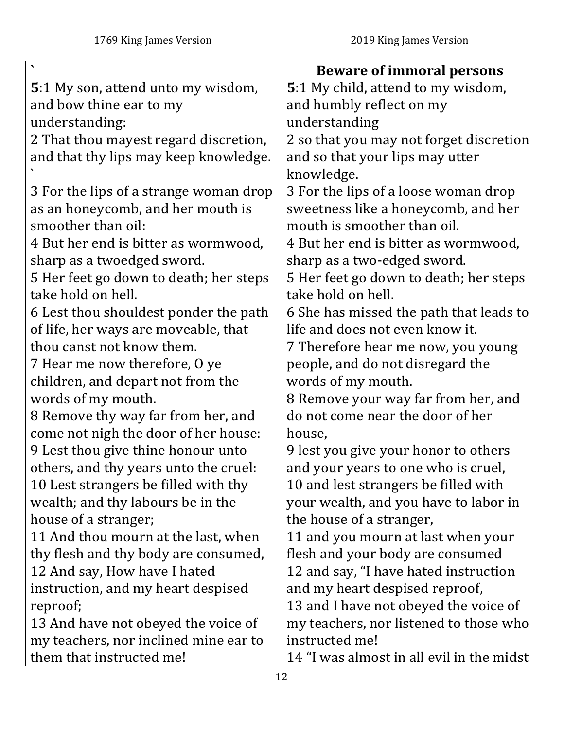| 1769 King James Version | 2019 King James Version |
| --- | --- |
| ` | **Beware of immoral persons** |
| **5**:1 My son, attend unto my wisdom, and bow thine ear to my understanding: | **5**:1 My child, attend to my wisdom, and humbly reflect on my understanding |
| 2 That thou mayest regard discretion, and that thy lips may keep knowledge. ` | 2 so that you may not forget discretion and so that your lips may utter knowledge. |
| 3 For the lips of a strange woman drop as an honeycomb, and her mouth is smoother than oil: | 3 For the lips of a loose woman drop sweetness like a honeycomb, and her mouth is smoother than oil. |
| 4 But her end is bitter as wormwood, sharp as a twoedged sword. | 4 But her end is bitter as wormwood, sharp as a two-edged sword. |
| 5 Her feet go down to death; her steps take hold on hell. | 5 Her feet go down to death; her steps take hold on hell. |
| 6 Lest thou shouldest ponder the path of life, her ways are moveable, that thou canst not know them. | 6 She has missed the path that leads to life and does not even know it. |
| 7 Hear me now therefore, O ye children, and depart not from the words of my mouth. | 7 Therefore hear me now, you young people, and do not disregard the words of my mouth. |
| 8 Remove thy way far from her, and come not nigh the door of her house: | 8 Remove your way far from her, and do not come near the door of her house, |
| 9 Lest thou give thine honour unto others, and thy years unto the cruel: | 9 lest you give your honor to others and your years to one who is cruel, |
| 10 Lest strangers be filled with thy wealth; and thy labours be in the house of a stranger; | 10 and lest strangers be filled with your wealth, and you have to labor in the house of a stranger, |
| 11 And thou mourn at the last, when thy flesh and thy body are consumed, | 11 and you mourn at last when your flesh and your body are consumed |
| 12 And say, How have I hated instruction, and my heart despised reproof; | 12 and say, "I have hated instruction and my heart despised reproof, |
| 13 And have not obeyed the voice of my teachers, nor inclined mine ear to them that instructed me! | 13 and I have not obeyed the voice of my teachers, nor listened to those who instructed me! |
| | 14 "I was almost in all evil in the midst |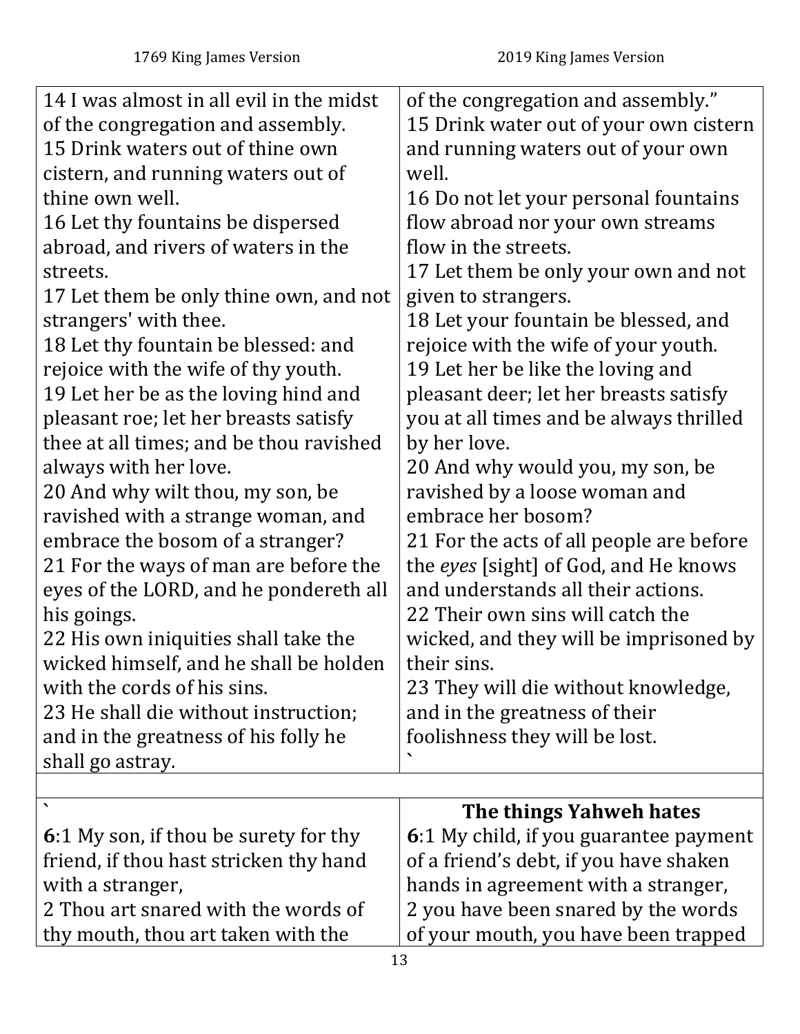| 1769 King James Version | 2019 King James Version |
|---|---|
| 14 I was almost in all evil in the midst of the congregation and assembly.<br>15 Drink waters out of thine own cistern, and running waters out of thine own well.<br>16 Let thy fountains be dispersed abroad, and rivers of waters in the streets.<br>17 Let them be only thine own, and not strangers' with thee.<br>18 Let thy fountain be blessed: and rejoice with the wife of thy youth.<br>19 Let her be as the loving hind and pleasant roe; let her breasts satisfy thee at all times; and be thou ravished always with her love.<br>20 And why wilt thou, my son, be ravished with a strange woman, and embrace the bosom of a stranger?<br>21 For the ways of man are before the eyes of the LORD, and he pondereth all his goings.<br>22 His own iniquities shall take the wicked himself, and he shall be holden with the cords of his sins.<br>23 He shall die without instruction; and in the greatness of his folly he shall go astray. | of the congregation and assembly."<br>15 Drink water out of your own cistern and running waters out of your own well.<br>16 Do not let your personal fountains flow abroad nor your own streams flow in the streets.<br>17 Let them be only your own and not given to strangers.<br>18 Let your fountain be blessed, and rejoice with the wife of your youth.<br>19 Let her be like the loving and pleasant deer; let her breasts satisfy you at all times and be always thrilled by her love.<br>20 And why would you, my son, be ravished by a loose woman and embrace her bosom?<br>21 For the acts of all people are before the *eyes* [sight] of God, and He knows and understands all their actions.<br>22 Their own sins will catch the wicked, and they will be imprisoned by their sins.<br>23 They will die without knowledge, and in the greatness of their foolishness they will be lost.<br>` |
| | |
| `<br>**6**:1 My son, if thou be surety for thy friend, if thou hast stricken thy hand with a stranger,<br>2 Thou art snared with the words of thy mouth, thou art taken with the | **The things Yahweh hates**<br>**6**:1 My child, if you guarantee payment of a friend's debt, if you have shaken hands in agreement with a stranger,<br>2 you have been snared by the words of your mouth, you have been trapped |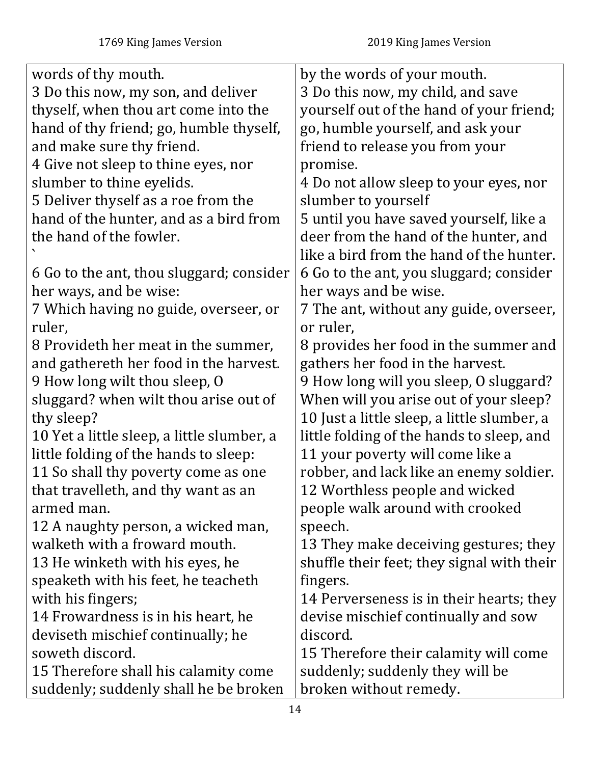| 1769 King James Version | 2019 King James Version |
|---|---|
| words of thy mouth.<br>3 Do this now, my son, and deliver thyself, when thou art come into the hand of thy friend; go, humble thyself, and make sure thy friend.<br>4 Give not sleep to thine eyes, nor slumber to thine eyelids.<br>5 Deliver thyself as a roe from the hand of the hunter, and as a bird from the hand of the fowler.<br>`<br>6 Go to the ant, thou sluggard; consider her ways, and be wise:<br>7 Which having no guide, overseer, or ruler,<br>8 Provideth her meat in the summer, and gathereth her food in the harvest.<br>9 How long wilt thou sleep, O sluggard? when wilt thou arise out of thy sleep?<br>10 Yet a little sleep, a little slumber, a little folding of the hands to sleep:<br>11 So shall thy poverty come as one that travelleth, and thy want as an armed man.<br>12 A naughty person, a wicked man, walketh with a froward mouth.<br>13 He winketh with his eyes, he speaketh with his feet, he teacheth with his fingers;<br>14 Frowardness is in his heart, he deviseth mischief continually; he soweth discord.<br>15 Therefore shall his calamity come suddenly; suddenly shall he be broken | by the words of your mouth.<br>3 Do this now, my child, and save yourself out of the hand of your friend; go, humble yourself, and ask your friend to release you from your promise.<br>4 Do not allow sleep to your eyes, nor slumber to yourself<br>5 until you have saved yourself, like a deer from the hand of the hunter, and like a bird from the hand of the hunter.<br>6 Go to the ant, you sluggard; consider her ways and be wise.<br>7 The ant, without any guide, overseer, or ruler,<br>8 provides her food in the summer and gathers her food in the harvest.<br>9 How long will you sleep, O sluggard? When will you arise out of your sleep?<br>10 Just a little sleep, a little slumber, a little folding of the hands to sleep, and<br>11 your poverty will come like a robber, and lack like an enemy soldier.<br>12 Worthless people and wicked people walk around with crooked speech.<br>13 They make deceiving gestures; they shuffle their feet; they signal with their fingers.<br>14 Perverseness is in their hearts; they devise mischief continually and sow discord.<br>15 Therefore their calamity will come suddenly; suddenly they will be broken without remedy. |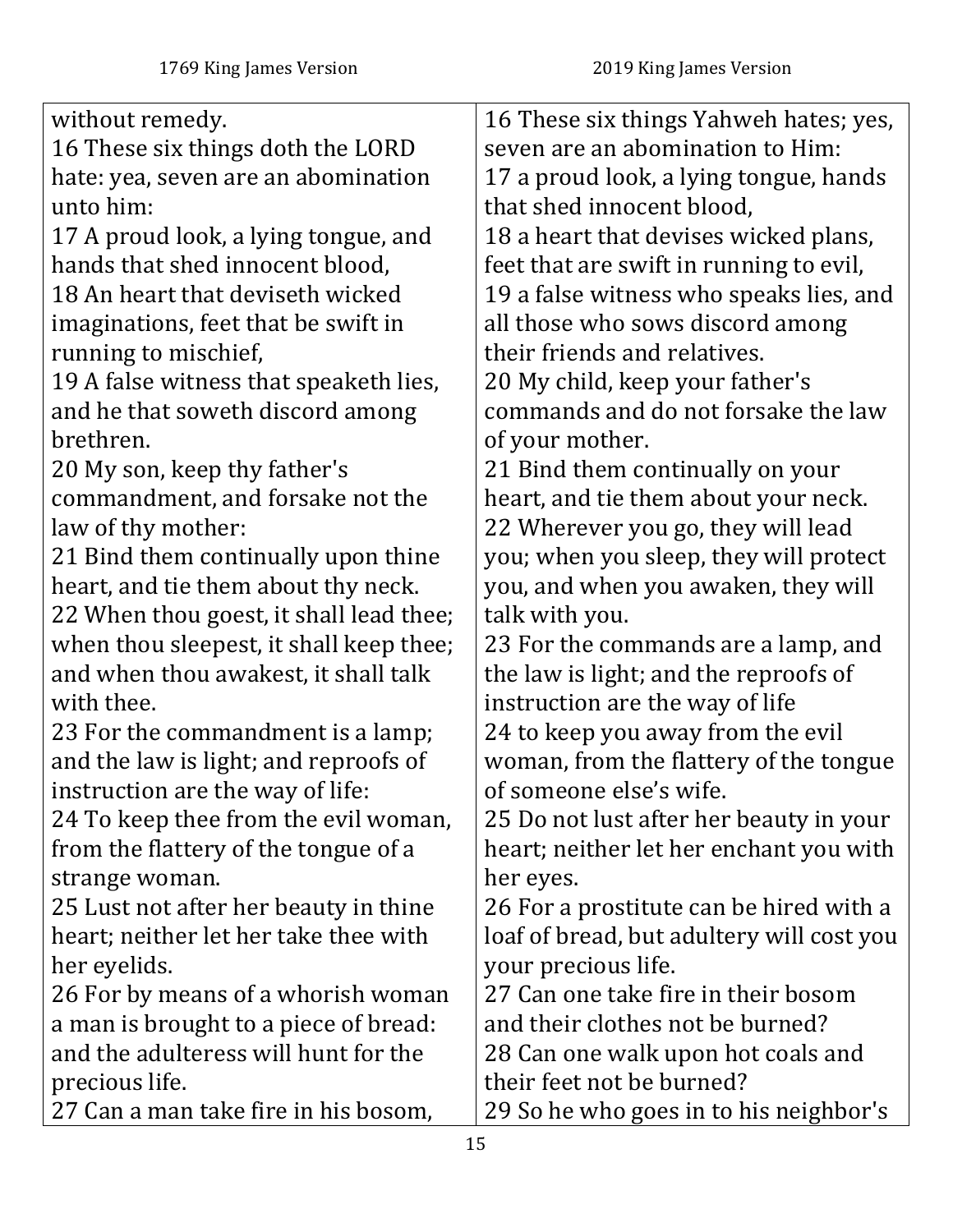| 1769 King James Version | 2019 King James Version |
|---|---|
| without remedy.<br>16 These six things doth the LORD hate: yea, seven are an abomination unto him:<br>17 A proud look, a lying tongue, and hands that shed innocent blood,<br>18 An heart that deviseth wicked imaginations, feet that be swift in running to mischief,<br>19 A false witness that speaketh lies, and he that soweth discord among brethren.<br>20 My son, keep thy father's commandment, and forsake not the law of thy mother:<br>21 Bind them continually upon thine heart, and tie them about thy neck.<br>22 When thou goest, it shall lead thee; when thou sleepest, it shall keep thee; and when thou awakest, it shall talk with thee.<br>23 For the commandment is a lamp; and the law is light; and reproofs of instruction are the way of life:<br>24 To keep thee from the evil woman, from the flattery of the tongue of a strange woman.<br>25 Lust not after her beauty in thine heart; neither let her take thee with her eyelids.<br>26 For by means of a whorish woman a man is brought to a piece of bread: and the adulteress will hunt for the precious life.<br>27 Can a man take fire in his bosom, | 16 These six things Yahweh hates; yes, seven are an abomination to Him:<br>17 a proud look, a lying tongue, hands that shed innocent blood,<br>18 a heart that devises wicked plans, feet that are swift in running to evil,<br>19 a false witness who speaks lies, and all those who sows discord among their friends and relatives.<br>20 My child, keep your father's commands and do not forsake the law of your mother.<br>21 Bind them continually on your heart, and tie them about your neck.<br>22 Wherever you go, they will lead you; when you sleep, they will protect you, and when you awaken, they will talk with you.<br>23 For the commands are a lamp, and the law is light; and the reproofs of instruction are the way of life<br>24 to keep you away from the evil woman, from the flattery of the tongue of someone else's wife.<br>25 Do not lust after her beauty in your heart; neither let her enchant you with her eyes.<br>26 For a prostitute can be hired with a loaf of bread, but adultery will cost you your precious life.<br>27 Can one take fire in their bosom and their clothes not be burned?<br>28 Can one walk upon hot coals and their feet not be burned?<br>29 So he who goes in to his neighbor's |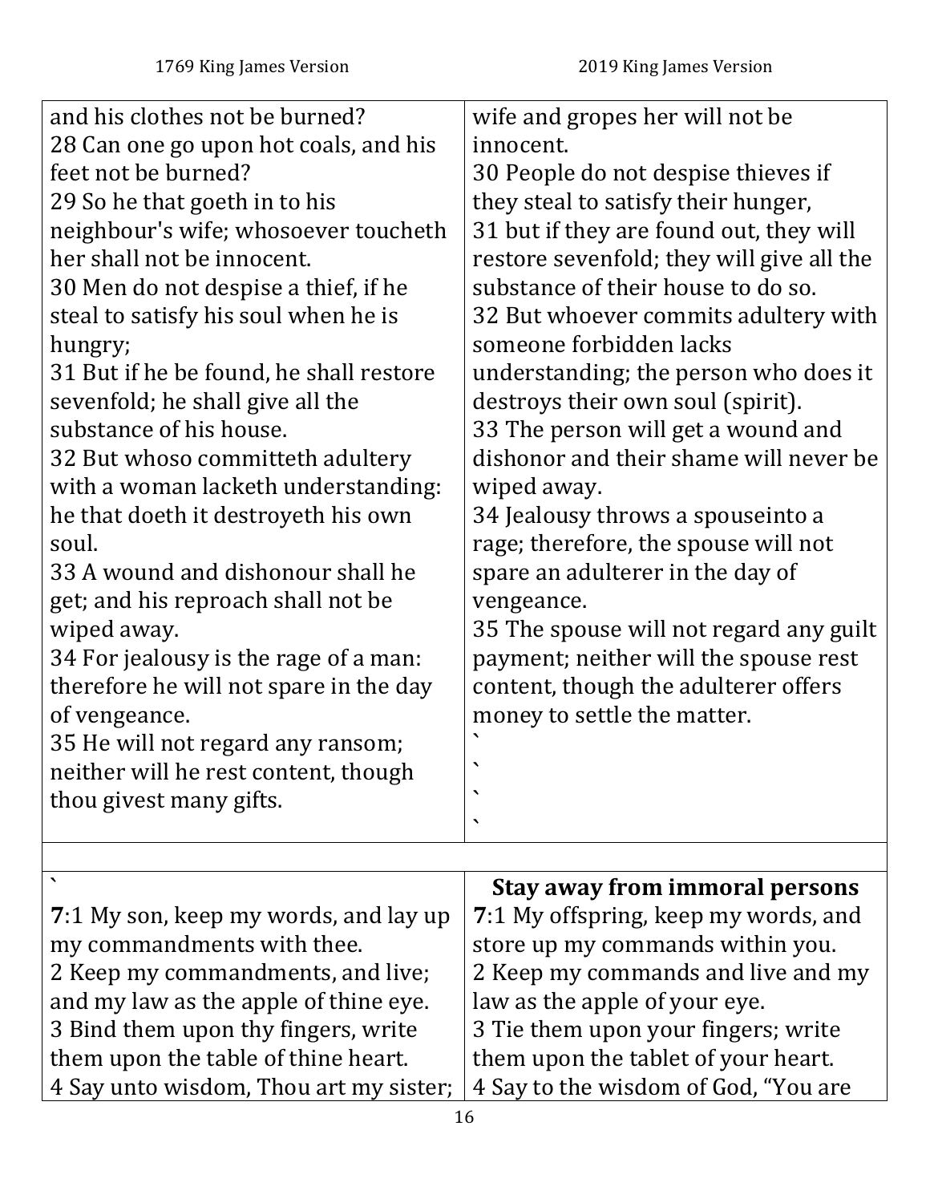| 1769 King James Version | 2019 King James Version |
|---|---|
| and his clothes not be burned?<br>28 Can one go upon hot coals, and his feet not be burned?<br>29 So he that goeth in to his neighbour's wife; whosoever toucheth her shall not be innocent.<br>30 Men do not despise a thief, if he steal to satisfy his soul when he is hungry;<br>31 But if he be found, he shall restore sevenfold; he shall give all the substance of his house.<br>32 But whoso committeth adultery with a woman lacketh understanding: he that doeth it destroyeth his own soul.<br>33 A wound and dishonour shall he get; and his reproach shall not be wiped away.<br>34 For jealousy is the rage of a man: therefore he will not spare in the day of vengeance.<br>35 He will not regard any ransom; neither will he rest content, though thou givest many gifts. | wife and gropes her will not be innocent.<br>30 People do not despise thieves if they steal to satisfy their hunger,<br>31 but if they are found out, they will restore sevenfold; they will give all the substance of their house to do so.<br>32 But whoever commits adultery with someone forbidden lacks understanding; the person who does it destroys their own soul (spirit).<br>33 The person will get a wound and dishonor and their shame will never be wiped away.<br>34 Jealousy throws a spouseinto a rage; therefore, the spouse will not spare an adulterer in the day of vengeance.<br>35 The spouse will not regard any guilt payment; neither will the spouse rest content, though the adulterer offers money to settle the matter.<br>`<br>`<br>`<br>` |
| | |
| `<br>**7**:1 My son, keep my words, and lay up my commandments with thee.<br>2 Keep my commandments, and live; and my law as the apple of thine eye.<br>3 Bind them upon thy fingers, write them upon the table of thine heart.<br>4 Say unto wisdom, Thou art my sister; | **Stay away from immoral persons**<br>**7**:1 My offspring, keep my words, and store up my commands within you.<br>2 Keep my commands and live and my law as the apple of your eye.<br>3 Tie them upon your fingers; write them upon the tablet of your heart.<br>4 Say to the wisdom of God, "You are |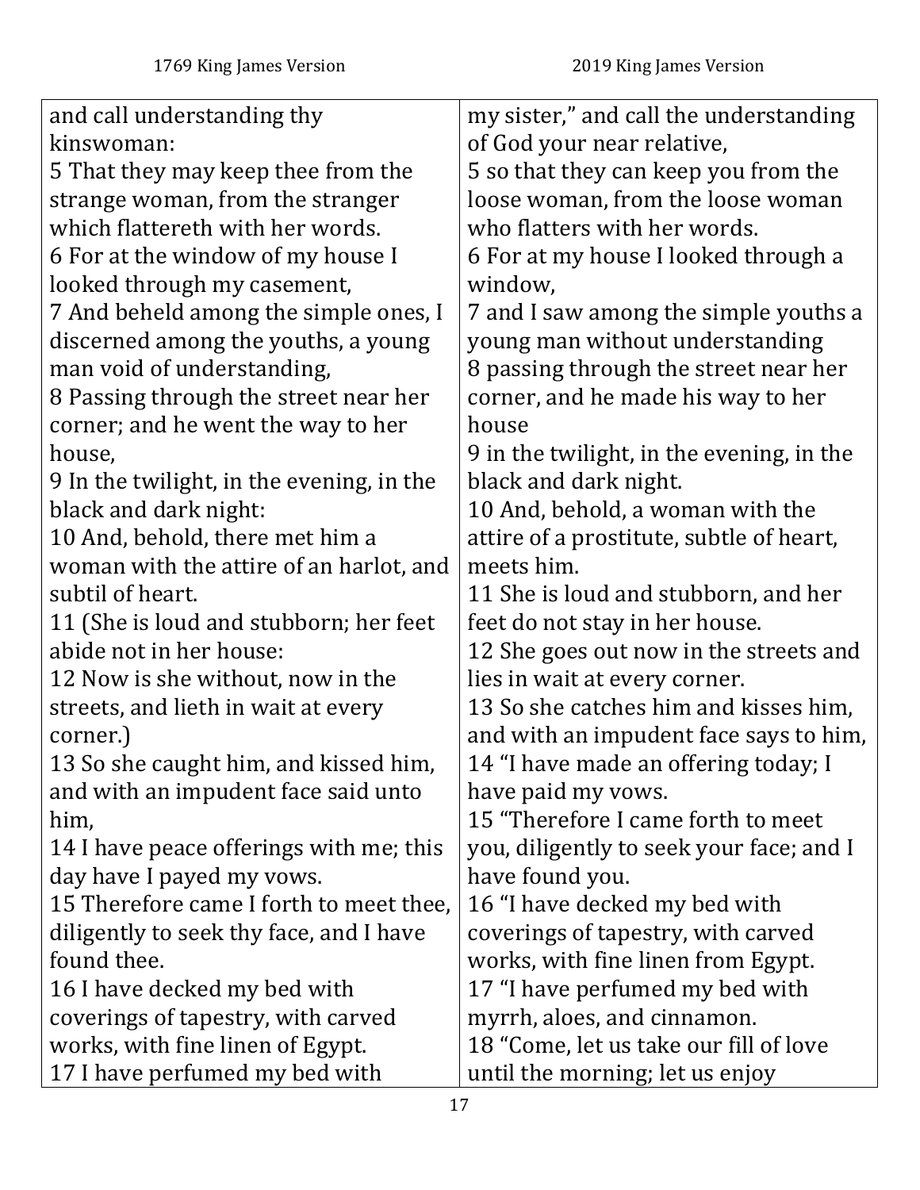| 1769 King James Version | 2019 King James Version |
| --- | --- |
| and call understanding thy kinswoman: | my sister," and call the understanding of God your near relative, |
| 5 That they may keep thee from the strange woman, from the stranger which flattereth with her words. | 5 so that they can keep you from the loose woman, from the loose woman who flatters with her words. |
| 6 For at the window of my house I looked through my casement, | 6 For at my house I looked through a window, |
| 7 And beheld among the simple ones, I discerned among the youths, a young man void of understanding, | 7 and I saw among the simple youths a young man without understanding |
| 8 Passing through the street near her corner; and he went the way to her house, | 8 passing through the street near her corner, and he made his way to her house |
| 9 In the twilight, in the evening, in the black and dark night: | 9 in the twilight, in the evening, in the black and dark night. |
| 10 And, behold, there met him a woman with the attire of an harlot, and subtil of heart. | 10 And, behold, a woman with the attire of a prostitute, subtle of heart, meets him. |
| 11 (She is loud and stubborn; her feet abide not in her house: | 11 She is loud and stubborn, and her feet do not stay in her house. |
| 12 Now is she without, now in the streets, and lieth in wait at every corner.) | 12 She goes out now in the streets and lies in wait at every corner. |
| 13 So she caught him, and kissed him, and with an impudent face said unto him, | 13 So she catches him and kisses him, and with an impudent face says to him, |
| 14 I have peace offerings with me; this day have I payed my vows. | 14 "I have made an offering today; I have paid my vows. |
| 15 Therefore came I forth to meet thee, diligently to seek thy face, and I have found thee. | 15 "Therefore I came forth to meet you, diligently to seek your face; and I have found you. |
| 16 I have decked my bed with coverings of tapestry, with carved works, with fine linen of Egypt. | 16 "I have decked my bed with coverings of tapestry, with carved works, with fine linen from Egypt. |
| 17 I have perfumed my bed with | 17 "I have perfumed my bed with myrrh, aloes, and cinnamon. |
| | 18 "Come, let us take our fill of love until the morning; let us enjoy |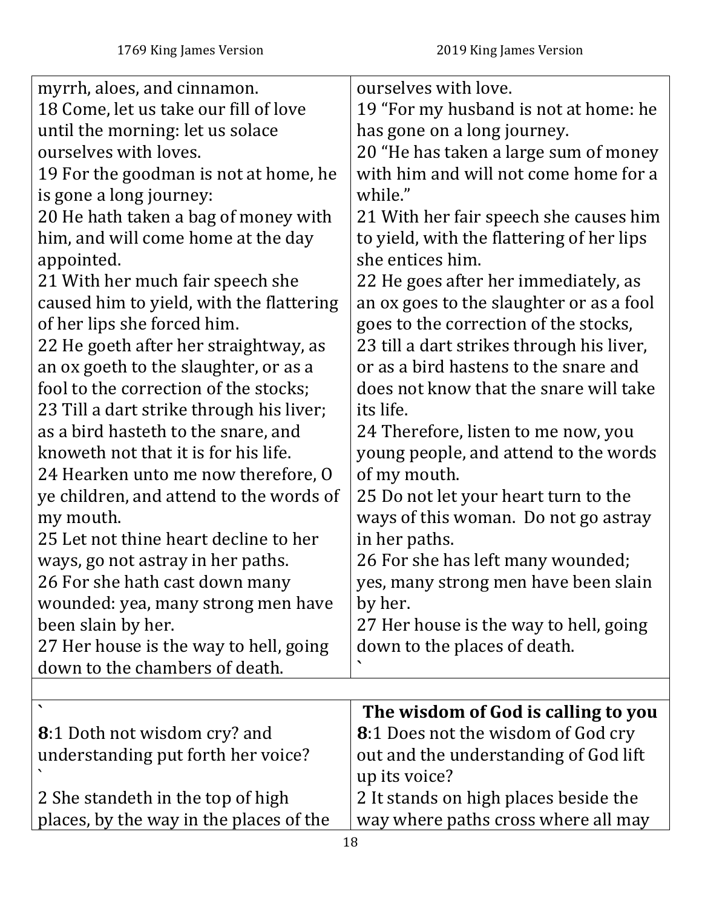| 1769 King James Version | 2019 King James Version |
| --- | --- |
| myrrh, aloes, and cinnamon.<br>18 Come, let us take our fill of love until the morning: let us solace ourselves with loves.<br>19 For the goodman is not at home, he is gone a long journey:<br>20 He hath taken a bag of money with him, and will come home at the day appointed.<br>21 With her much fair speech she caused him to yield, with the flattering of her lips she forced him.<br>22 He goeth after her straightway, as an ox goeth to the slaughter, or as a fool to the correction of the stocks;<br>23 Till a dart strike through his liver; as a bird hasteth to the snare, and knoweth not that it is for his life.<br>24 Hearken unto me now therefore, O ye children, and attend to the words of my mouth.<br>25 Let not thine heart decline to her ways, go not astray in her paths.<br>26 For she hath cast down many wounded: yea, many strong men have been slain by her.<br>27 Her house is the way to hell, going down to the chambers of death. | ourselves with love.<br>19 "For my husband is not at home: he has gone on a long journey.<br>20 "He has taken a large sum of money with him and will not come home for a while."<br>21 With her fair speech she causes him to yield, with the flattering of her lips she entices him.<br>22 He goes after her immediately, as an ox goes to the slaughter or as a fool goes to the correction of the stocks,<br>23 till a dart strikes through his liver, or as a bird hastens to the snare and does not know that the snare will take its life.<br>24 Therefore, listen to me now, you young people, and attend to the words of my mouth.<br>25 Do not let your heart turn to the ways of this woman. Do not go astray in her paths.<br>26 For she has left many wounded; yes, many strong men have been slain by her.<br>27 Her house is the way to hell, going down to the places of death.<br>` |
| | |
| `<br>**8**:1 Doth not wisdom cry? and understanding put forth her voice?<br>`<br>2 She standeth in the top of high places, by the way in the places of the | **The wisdom of God is calling to you**<br>**8**:1 Does not the wisdom of God cry out and the understanding of God lift up its voice?<br>2 It stands on high places beside the way where paths cross where all may |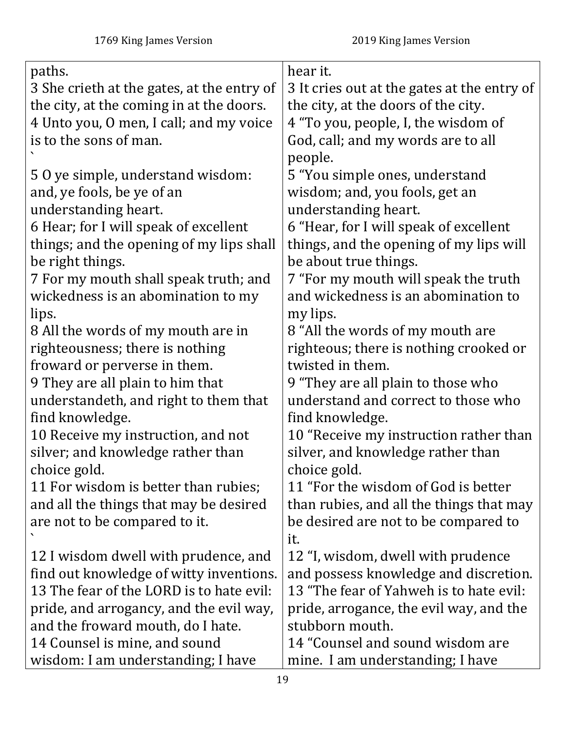| 1769 King James Version | 2019 King James Version |
| --- | --- |
| paths. | hear it. |
| 3 She crieth at the gates, at the entry of the city, at the coming in at the doors. | 3 It cries out at the gates at the entry of the city, at the doors of the city. |
| 4 Unto you, O men, I call; and my voice is to the sons of man. | 4 "To you, people, I, the wisdom of God, call; and my words are to all people. |
| 5 O ye simple, understand wisdom: and, ye fools, be ye of an understanding heart. | 5 "You simple ones, understand wisdom; and, you fools, get an understanding heart. |
| 6 Hear; for I will speak of excellent things; and the opening of my lips shall be right things. | 6 "Hear, for I will speak of excellent things, and the opening of my lips will be about true things. |
| 7 For my mouth shall speak truth; and wickedness is an abomination to my lips. | 7 "For my mouth will speak the truth and wickedness is an abomination to my lips. |
| 8 All the words of my mouth are in righteousness; there is nothing froward or perverse in them. | 8 "All the words of my mouth are righteous; there is nothing crooked or twisted in them. |
| 9 They are all plain to him that understandeth, and right to them that find knowledge. | 9 "They are all plain to those who understand and correct to those who find knowledge. |
| 10 Receive my instruction, and not silver; and knowledge rather than choice gold. | 10 "Receive my instruction rather than silver, and knowledge rather than choice gold. |
| 11 For wisdom is better than rubies; and all the things that may be desired are not to be compared to it. | 11 "For the wisdom of God is better than rubies, and all the things that may be desired are not to be compared to it. |
| 12 I wisdom dwell with prudence, and find out knowledge of witty inventions. | 12 "I, wisdom, dwell with prudence and possess knowledge and discretion. |
| 13 The fear of the LORD is to hate evil: pride, and arrogancy, and the evil way, and the froward mouth, do I hate. | 13 "The fear of Yahweh is to hate evil: pride, arrogance, the evil way, and the stubborn mouth. |
| 14 Counsel is mine, and sound wisdom: I am understanding; I have | 14 "Counsel and sound wisdom are mine. I am understanding; I have |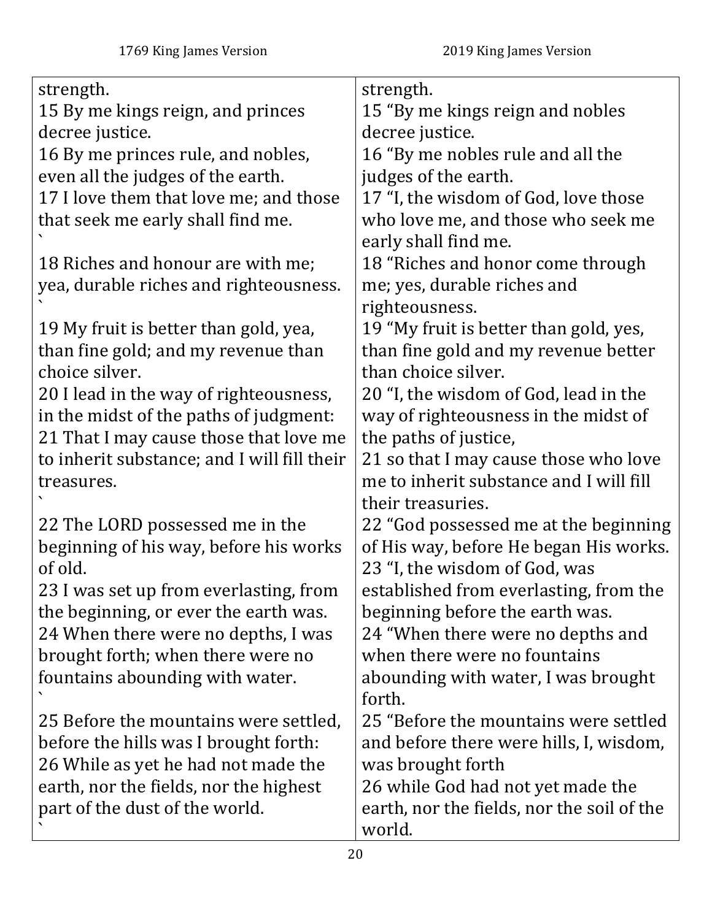| 1769 King James Version | 2019 King James Version |
|---|---|
| strength. | strength. |
| 15 By me kings reign, and princes decree justice. | 15 “By me kings reign and nobles decree justice. |
| 16 By me princes rule, and nobles, even all the judges of the earth. | 16 “By me nobles rule and all the judges of the earth. |
| 17 I love them that love me; and those that seek me early shall find me. ` | 17 “I, the wisdom of God, love those who love me, and those who seek me early shall find me. |
| 18 Riches and honour are with me; yea, durable riches and righteousness. ` | 18 “Riches and honor come through me; yes, durable riches and righteousness. |
| 19 My fruit is better than gold, yea, than fine gold; and my revenue than choice silver. | 19 “My fruit is better than gold, yes, than fine gold and my revenue better than choice silver. |
| 20 I lead in the way of righteousness, in the midst of the paths of judgment: | 20 “I, the wisdom of God, lead in the way of righteousness in the midst of the paths of justice, |
| 21 That I may cause those that love me to inherit substance; and I will fill their treasures. ` | 21 so that I may cause those who love me to inherit substance and I will fill their treasuries. |
| 22 The LORD possessed me in the beginning of his way, before his works of old. | 22 “God possessed me at the beginning of His way, before He began His works. |
| 23 I was set up from everlasting, from the beginning, or ever the earth was. | 23 “I, the wisdom of God, was established from everlasting, from the beginning before the earth was. |
| 24 When there were no depths, I was brought forth; when there were no fountains abounding with water. ` | 24 “When there were no depths and when there were no fountains abounding with water, I was brought forth. |
| 25 Before the mountains were settled, before the hills was I brought forth: | 25 “Before the mountains were settled and before there were hills, I, wisdom, was brought forth |
| 26 While as yet he had not made the earth, nor the fields, nor the highest part of the dust of the world. ` | 26 while God had not yet made the earth, nor the fields, nor the soil of the world. |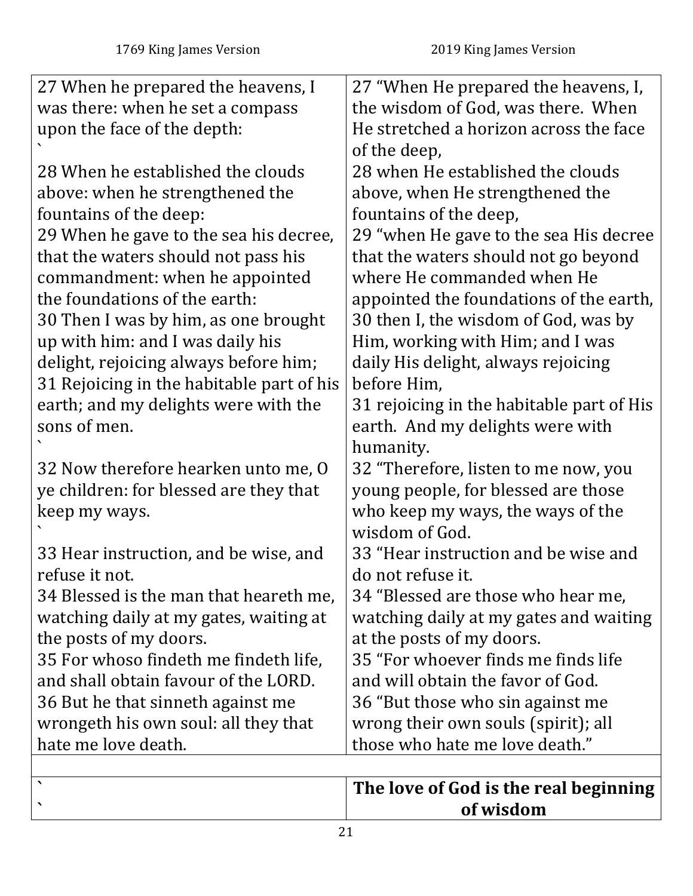| 1769 King James Version | 2019 King James Version |
| --- | --- |
| 27 When he prepared the heavens, I was there: when he set a compass upon the face of the depth:<br>` | 27 “When He prepared the heavens, I, the wisdom of God, was there. When He stretched a horizon across the face of the deep, |
| 28 When he established the clouds above: when he strengthened the fountains of the deep: | 28 when He established the clouds above, when He strengthened the fountains of the deep, |
| 29 When he gave to the sea his decree, that the waters should not pass his commandment: when he appointed the foundations of the earth: | 29 “when He gave to the sea His decree that the waters should not go beyond where He commanded when He appointed the foundations of the earth, |
| 30 Then I was by him, as one brought up with him: and I was daily his delight, rejoicing always before him; | 30 then I, the wisdom of God, was by Him, working with Him; and I was daily His delight, always rejoicing before Him, |
| 31 Rejoicing in the habitable part of his earth; and my delights were with the sons of men.<br>` | 31 rejoicing in the habitable part of His earth. And my delights were with humanity. |
| 32 Now therefore hearken unto me, O ye children: for blessed are they that keep my ways.<br>` | 32 “Therefore, listen to me now, you young people, for blessed are those who keep my ways, the ways of the wisdom of God. |
| 33 Hear instruction, and be wise, and refuse it not. | 33 “Hear instruction and be wise and do not refuse it. |
| 34 Blessed is the man that heareth me, watching daily at my gates, waiting at the posts of my doors. | 34 “Blessed are those who hear me, watching daily at my gates and waiting at the posts of my doors. |
| 35 For whoso findeth me findeth life, and shall obtain favour of the LORD. | 35 “For whoever finds me finds life and will obtain the favor of God. |
| 36 But he that sinneth against me wrongeth his own soul: all they that hate me love death. | 36 “But those who sin against me wrong their own souls (spirit); all those who hate me love death.” |
| | |
| `<br>` | **The love of God is the real beginning of wisdom** |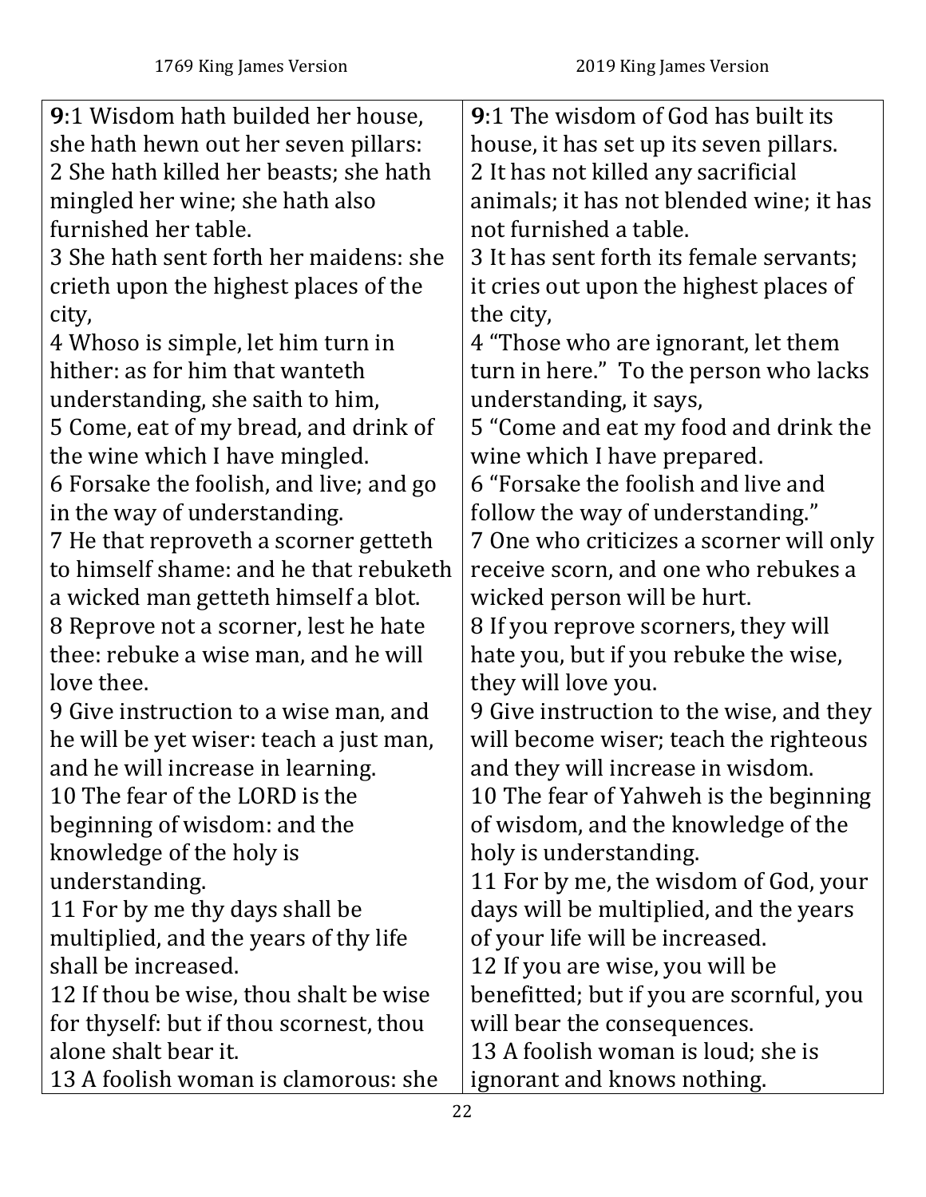| 1769 King James Version | 2019 King James Version |
| --- | --- |
| **9**:1 Wisdom hath builded her house, she hath hewn out her seven pillars:<br>2 She hath killed her beasts; she hath mingled her wine; she hath also furnished her table.<br>3 She hath sent forth her maidens: she crieth upon the highest places of the city,<br>4 Whoso is simple, let him turn in hither: as for him that wanteth understanding, she saith to him,<br>5 Come, eat of my bread, and drink of the wine which I have mingled.<br>6 Forsake the foolish, and live; and go in the way of understanding.<br>7 He that reproveth a scorner getteth to himself shame: and he that rebuketh a wicked man getteth himself a blot.<br>8 Reprove not a scorner, lest he hate thee: rebuke a wise man, and he will love thee.<br>9 Give instruction to a wise man, and he will be yet wiser: teach a just man, and he will increase in learning.<br>10 The fear of the LORD is the beginning of wisdom: and the knowledge of the holy is understanding.<br>11 For by me thy days shall be multiplied, and the years of thy life shall be increased.<br>12 If thou be wise, thou shalt be wise for thyself: but if thou scornest, thou alone shalt bear it.<br>13 A foolish woman is clamorous: she | **9**:1 The wisdom of God has built its house, it has set up its seven pillars.<br>2 It has not killed any sacrificial animals; it has not blended wine; it has not furnished a table.<br>3 It has sent forth its female servants; it cries out upon the highest places of the city,<br>4 "Those who are ignorant, let them turn in here." To the person who lacks understanding, it says,<br>5 "Come and eat my food and drink the wine which I have prepared.<br>6 "Forsake the foolish and live and follow the way of understanding."<br>7 One who criticizes a scorner will only receive scorn, and one who rebukes a wicked person will be hurt.<br>8 If you reprove scorners, they will hate you, but if you rebuke the wise, they will love you.<br>9 Give instruction to the wise, and they will become wiser; teach the righteous and they will increase in wisdom.<br>10 The fear of Yahweh is the beginning of wisdom, and the knowledge of the holy is understanding.<br>11 For by me, the wisdom of God, your days will be multiplied, and the years of your life will be increased.<br>12 If you are wise, you will be benefitted; but if you are scornful, you will bear the consequences.<br>13 A foolish woman is loud; she is ignorant and knows nothing. |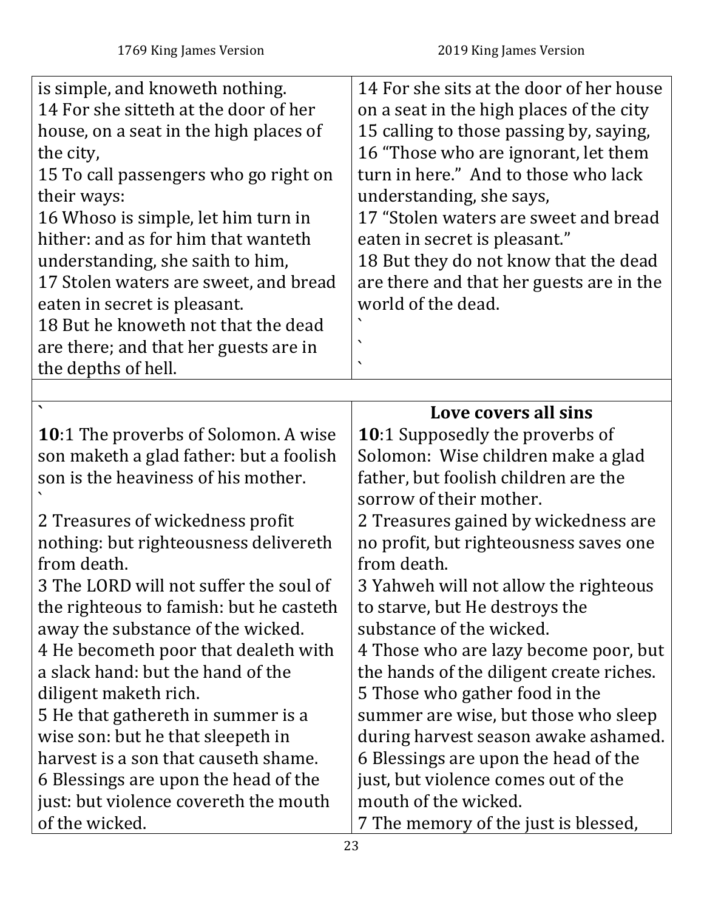| 1769 King James Version | 2019 King James Version |
|---|---|
| is simple, and knoweth nothing.<br>14 For she sitteth at the door of her house, on a seat in the high places of the city,<br>15 To call passengers who go right on their ways:<br>16 Whoso is simple, let him turn in hither: and as for him that wanteth understanding, she saith to him,<br>17 Stolen waters are sweet, and bread eaten in secret is pleasant.<br>18 But he knoweth not that the dead are there; and that her guests are in the depths of hell. | 14 For she sits at the door of her house on a seat in the high places of the city<br>15 calling to those passing by, saying,<br>16 "Those who are ignorant, let them turn in here." And to those who lack understanding, she says,<br>17 "Stolen waters are sweet and bread eaten in secret is pleasant."<br>18 But they do not know that the dead are there and that her guests are in the world of the dead.<br>`<br>`<br>` |
| | |
| `<br>**10**:1 The proverbs of Solomon. A wise son maketh a glad father: but a foolish son is the heaviness of his mother.<br>`<br>2 Treasures of wickedness profit nothing: but righteousness delivereth from death.<br>3 The LORD will not suffer the soul of the righteous to famish: but he casteth away the substance of the wicked.<br>4 He becometh poor that dealeth with a slack hand: but the hand of the diligent maketh rich.<br>5 He that gathereth in summer is a wise son: but he that sleepeth in harvest is a son that causeth shame.<br>6 Blessings are upon the head of the just: but violence covereth the mouth of the wicked. | **Love covers all sins**<br>**10**:1 Supposedly the proverbs of Solomon: Wise children make a glad father, but foolish children are the sorrow of their mother.<br>2 Treasures gained by wickedness are no profit, but righteousness saves one from death.<br>3 Yahweh will not allow the righteous to starve, but He destroys the substance of the wicked.<br>4 Those who are lazy become poor, but the hands of the diligent create riches.<br>5 Those who gather food in the summer are wise, but those who sleep during harvest season awake ashamed.<br>6 Blessings are upon the head of the just, but violence comes out of the mouth of the wicked.<br>7 The memory of the just is blessed, |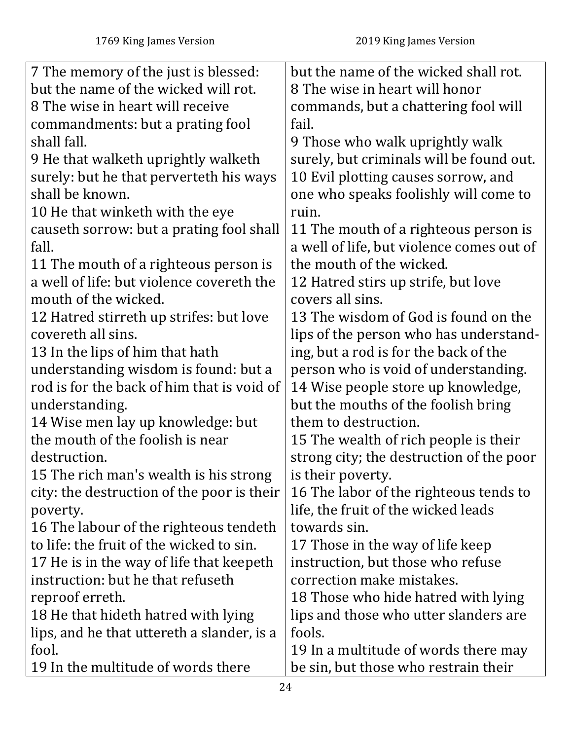| 1769 King James Version | 2019 King James Version |
|---|---|
| 7 The memory of the just is blessed: but the name of the wicked will rot. 8 The wise in heart will receive commandments: but a prating fool shall fall. 9 He that walketh uprightly walketh surely: but he that perverteth his ways shall be known. 10 He that winketh with the eye causeth sorrow: but a prating fool shall fall. 11 The mouth of a righteous person is a well of life: but violence covereth the mouth of the wicked. 12 Hatred stirreth up strifes: but love covereth all sins. 13 In the lips of him that hath understanding wisdom is found: but a rod is for the back of him that is void of understanding. 14 Wise men lay up knowledge: but the mouth of the foolish is near destruction. 15 The rich man's wealth is his strong city: the destruction of the poor is their poverty. 16 The labour of the righteous tendeth to life: the fruit of the wicked to sin. 17 He is in the way of life that keepeth instruction: but he that refuseth reproof erreth. 18 He that hideth hatred with lying lips, and he that uttereth a slander, is a fool. 19 In the multitude of words there | but the name of the wicked shall rot. 8 The wise in heart will honor commands, but a chattering fool will fail. 9 Those who walk uprightly walk surely, but criminals will be found out. 10 Evil plotting causes sorrow, and one who speaks foolishly will come to ruin. 11 The mouth of a righteous person is a well of life, but violence comes out of the mouth of the wicked. 12 Hatred stirs up strife, but love covers all sins. 13 The wisdom of God is found on the lips of the person who has understanding, but a rod is for the back of the person who is void of understanding. 14 Wise people store up knowledge, but the mouths of the foolish bring them to destruction. 15 The wealth of rich people is their strong city; the destruction of the poor is their poverty. 16 The labor of the righteous tends to life, the fruit of the wicked leads towards sin. 17 Those in the way of life keep instruction, but those who refuse correction make mistakes. 18 Those who hide hatred with lying lips and those who utter slanders are fools. 19 In a multitude of words there may be sin, but those who restrain their |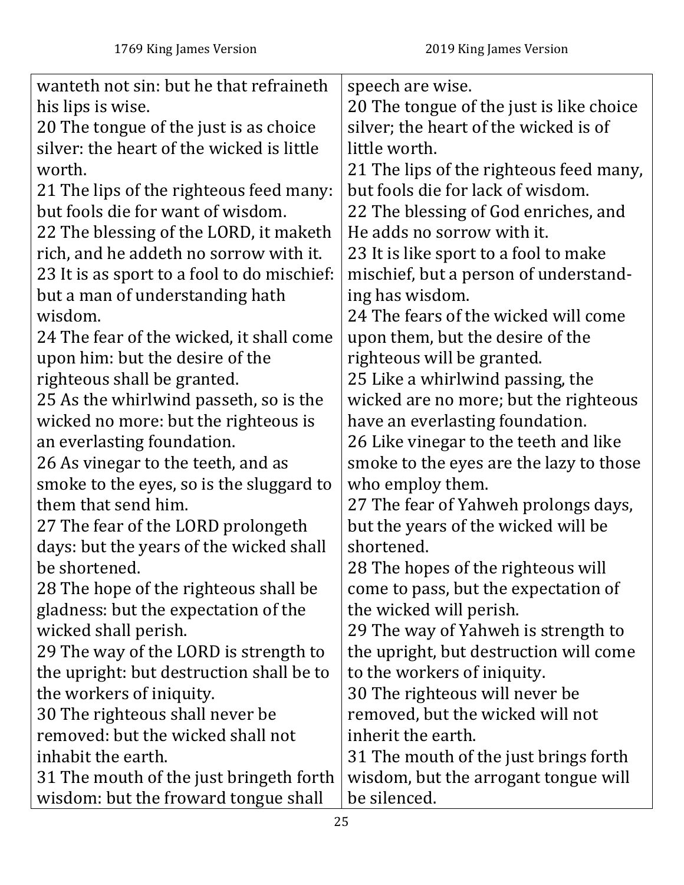| 1769 King James Version | 2019 King James Version |
| --- | --- |
| wanteth not sin: but he that refraineth his lips is wise. | speech are wise. |
| 20 The tongue of the just is as choice silver: the heart of the wicked is little worth. | 20 The tongue of the just is like choice silver; the heart of the wicked is of little worth. |
| 21 The lips of the righteous feed many: but fools die for want of wisdom. | 21 The lips of the righteous feed many, but fools die for lack of wisdom. |
| 22 The blessing of the LORD, it maketh rich, and he addeth no sorrow with it. | 22 The blessing of God enriches, and He adds no sorrow with it. |
| 23 It is as sport to a fool to do mischief: but a man of understanding hath wisdom. | 23 It is like sport to a fool to make mischief, but a person of understanding has wisdom. |
| 24 The fear of the wicked, it shall come upon him: but the desire of the righteous shall be granted. | 24 The fears of the wicked will come upon them, but the desire of the righteous will be granted. |
| 25 As the whirlwind passeth, so is the wicked no more: but the righteous is an everlasting foundation. | 25 Like a whirlwind passing, the wicked are no more; but the righteous have an everlasting foundation. |
| 26 As vinegar to the teeth, and as smoke to the eyes, so is the sluggard to them that send him. | 26 Like vinegar to the teeth and like smoke to the eyes are the lazy to those who employ them. |
| 27 The fear of the LORD prolongeth days: but the years of the wicked shall be shortened. | 27 The fear of Yahweh prolongs days, but the years of the wicked will be shortened. |
| 28 The hope of the righteous shall be gladness: but the expectation of the wicked shall perish. | 28 The hopes of the righteous will come to pass, but the expectation of the wicked will perish. |
| 29 The way of the LORD is strength to the upright: but destruction shall be to the workers of iniquity. | 29 The way of Yahweh is strength to the upright, but destruction will come to the workers of iniquity. |
| 30 The righteous shall never be removed: but the wicked shall not inhabit the earth. | 30 The righteous will never be removed, but the wicked will not inherit the earth. |
| 31 The mouth of the just bringeth forth wisdom: but the froward tongue shall | 31 The mouth of the just brings forth wisdom, but the arrogant tongue will be silenced. |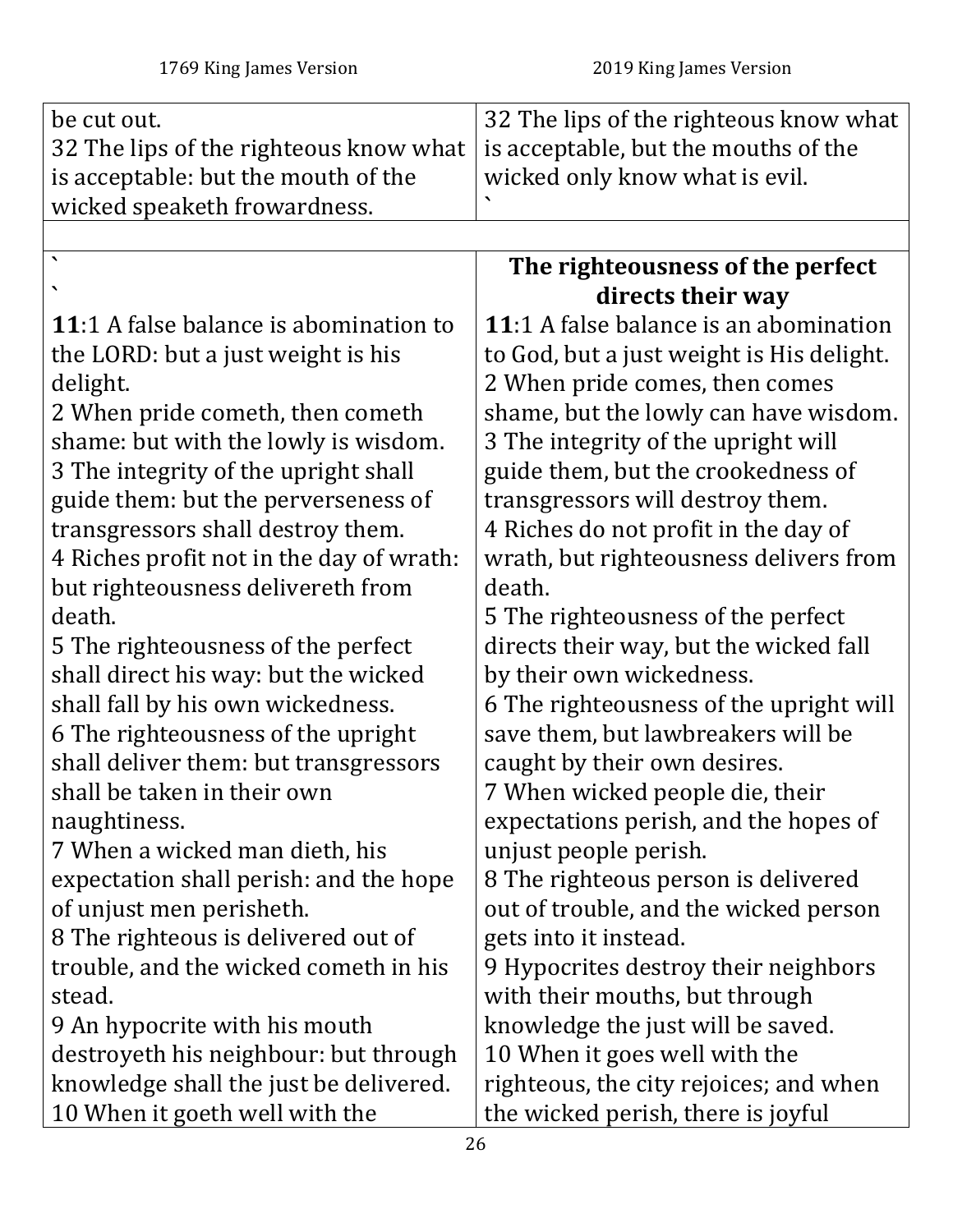| 1769 King James Version | 2019 King James Version |
|---|---|
| be cut out.<br>32 The lips of the righteous know what is acceptable: but the mouth of the wicked speaketh frowardness. | 32 The lips of the righteous know what is acceptable, but the mouths of the wicked only know what is evil.<br>` |
| | |
| `<br>`<br>**11**:1 A false balance is abomination to the LORD: but a just weight is his delight.<br>2 When pride cometh, then cometh shame: but with the lowly is wisdom.<br>3 The integrity of the upright shall guide them: but the perverseness of transgressors shall destroy them.<br>4 Riches profit not in the day of wrath: but righteousness delivereth from death.<br>5 The righteousness of the perfect shall direct his way: but the wicked shall fall by his own wickedness.<br>6 The righteousness of the upright shall deliver them: but transgressors shall be taken in their own naughtiness.<br>7 When a wicked man dieth, his expectation shall perish: and the hope of unjust men perisheth.<br>8 The righteous is delivered out of trouble, and the wicked cometh in his stead.<br>9 An hypocrite with his mouth destroyeth his neighbour: but through knowledge shall the just be delivered.<br>10 When it goeth well with the | **The righteousness of the perfect directs their way**<br>**11**:1 A false balance is an abomination to God, but a just weight is His delight.<br>2 When pride comes, then comes shame, but the lowly can have wisdom.<br>3 The integrity of the upright will guide them, but the crookedness of transgressors will destroy them.<br>4 Riches do not profit in the day of wrath, but righteousness delivers from death.<br>5 The righteousness of the perfect directs their way, but the wicked fall by their own wickedness.<br>6 The righteousness of the upright will save them, but lawbreakers will be caught by their own desires.<br>7 When wicked people die, their expectations perish, and the hopes of unjust people perish.<br>8 The righteous person is delivered out of trouble, and the wicked person gets into it instead.<br>9 Hypocrites destroy their neighbors with their mouths, but through knowledge the just will be saved.<br>10 When it goes well with the righteous, the city rejoices; and when the wicked perish, there is joyful |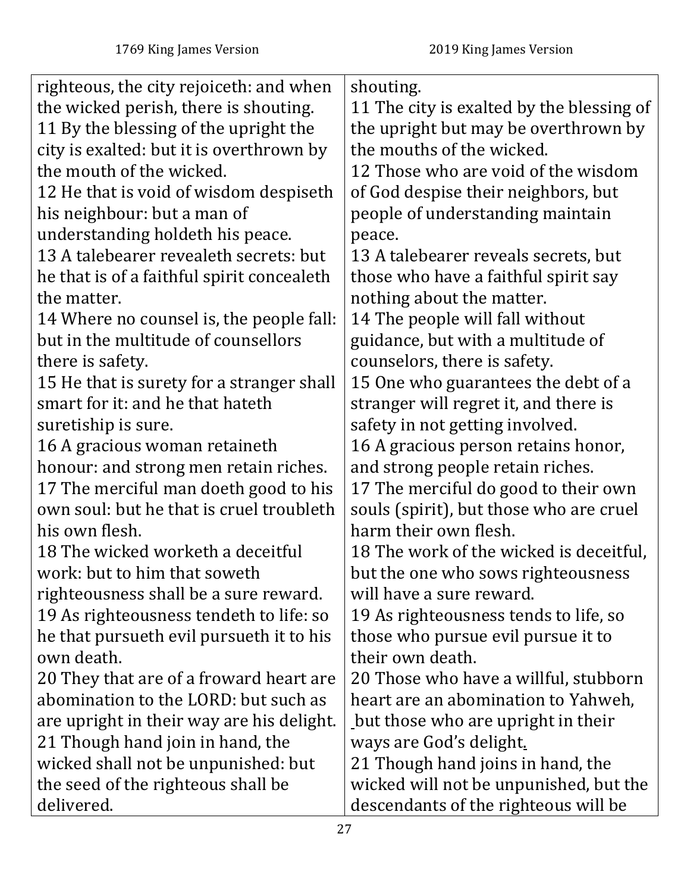| 1769 King James Version | 2019 King James Version |
|---|---|
| righteous, the city rejoiceth: and when the wicked perish, there is shouting. | shouting. |
| 11 By the blessing of the upright the city is exalted: but it is overthrown by the mouth of the wicked. | 11 The city is exalted by the blessing of the upright but may be overthrown by the mouths of the wicked. |
| 12 He that is void of wisdom despiseth his neighbour: but a man of understanding holdeth his peace. | 12 Those who are void of the wisdom of God despise their neighbors, but people of understanding maintain peace. |
| 13 A talebearer revealeth secrets: but he that is of a faithful spirit concealeth the matter. | 13 A talebearer reveals secrets, but those who have a faithful spirit say nothing about the matter. |
| 14 Where no counsel is, the people fall: but in the multitude of counsellors there is safety. | 14 The people will fall without guidance, but with a multitude of counselors, there is safety. |
| 15 He that is surety for a stranger shall smart for it: and he that hateth suretiship is sure. | 15 One who guarantees the debt of a stranger will regret it, and there is safety in not getting involved. |
| 16 A gracious woman retaineth honour: and strong men retain riches. | 16 A gracious person retains honor, and strong people retain riches. |
| 17 The merciful man doeth good to his own soul: but he that is cruel troubleth his own flesh. | 17 The merciful do good to their own souls (spirit), but those who are cruel harm their own flesh. |
| 18 The wicked worketh a deceitful work: but to him that soweth righteousness shall be a sure reward. | 18 The work of the wicked is deceitful, but the one who sows righteousness will have a sure reward. |
| 19 As righteousness tendeth to life: so he that pursueth evil pursueth it to his own death. | 19 As righteousness tends to life, so those who pursue evil pursue it to their own death. |
| 20 They that are of a froward heart are abomination to the LORD: but such as are upright in their way are his delight. | 20 Those who have a willful, stubborn heart are an abomination to Yahweh, but those who are upright in their ways are God's delight. |
| 21 Though hand join in hand, the wicked shall not be unpunished: but the seed of the righteous shall be delivered. | 21 Though hand joins in hand, the wicked will not be unpunished, but the descendants of the righteous will be |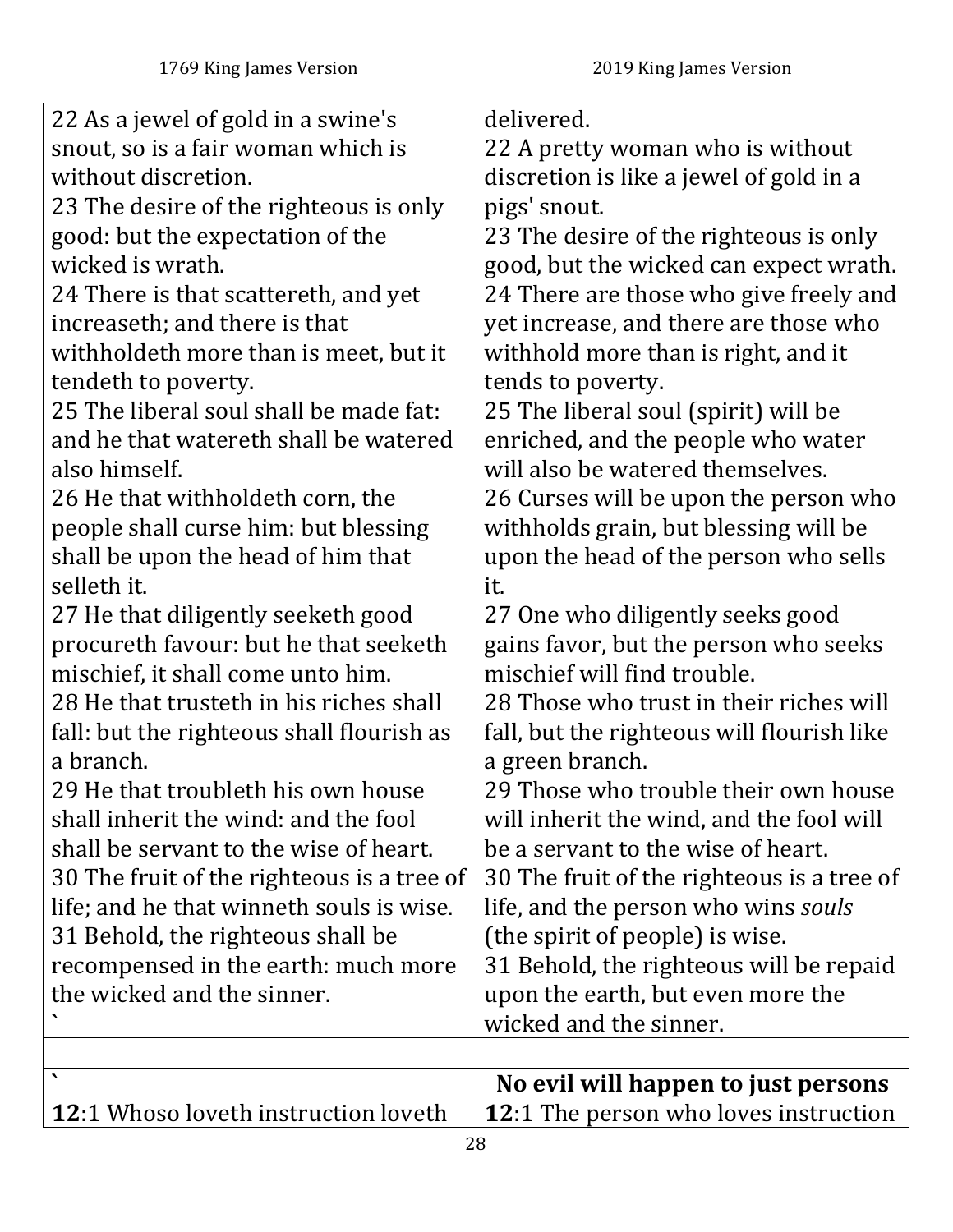| 1769 King James Version | 2019 King James Version |
|---|---|
| 22 As a jewel of gold in a swine's snout, so is a fair woman which is without discretion.<br>23 The desire of the righteous is only good: but the expectation of the wicked is wrath.<br>24 There is that scattereth, and yet increaseth; and there is that withholdeth more than is meet, but it tendeth to poverty.<br>25 The liberal soul shall be made fat: and he that watereth shall be watered also himself.<br>26 He that withholdeth corn, the people shall curse him: but blessing shall be upon the head of him that selleth it.<br>27 He that diligently seeketh good procureth favour: but he that seeketh mischief, it shall come unto him.<br>28 He that trusteth in his riches shall fall: but the righteous shall flourish as a branch.<br>29 He that troubleth his own house shall inherit the wind: and the fool shall be servant to the wise of heart.<br>30 The fruit of the righteous is a tree of life; and he that winneth souls is wise.<br>31 Behold, the righteous shall be recompensed in the earth: much more the wicked and the sinner.<br>` | delivered.<br>22 A pretty woman who is without discretion is like a jewel of gold in a pigs' snout.<br>23 The desire of the righteous is only good, but the wicked can expect wrath.<br>24 There are those who give freely and yet increase, and there are those who withhold more than is right, and it tends to poverty.<br>25 The liberal soul (spirit) will be enriched, and the people who water will also be watered themselves.<br>26 Curses will be upon the person who withholds grain, but blessing will be upon the head of the person who sells it.<br>27 One who diligently seeks good gains favor, but the person who seeks mischief will find trouble.<br>28 Those who trust in their riches will fall, but the righteous will flourish like a green branch.<br>29 Those who trouble their own house will inherit the wind, and the fool will be a servant to the wise of heart.<br>30 The fruit of the righteous is a tree of life, and the person who wins *souls* (the spirit of people) is wise.<br>31 Behold, the righteous will be repaid upon the earth, but even more the wicked and the sinner. |
| | |
| `<br>**12**:1 Whoso loveth instruction loveth | **No evil will happen to just persons**<br>**12**:1 The person who loves instruction |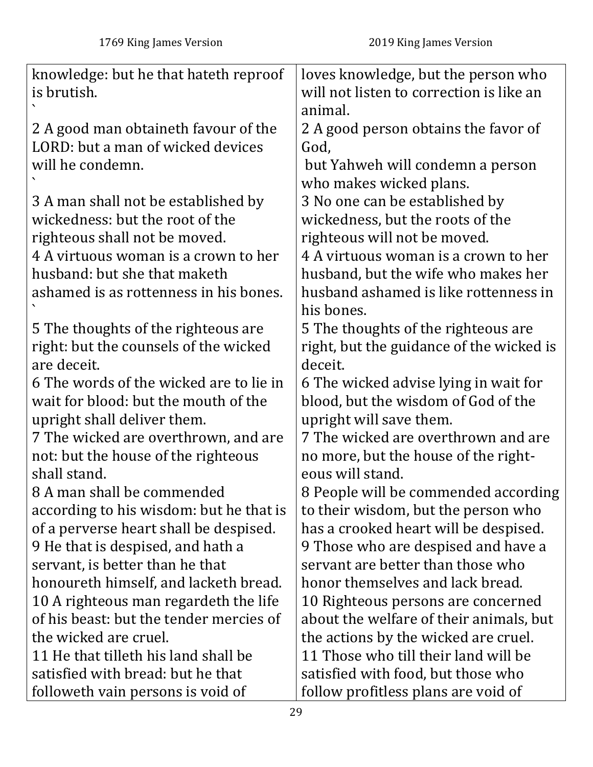| 1769 King James Version | 2019 King James Version |
|---|---|
| knowledge: but he that hateth reproof is brutish. ` | loves knowledge, but the person who will not listen to correction is like an animal. |
| 2 A good man obtaineth favour of the LORD: but a man of wicked devices will he condemn. ` | 2 A good person obtains the favor of God, but Yahweh will condemn a person who makes wicked plans. |
| 3 A man shall not be established by wickedness: but the root of the righteous shall not be moved. | 3 No one can be established by wickedness, but the roots of the righteous will not be moved. |
| 4 A virtuous woman is a crown to her husband: but she that maketh ashamed is as rottenness in his bones. ` | 4 A virtuous woman is a crown to her husband, but the wife who makes her husband ashamed is like rottenness in his bones. |
| 5 The thoughts of the righteous are right: but the counsels of the wicked are deceit. | 5 The thoughts of the righteous are right, but the guidance of the wicked is deceit. |
| 6 The words of the wicked are to lie in wait for blood: but the mouth of the upright shall deliver them. | 6 The wicked advise lying in wait for blood, but the wisdom of God of the upright will save them. |
| 7 The wicked are overthrown, and are not: but the house of the righteous shall stand. | 7 The wicked are overthrown and are no more, but the house of the righteous will stand. |
| 8 A man shall be commended according to his wisdom: but he that is of a perverse heart shall be despised. | 8 People will be commended according to their wisdom, but the person who has a crooked heart will be despised. |
| 9 He that is despised, and hath a servant, is better than he that honoureth himself, and lacketh bread. | 9 Those who are despised and have a servant are better than those who honor themselves and lack bread. |
| 10 A righteous man regardeth the life of his beast: but the tender mercies of the wicked are cruel. | 10 Righteous persons are concerned about the welfare of their animals, but the actions by the wicked are cruel. |
| 11 He that tilleth his land shall be satisfied with bread: but he that followeth vain persons is void of | 11 Those who till their land will be satisfied with food, but those who follow profitless plans are void of |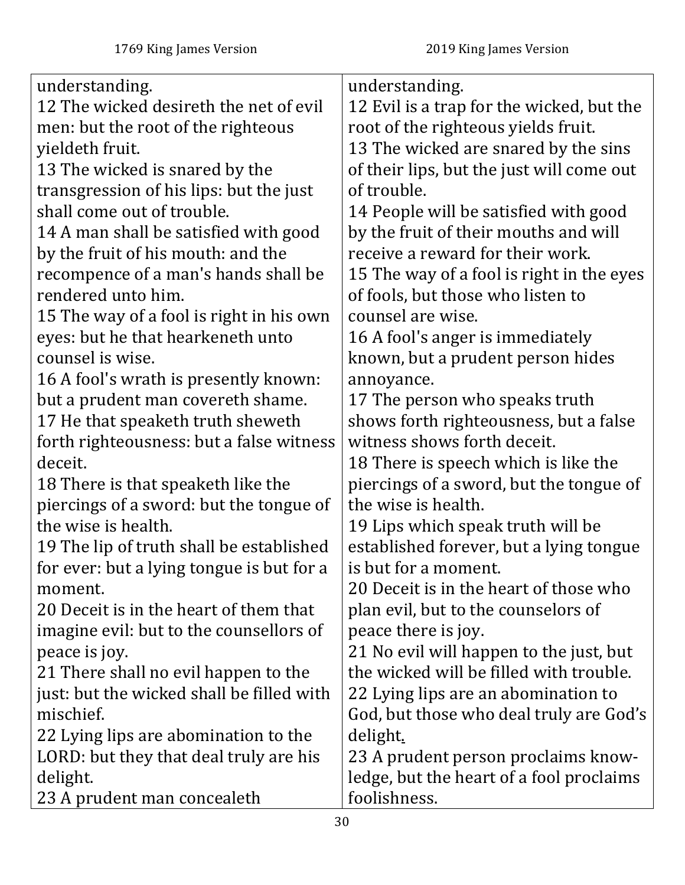| 1769 King James Version | 2019 King James Version |
|---|---|
| understanding. | understanding. |
| 12 The wicked desireth the net of evil men: but the root of the righteous yieldeth fruit. | 12 Evil is a trap for the wicked, but the root of the righteous yields fruit. |
| 13 The wicked is snared by the transgression of his lips: but the just shall come out of trouble. | 13 The wicked are snared by the sins of their lips, but the just will come out of trouble. |
| 14 A man shall be satisfied with good by the fruit of his mouth: and the recompence of a man's hands shall be rendered unto him. | 14 People will be satisfied with good by the fruit of their mouths and will receive a reward for their work. |
| 15 The way of a fool is right in his own eyes: but he that hearkeneth unto counsel is wise. | 15 The way of a fool is right in the eyes of fools, but those who listen to counsel are wise. |
| 16 A fool's wrath is presently known: but a prudent man covereth shame. | 16 A fool's anger is immediately known, but a prudent person hides annoyance. |
| 17 He that speaketh truth sheweth forth righteousness: but a false witness deceit. | 17 The person who speaks truth shows forth righteousness, but a false witness shows forth deceit. |
| 18 There is that speaketh like the piercings of a sword: but the tongue of the wise is health. | 18 There is speech which is like the piercings of a sword, but the tongue of the wise is health. |
| 19 The lip of truth shall be established for ever: but a lying tongue is but for a moment. | 19 Lips which speak truth will be established forever, but a lying tongue is but for a moment. |
| 20 Deceit is in the heart of them that imagine evil: but to the counsellors of peace is joy. | 20 Deceit is in the heart of those who plan evil, but to the counselors of peace there is joy. |
| 21 There shall no evil happen to the just: but the wicked shall be filled with mischief. | 21 No evil will happen to the just, but the wicked will be filled with trouble. |
| 22 Lying lips are abomination to the LORD: but they that deal truly are his delight. | 22 Lying lips are an abomination to God, but those who deal truly are God's delight. |
| 23 A prudent man concealeth | 23 A prudent person proclaims knowledge, but the heart of a fool proclaims foolishness. |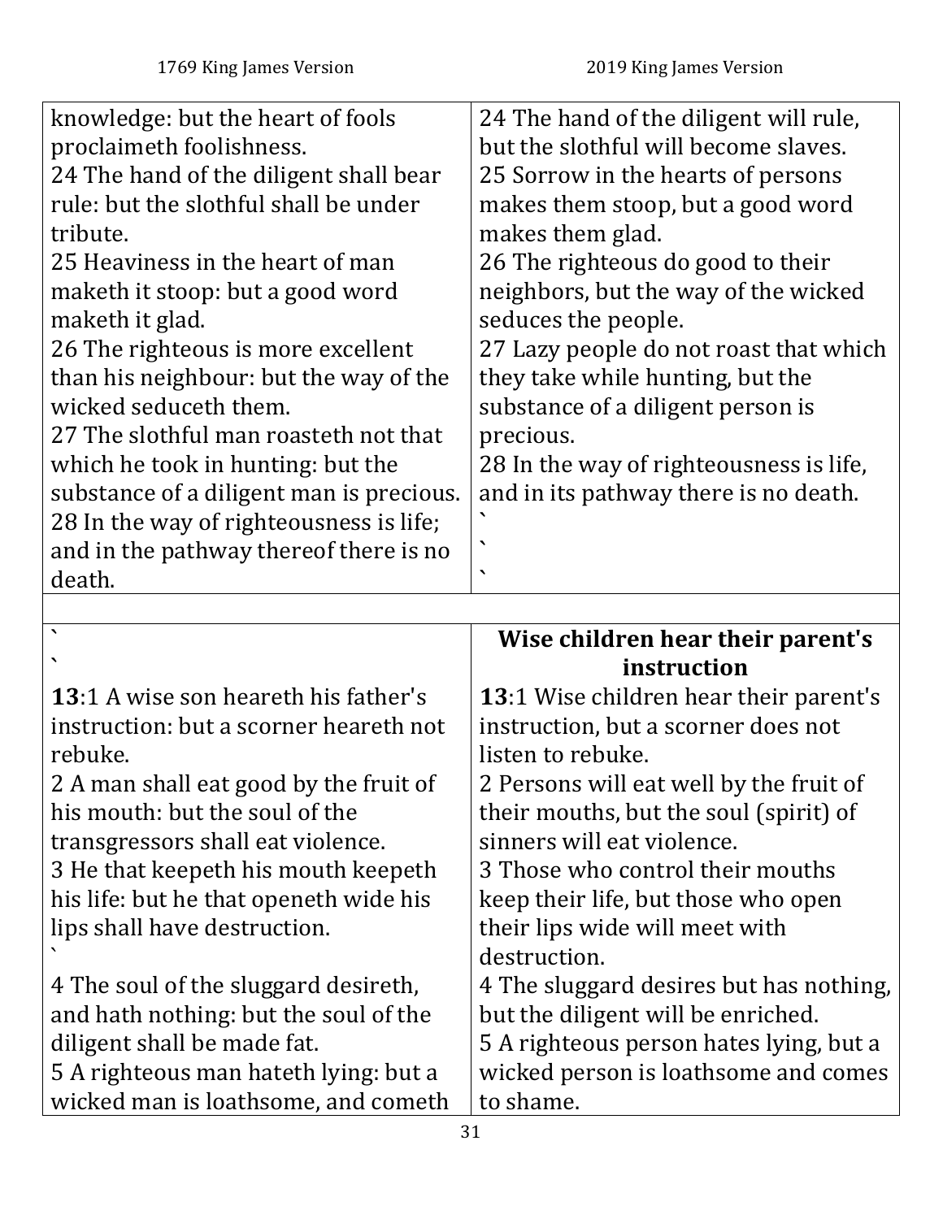| 1769 King James Version | 2019 King James Version |
|---|---|
| knowledge: but the heart of fools proclaimeth foolishness.<br>24 The hand of the diligent shall bear rule: but the slothful shall be under tribute.<br>25 Heaviness in the heart of man maketh it stoop: but a good word maketh it glad.<br>26 The righteous is more excellent than his neighbour: but the way of the wicked seduceth them.<br>27 The slothful man roasteth not that which he took in hunting: but the substance of a diligent man is precious.<br>28 In the way of righteousness is life; and in the pathway thereof there is no death. | 24 The hand of the diligent will rule, but the slothful will become slaves.<br>25 Sorrow in the hearts of persons makes them stoop, but a good word makes them glad.<br>26 The righteous do good to their neighbors, but the way of the wicked seduces the people.<br>27 Lazy people do not roast that which they take while hunting, but the substance of a diligent person is precious.<br>28 In the way of righteousness is life, and in its pathway there is no death.<br>`<br>`<br>` |
| | |
| `<br>`<br>**13**:1 A wise son heareth his father's instruction: but a scorner heareth not rebuke.<br>2 A man shall eat good by the fruit of his mouth: but the soul of the transgressors shall eat violence.<br>3 He that keepeth his mouth keepeth his life: but he that openeth wide his lips shall have destruction.<br>`<br>4 The soul of the sluggard desireth, and hath nothing: but the soul of the diligent shall be made fat.<br>5 A righteous man hateth lying: but a wicked man is loathsome, and cometh | **Wise children hear their parent's instruction**<br>**13**:1 Wise children hear their parent's instruction, but a scorner does not listen to rebuke.<br>2 Persons will eat well by the fruit of their mouths, but the soul (spirit) of sinners will eat violence.<br>3 Those who control their mouths keep their life, but those who open their lips wide will meet with destruction.<br>4 The sluggard desires but has nothing, but the diligent will be enriched.<br>5 A righteous person hates lying, but a wicked person is loathsome and comes to shame. |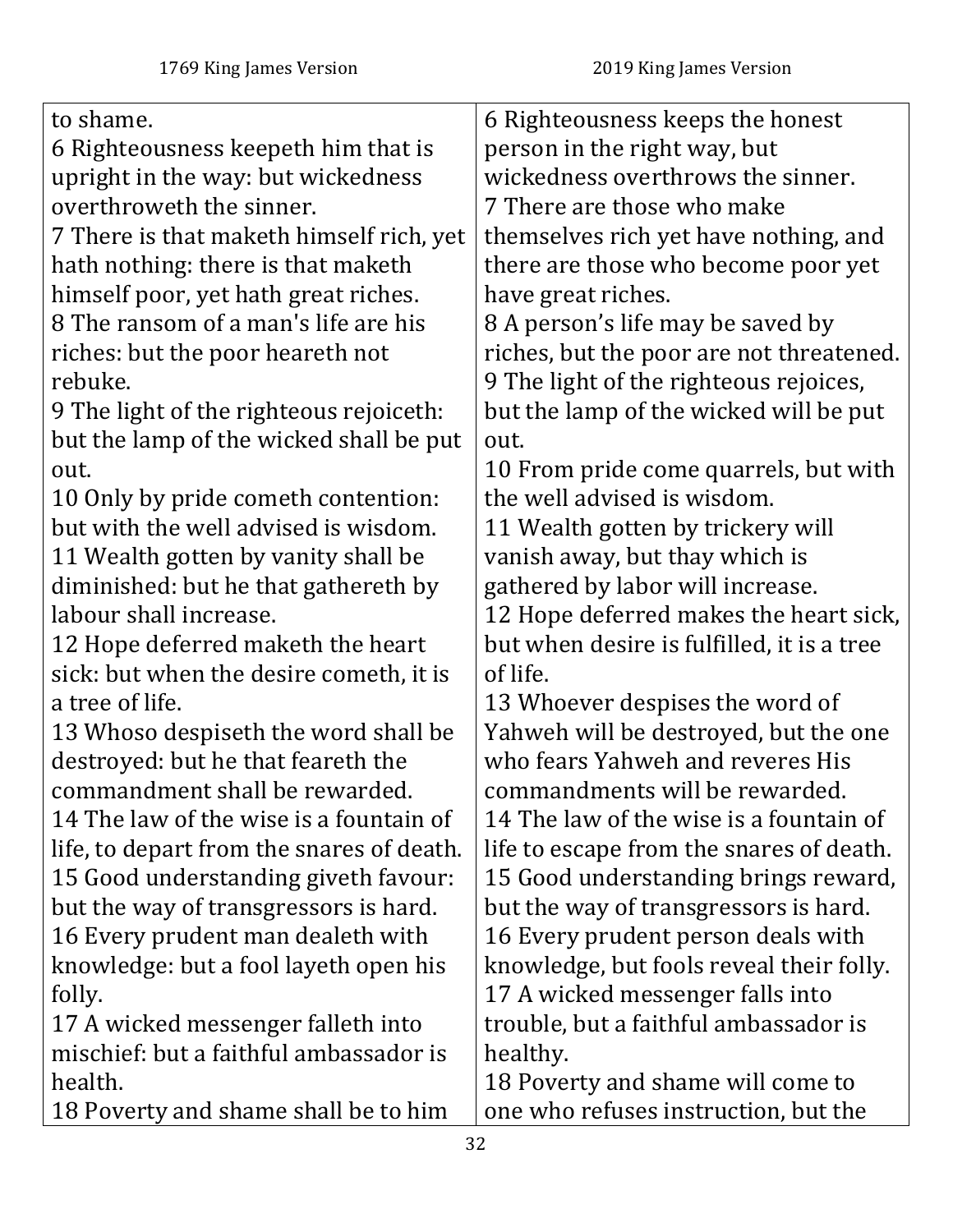| 1769 King James Version | 2019 King James Version |
| --- | --- |
| to shame. | |
| 6 Righteousness keepeth him that is upright in the way: but wickedness overthroweth the sinner. | 6 Righteousness keeps the honest person in the right way, but wickedness overthrows the sinner. |
| 7 There is that maketh himself rich, yet hath nothing: there is that maketh himself poor, yet hath great riches. | 7 There are those who make themselves rich yet have nothing, and there are those who become poor yet have great riches. |
| 8 The ransom of a man's life are his riches: but the poor heareth not rebuke. | 8 A person's life may be saved by riches, but the poor are not threatened. |
| 9 The light of the righteous rejoiceth: but the lamp of the wicked shall be put out. | 9 The light of the righteous rejoices, but the lamp of the wicked will be put out. |
| 10 Only by pride cometh contention: but with the well advised is wisdom. | 10 From pride come quarrels, but with the well advised is wisdom. |
| 11 Wealth gotten by vanity shall be diminished: but he that gathereth by labour shall increase. | 11 Wealth gotten by trickery will vanish away, but thay which is gathered by labor will increase. |
| 12 Hope deferred maketh the heart sick: but when the desire cometh, it is a tree of life. | 12 Hope deferred makes the heart sick, but when desire is fulfilled, it is a tree of life. |
| 13 Whoso despiseth the word shall be destroyed: but he that feareth the commandment shall be rewarded. | 13 Whoever despises the word of Yahweh will be destroyed, but the one who fears Yahweh and reveres His commandments will be rewarded. |
| 14 The law of the wise is a fountain of life, to depart from the snares of death. | 14 The law of the wise is a fountain of life to escape from the snares of death. |
| 15 Good understanding giveth favour: but the way of transgressors is hard. | 15 Good understanding brings reward, but the way of transgressors is hard. |
| 16 Every prudent man dealeth with knowledge: but a fool layeth open his folly. | 16 Every prudent person deals with knowledge, but fools reveal their folly. |
| 17 A wicked messenger falleth into mischief: but a faithful ambassador is health. | 17 A wicked messenger falls into trouble, but a faithful ambassador is healthy. |
| 18 Poverty and shame shall be to him | 18 Poverty and shame will come to one who refuses instruction, but the |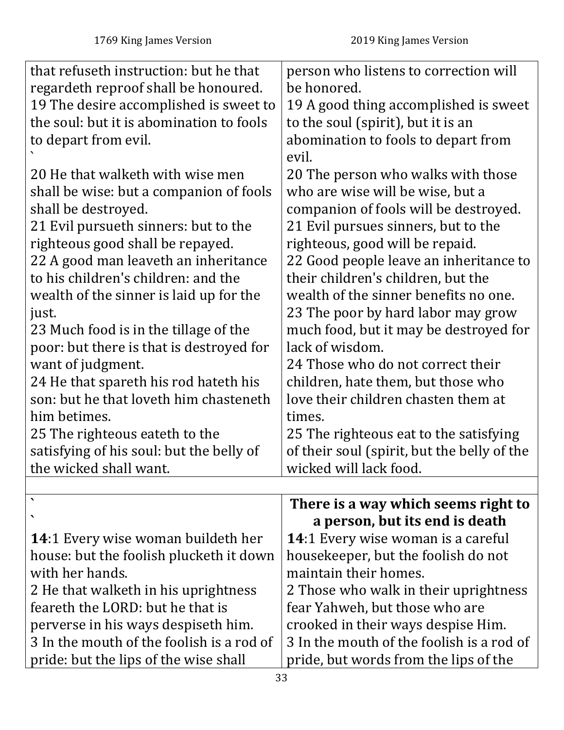| 1769 King James Version | 2019 King James Version |
|---|---|
| that refuseth instruction: but he that regardeth reproof shall be honoured. | person who listens to correction will be honored. |
| 19 The desire accomplished is sweet to the soul: but it is abomination to fools to depart from evil. ` | 19 A good thing accomplished is sweet to the soul (spirit), but it is an abomination to fools to depart from evil. |
| 20 He that walketh with wise men shall be wise: but a companion of fools shall be destroyed. | 20 The person who walks with those who are wise will be wise, but a companion of fools will be destroyed. |
| 21 Evil pursueth sinners: but to the righteous good shall be repayed. | 21 Evil pursues sinners, but to the righteous, good will be repaid. |
| 22 A good man leaveth an inheritance to his children's children: and the wealth of the sinner is laid up for the just. | 22 Good people leave an inheritance to their children's children, but the wealth of the sinner benefits no one. |
| 23 Much food is in the tillage of the poor: but there is that is destroyed for want of judgment. | 23 The poor by hard labor may grow much food, but it may be destroyed for lack of wisdom. |
| 24 He that spareth his rod hateth his son: but he that loveth him chasteneth him betimes. | 24 Those who do not correct their children, hate them, but those who love their children chasten them at times. |
| 25 The righteous eateth to the satisfying of his soul: but the belly of the wicked shall want. | 25 The righteous eat to the satisfying of their soul (spirit, but the belly of the wicked will lack food. |
| | |
| ` ` | **There is a way which seems right to a person, but its end is death** |
| **14**:1 Every wise woman buildeth her house: but the foolish plucketh it down with her hands. | **14**:1 Every wise woman is a careful housekeeper, but the foolish do not maintain their homes. |
| 2 He that walketh in his uprightness feareth the LORD: but he that is perverse in his ways despiseth him. | 2 Those who walk in their uprightness fear Yahweh, but those who are crooked in their ways despise Him. |
| 3 In the mouth of the foolish is a rod of pride: but the lips of the wise shall | 3 In the mouth of the foolish is a rod of pride, but words from the lips of the |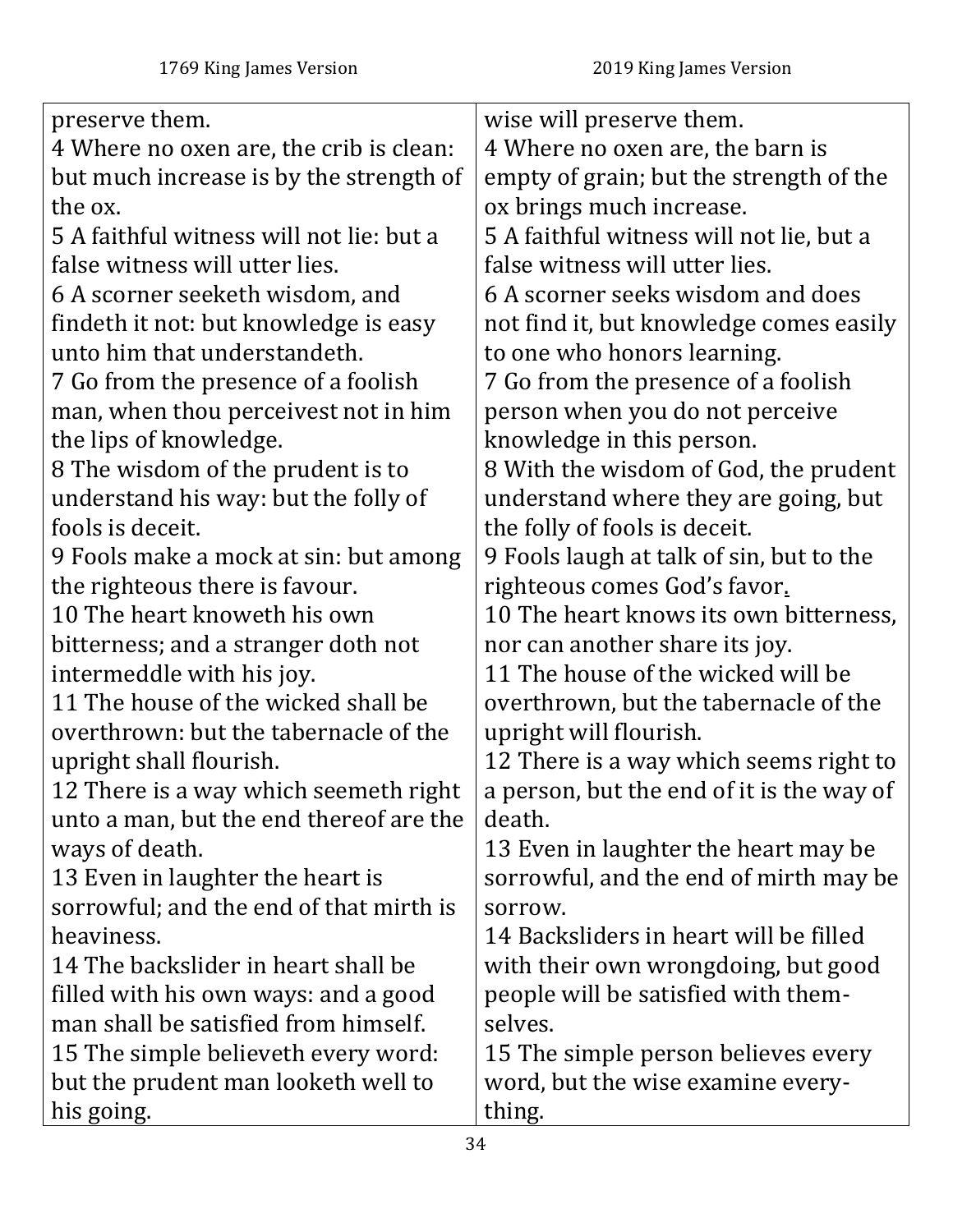| 1769 King James Version | 2019 King James Version |
| --- | --- |
| preserve them. | wise will preserve them. |
| 4 Where no oxen are, the crib is clean: but much increase is by the strength of the ox. | 4 Where no oxen are, the barn is empty of grain; but the strength of the ox brings much increase. |
| 5 A faithful witness will not lie: but a false witness will utter lies. | 5 A faithful witness will not lie, but a false witness will utter lies. |
| 6 A scorner seeketh wisdom, and findeth it not: but knowledge is easy unto him that understandeth. | 6 A scorner seeks wisdom and does not find it, but knowledge comes easily to one who honors learning. |
| 7 Go from the presence of a foolish man, when thou perceivest not in him the lips of knowledge. | 7 Go from the presence of a foolish person when you do not perceive knowledge in this person. |
| 8 The wisdom of the prudent is to understand his way: but the folly of fools is deceit. | 8 With the wisdom of God, the prudent understand where they are going, but the folly of fools is deceit. |
| 9 Fools make a mock at sin: but among the righteous there is favour. | 9 Fools laugh at talk of sin, but to the righteous comes God's favor. |
| 10 The heart knoweth his own bitterness; and a stranger doth not intermeddle with his joy. | 10 The heart knows its own bitterness, nor can another share its joy. |
| 11 The house of the wicked shall be overthrown: but the tabernacle of the upright shall flourish. | 11 The house of the wicked will be overthrown, but the tabernacle of the upright will flourish. |
| 12 There is a way which seemeth right unto a man, but the end thereof are the ways of death. | 12 There is a way which seems right to a person, but the end of it is the way of death. |
| 13 Even in laughter the heart is sorrowful; and the end of that mirth is heaviness. | 13 Even in laughter the heart may be sorrowful, and the end of mirth may be sorrow. |
| 14 The backslider in heart shall be filled with his own ways: and a good man shall be satisfied from himself. | 14 Backsliders in heart will be filled with their own wrongdoing, but good people will be satisfied with themselves. |
| 15 The simple believeth every word: but the prudent man looketh well to his going. | 15 The simple person believes every word, but the wise examine everything. |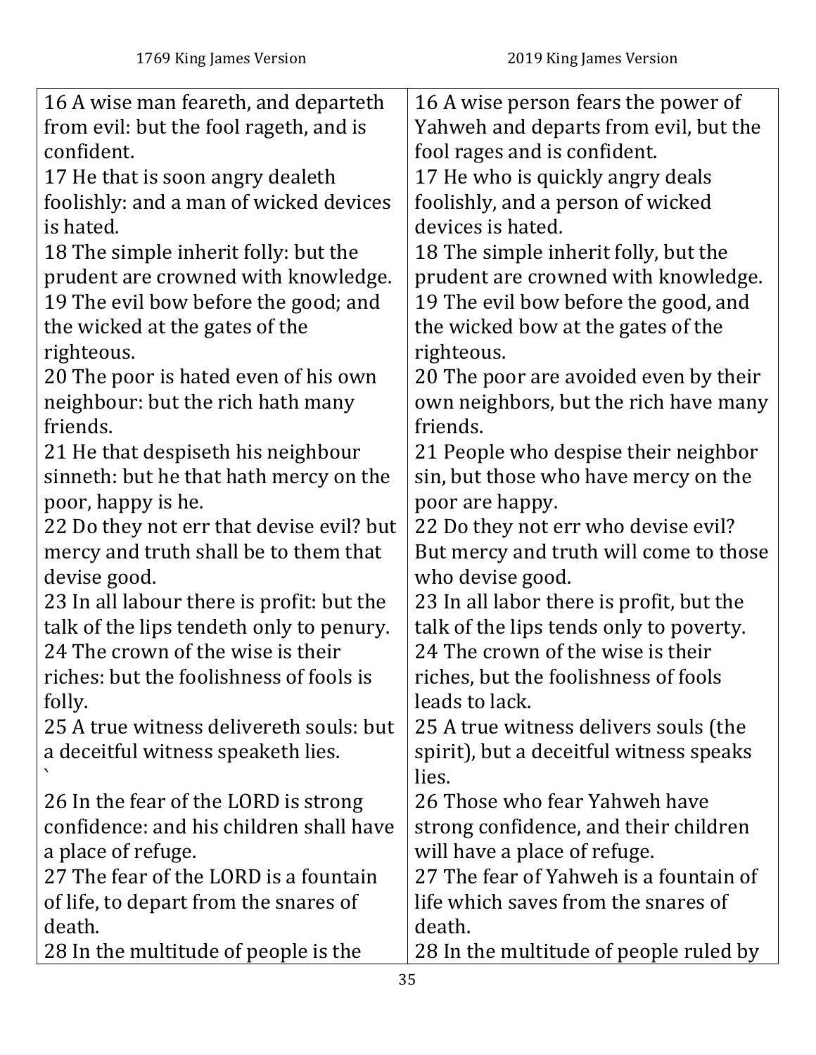| 1769 King James Version | 2019 King James Version |
|---|---|
| 16 A wise man feareth, and departeth from evil: but the fool rageth, and is confident. | 16 A wise person fears the power of Yahweh and departs from evil, but the fool rages and is confident. |
| 17 He that is soon angry dealeth foolishly: and a man of wicked devices is hated. | 17 He who is quickly angry deals foolishly, and a person of wicked devices is hated. |
| 18 The simple inherit folly: but the prudent are crowned with knowledge. | 18 The simple inherit folly, but the prudent are crowned with knowledge. |
| 19 The evil bow before the good; and the wicked at the gates of the righteous. | 19 The evil bow before the good, and the wicked bow at the gates of the righteous. |
| 20 The poor is hated even of his own neighbour: but the rich hath many friends. | 20 The poor are avoided even by their own neighbors, but the rich have many friends. |
| 21 He that despiseth his neighbour sinneth: but he that hath mercy on the poor, happy is he. | 21 People who despise their neighbor sin, but those who have mercy on the poor are happy. |
| 22 Do they not err that devise evil? but mercy and truth shall be to them that devise good. | 22 Do they not err who devise evil? But mercy and truth will come to those who devise good. |
| 23 In all labour there is profit: but the talk of the lips tendeth only to penury. | 23 In all labor there is profit, but the talk of the lips tends only to poverty. |
| 24 The crown of the wise is their riches: but the foolishness of fools is folly. | 24 The crown of the wise is their riches, but the foolishness of fools leads to lack. |
| 25 A true witness delivereth souls: but a deceitful witness speaketh lies. ` | 25 A true witness delivers souls (the spirit), but a deceitful witness speaks lies. |
| 26 In the fear of the LORD is strong confidence: and his children shall have a place of refuge. | 26 Those who fear Yahweh have strong confidence, and their children will have a place of refuge. |
| 27 The fear of the LORD is a fountain of life, to depart from the snares of death. | 27 The fear of Yahweh is a fountain of life which saves from the snares of death. |
| 28 In the multitude of people is the | 28 In the multitude of people ruled by |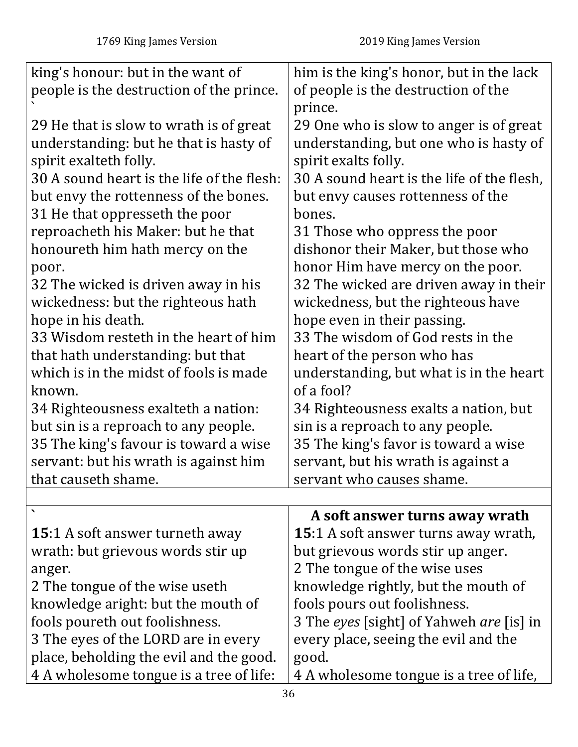| 1769 King James Version | 2019 King James Version |
| --- | --- |
| king's honour: but in the want of people is the destruction of the prince. ` 29 He that is slow to wrath is of great understanding: but he that is hasty of spirit exalteth folly. 30 A sound heart is the life of the flesh: but envy the rottenness of the bones. 31 He that oppresseth the poor reproacheth his Maker: but he that honoureth him hath mercy on the poor. 32 The wicked is driven away in his wickedness: but the righteous hath hope in his death. 33 Wisdom resteth in the heart of him that hath understanding: but that which is in the midst of fools is made known. 34 Righteousness exalteth a nation: but sin is a reproach to any people. 35 The king's favour is toward a wise servant: but his wrath is against him that causeth shame. | him is the king's honor, but in the lack of people is the destruction of the prince. 29 One who is slow to anger is of great understanding, but one who is hasty of spirit exalts folly. 30 A sound heart is the life of the flesh, but envy causes rottenness of the bones. 31 Those who oppress the poor dishonor their Maker, but those who honor Him have mercy on the poor. 32 The wicked are driven away in their wickedness, but the righteous have hope even in their passing. 33 The wisdom of God rests in the heart of the person who has understanding, but what is in the heart of a fool? 34 Righteousness exalts a nation, but sin is a reproach to any people. 35 The king's favor is toward a wise servant, but his wrath is against a servant who causes shame. |
| | |
| ` **15**:1 A soft answer turneth away wrath: but grievous words stir up anger. 2 The tongue of the wise useth knowledge aright: but the mouth of fools poureth out foolishness. 3 The eyes of the LORD are in every place, beholding the evil and the good. 4 A wholesome tongue is a tree of life: | **A soft answer turns away wrath** **15**:1 A soft answer turns away wrath, but grievous words stir up anger. 2 The tongue of the wise uses knowledge rightly, but the mouth of fools pours out foolishness. 3 The *eyes* [sight] of Yahweh *are* [is] in every place, seeing the evil and the good. 4 A wholesome tongue is a tree of life, |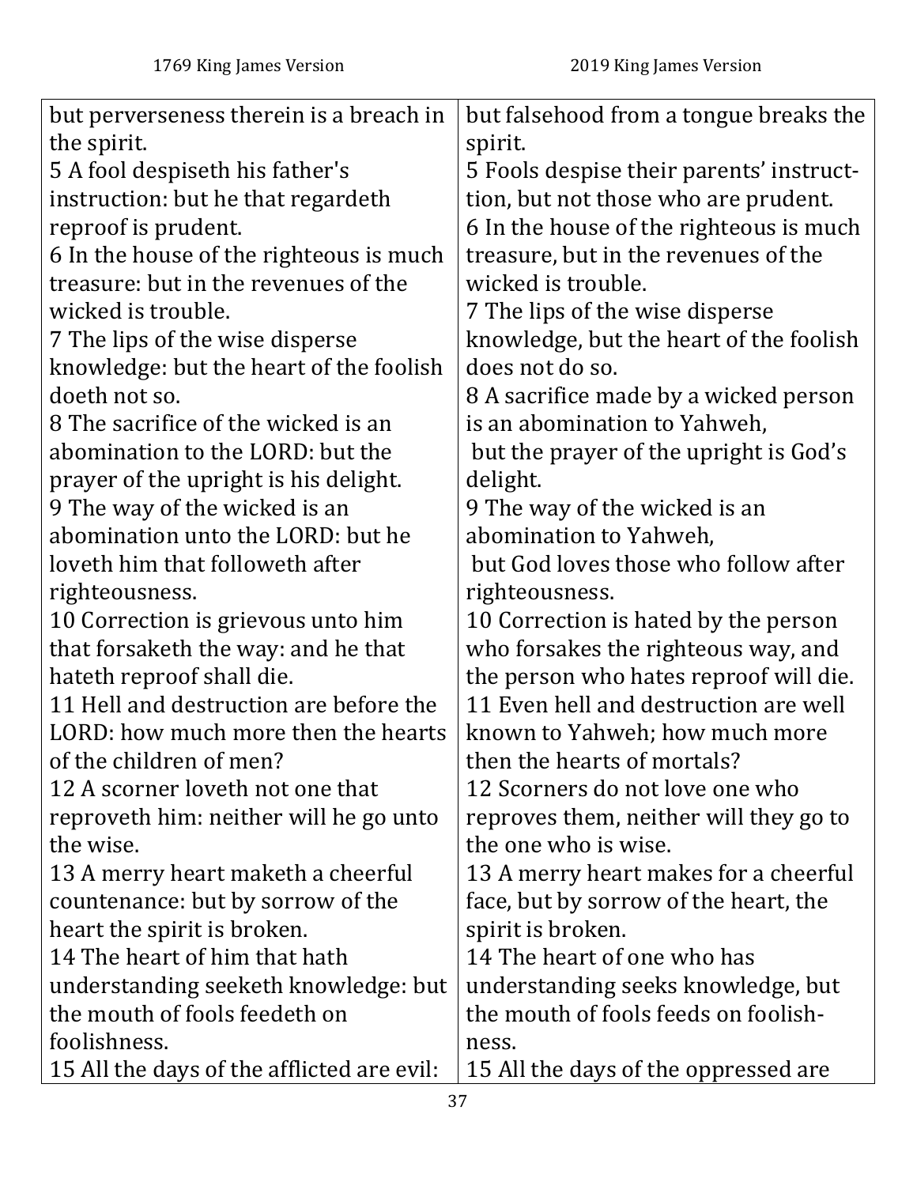| 1769 King James Version | 2019 King James Version |
|---|---|
| but perverseness therein is a breach in the spirit. | but falsehood from a tongue breaks the spirit. |
| 5 A fool despiseth his father's instruction: but he that regardeth reproof is prudent. | 5 Fools despise their parents' instruction, but not those who are prudent. |
| 6 In the house of the righteous is much treasure: but in the revenues of the wicked is trouble. | 6 In the house of the righteous is much treasure, but in the revenues of the wicked is trouble. |
| 7 The lips of the wise disperse knowledge: but the heart of the foolish doeth not so. | 7 The lips of the wise disperse knowledge, but the heart of the foolish does not do so. |
| 8 The sacrifice of the wicked is an abomination to the LORD: but the prayer of the upright is his delight. | 8 A sacrifice made by a wicked person is an abomination to Yahweh, but the prayer of the upright is God's delight. |
| 9 The way of the wicked is an abomination unto the LORD: but he loveth him that followeth after righteousness. | 9 The way of the wicked is an abomination to Yahweh, but God loves those who follow after righteousness. |
| 10 Correction is grievous unto him that forsaketh the way: and he that hateth reproof shall die. | 10 Correction is hated by the person who forsakes the righteous way, and the person who hates reproof will die. |
| 11 Hell and destruction are before the LORD: how much more then the hearts of the children of men? | 11 Even hell and destruction are well known to Yahweh; how much more then the hearts of mortals? |
| 12 A scorner loveth not one that reproveth him: neither will he go unto the wise. | 12 Scorners do not love one who reproves them, neither will they go to the one who is wise. |
| 13 A merry heart maketh a cheerful countenance: but by sorrow of the heart the spirit is broken. | 13 A merry heart makes for a cheerful face, but by sorrow of the heart, the spirit is broken. |
| 14 The heart of him that hath understanding seeketh knowledge: but the mouth of fools feedeth on foolishness. | 14 The heart of one who has understanding seeks knowledge, but the mouth of fools feeds on foolishness. |
| 15 All the days of the afflicted are evil: | 15 All the days of the oppressed are |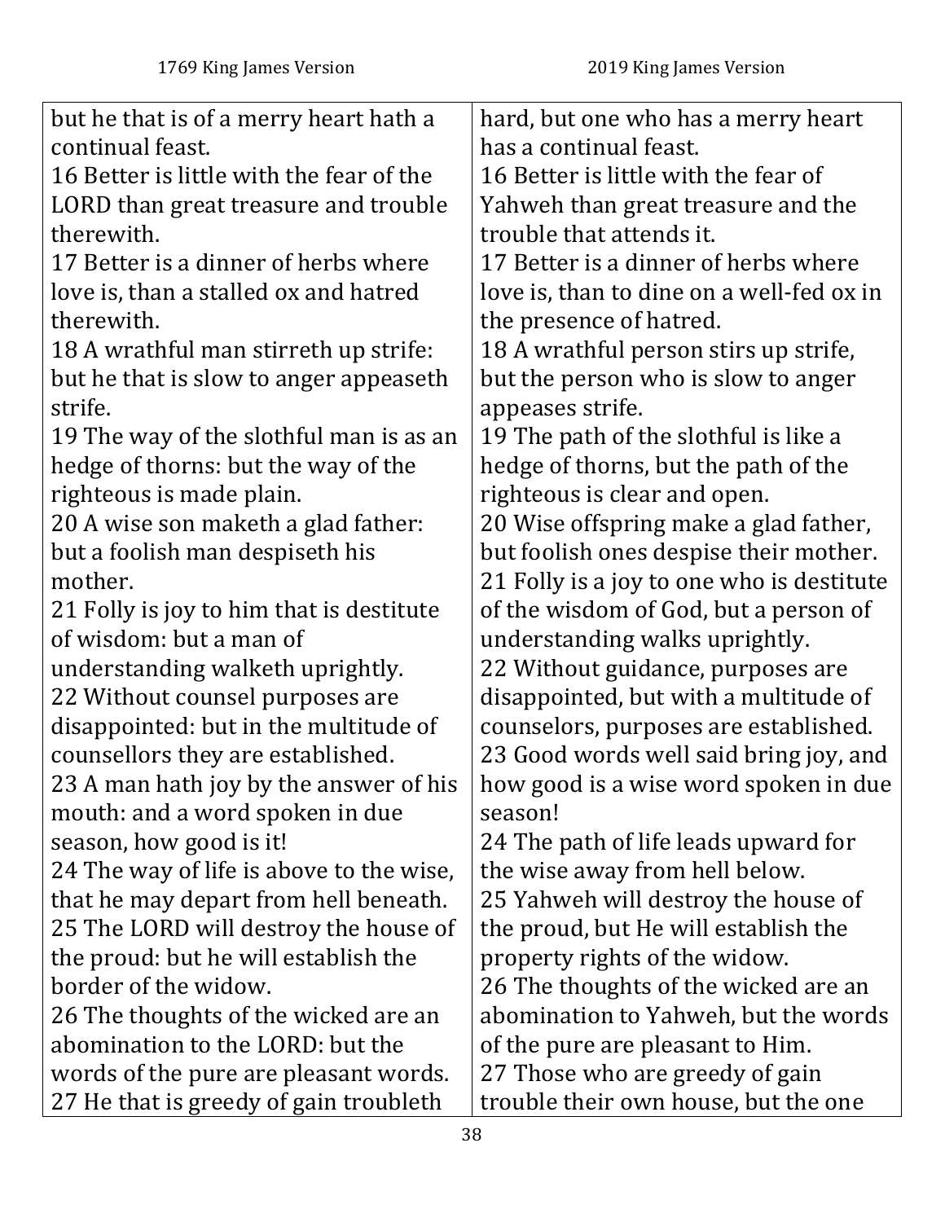| 1769 King James Version | 2019 King James Version |
| --- | --- |
| but he that is of a merry heart hath a continual feast. | hard, but one who has a merry heart has a continual feast. |
| 16 Better is little with the fear of the LORD than great treasure and trouble therewith. | 16 Better is little with the fear of Yahweh than great treasure and the trouble that attends it. |
| 17 Better is a dinner of herbs where love is, than a stalled ox and hatred therewith. | 17 Better is a dinner of herbs where love is, than to dine on a well-fed ox in the presence of hatred. |
| 18 A wrathful man stirreth up strife: but he that is slow to anger appeaseth strife. | 18 A wrathful person stirs up strife, but the person who is slow to anger appeases strife. |
| 19 The way of the slothful man is as an hedge of thorns: but the way of the righteous is made plain. | 19 The path of the slothful is like a hedge of thorns, but the path of the righteous is clear and open. |
| 20 A wise son maketh a glad father: but a foolish man despiseth his mother. | 20 Wise offspring make a glad father, but foolish ones despise their mother. |
| 21 Folly is joy to him that is destitute of wisdom: but a man of understanding walketh uprightly. | 21 Folly is a joy to one who is destitute of the wisdom of God, but a person of understanding walks uprightly. |
| 22 Without counsel purposes are disappointed: but in the multitude of counsellors they are established. | 22 Without guidance, purposes are disappointed, but with a multitude of counselors, purposes are established. |
| 23 A man hath joy by the answer of his mouth: and a word spoken in due season, how good is it! | 23 Good words well said bring joy, and how good is a wise word spoken in due season! |
| 24 The way of life is above to the wise, that he may depart from hell beneath. | 24 The path of life leads upward for the wise away from hell below. |
| 25 The LORD will destroy the house of the proud: but he will establish the border of the widow. | 25 Yahweh will destroy the house of the proud, but He will establish the property rights of the widow. |
| 26 The thoughts of the wicked are an abomination to the LORD: but the words of the pure are pleasant words. | 26 The thoughts of the wicked are an abomination to Yahweh, but the words of the pure are pleasant to Him. |
| 27 He that is greedy of gain troubleth | 27 Those who are greedy of gain trouble their own house, but the one |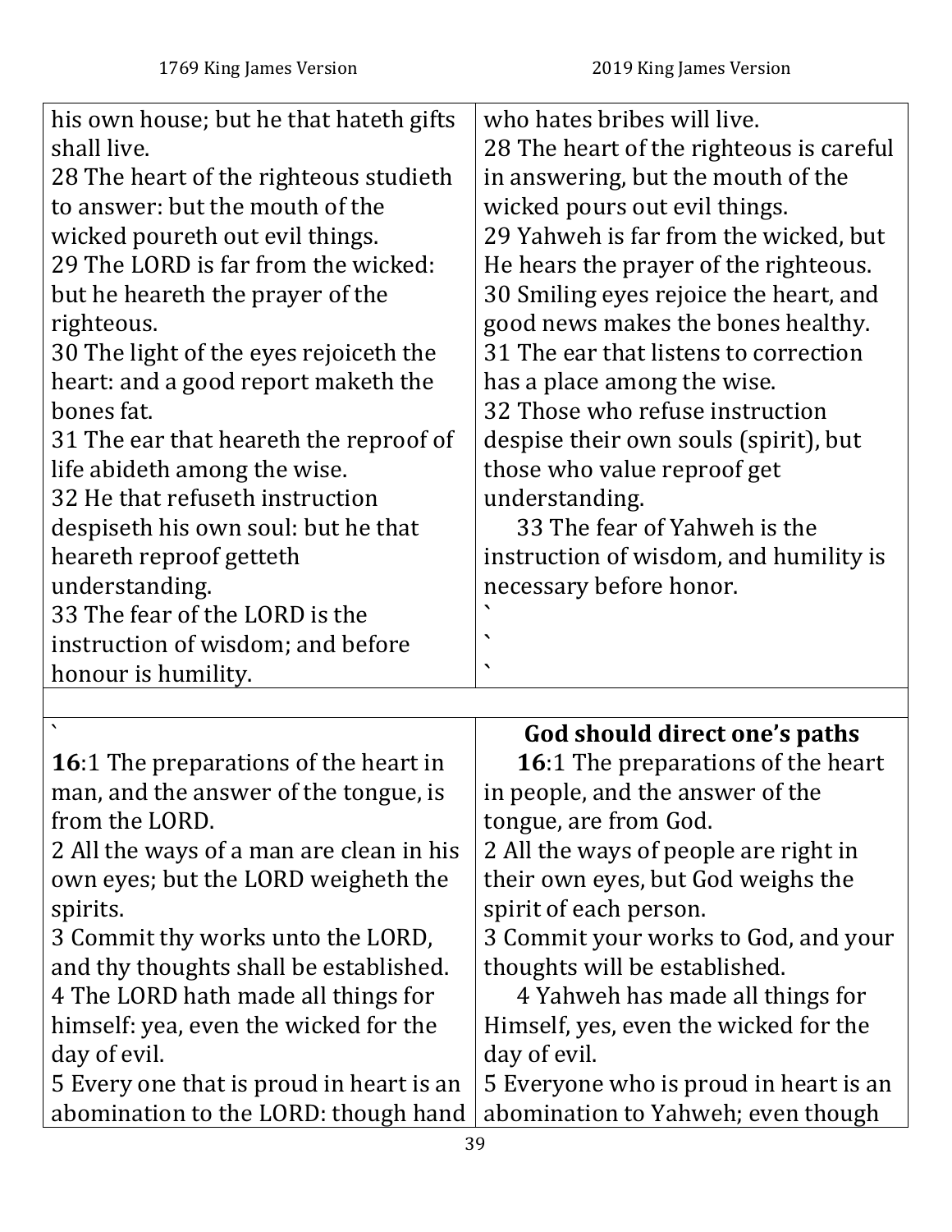| 1769 King James Version | 2019 King James Version |
| --- | --- |
| his own house; but he that hateth gifts shall live.<br>28 The heart of the righteous studieth to answer: but the mouth of the wicked poureth out evil things.<br>29 The LORD is far from the wicked: but he heareth the prayer of the righteous.<br>30 The light of the eyes rejoiceth the heart: and a good report maketh the bones fat.<br>31 The ear that heareth the reproof of life abideth among the wise.<br>32 He that refuseth instruction despiseth his own soul: but he that heareth reproof getteth understanding.<br>33 The fear of the LORD is the instruction of wisdom; and before honour is humility. | who hates bribes will live.<br>28 The heart of the righteous is careful in answering, but the mouth of the wicked pours out evil things.<br>29 Yahweh is far from the wicked, but He hears the prayer of the righteous.<br>30 Smiling eyes rejoice the heart, and good news makes the bones healthy.<br>31 The ear that listens to correction has a place among the wise.<br>32 Those who refuse instruction despise their own souls (spirit), but those who value reproof get understanding.<br>33 The fear of Yahweh is the instruction of wisdom, and humility is necessary before honor.<br>`<br>`<br>` |
| | |
| `<br>**16**:1 The preparations of the heart in man, and the answer of the tongue, is from the LORD.<br>2 All the ways of a man are clean in his own eyes; but the LORD weigheth the spirits.<br>3 Commit thy works unto the LORD, and thy thoughts shall be established.<br>4 The LORD hath made all things for himself: yea, even the wicked for the day of evil.<br>5 Every one that is proud in heart is an abomination to the LORD: though hand | **God should direct one's paths**<br>**16**:1 The preparations of the heart in people, and the answer of the tongue, are from God.<br>2 All the ways of people are right in their own eyes, but God weighs the spirit of each person.<br>3 Commit your works to God, and your thoughts will be established.<br>4 Yahweh has made all things for Himself, yes, even the wicked for the day of evil.<br>5 Everyone who is proud in heart is an abomination to Yahweh; even though |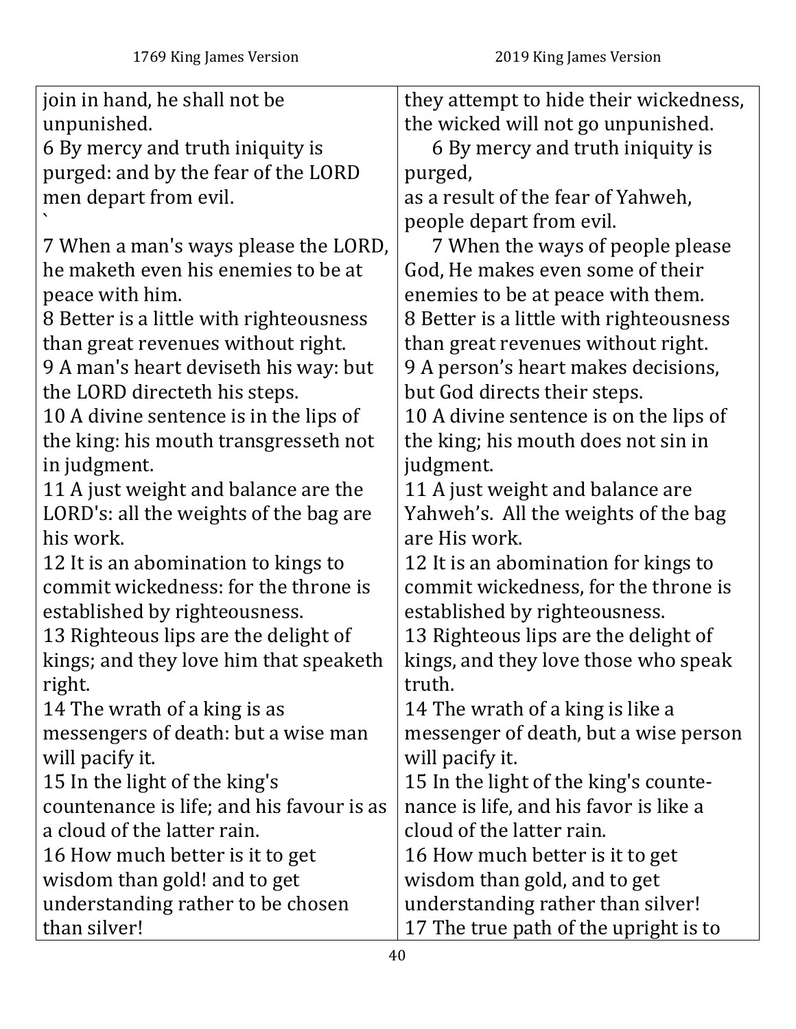| 1769 King James Version | 2019 King James Version |
|---|---|
| join in hand, he shall not be unpunished. | they attempt to hide their wickedness, the wicked will not go unpunished. |
| 6 By mercy and truth iniquity is purged: and by the fear of the LORD men depart from evil. ` | 6 By mercy and truth iniquity is purged,<br>as a result of the fear of Yahweh,<br>people depart from evil. |
| 7 When a man's ways please the LORD, he maketh even his enemies to be at peace with him. | 7 When the ways of people please God, He makes even some of their enemies to be at peace with them. |
| 8 Better is a little with righteousness than great revenues without right. | 8 Better is a little with righteousness than great revenues without right. |
| 9 A man's heart deviseth his way: but the LORD directeth his steps. | 9 A person's heart makes decisions, but God directs their steps. |
| 10 A divine sentence is in the lips of the king: his mouth transgresseth not in judgment. | 10 A divine sentence is on the lips of the king; his mouth does not sin in judgment. |
| 11 A just weight and balance are the LORD's: all the weights of the bag are his work. | 11 A just weight and balance are Yahweh's. All the weights of the bag are His work. |
| 12 It is an abomination to kings to commit wickedness: for the throne is established by righteousness. | 12 It is an abomination for kings to commit wickedness, for the throne is established by righteousness. |
| 13 Righteous lips are the delight of kings; and they love him that speaketh right. | 13 Righteous lips are the delight of kings, and they love those who speak truth. |
| 14 The wrath of a king is as messengers of death: but a wise man will pacify it. | 14 The wrath of a king is like a messenger of death, but a wise person will pacify it. |
| 15 In the light of the king's countenance is life; and his favour is as a cloud of the latter rain. | 15 In the light of the king's countenance is life, and his favor is like a cloud of the latter rain. |
| 16 How much better is it to get wisdom than gold! and to get understanding rather to be chosen than silver! | 16 How much better is it to get wisdom than gold, and to get understanding rather than silver!<br>17 The true path of the upright is to |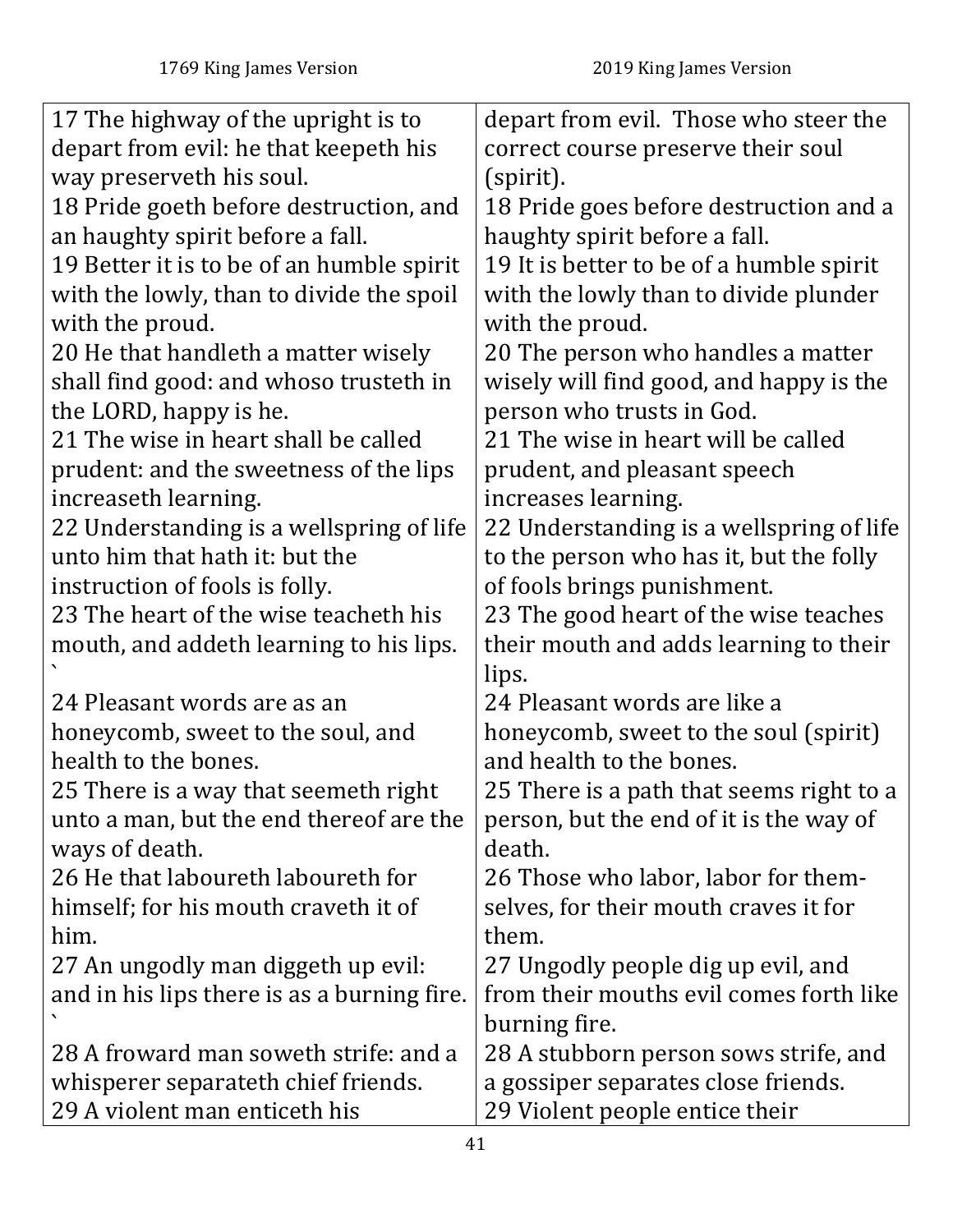| 1769 King James Version | 2019 King James Version |
| --- | --- |
| 17 The highway of the upright is to depart from evil: he that keepeth his way preserveth his soul. | depart from evil. Those who steer the correct course preserve their soul (spirit). |
| 18 Pride goeth before destruction, and an haughty spirit before a fall. | 18 Pride goes before destruction and a haughty spirit before a fall. |
| 19 Better it is to be of an humble spirit with the lowly, than to divide the spoil with the proud. | 19 It is better to be of a humble spirit with the lowly than to divide plunder with the proud. |
| 20 He that handleth a matter wisely shall find good: and whoso trusteth in the LORD, happy is he. | 20 The person who handles a matter wisely will find good, and happy is the person who trusts in God. |
| 21 The wise in heart shall be called prudent: and the sweetness of the lips increaseth learning. | 21 The wise in heart will be called prudent, and pleasant speech increases learning. |
| 22 Understanding is a wellspring of life unto him that hath it: but the instruction of fools is folly. | 22 Understanding is a wellspring of life to the person who has it, but the folly of fools brings punishment. |
| 23 The heart of the wise teacheth his mouth, and addeth learning to his lips. ` | 23 The good heart of the wise teaches their mouth and adds learning to their lips. |
| 24 Pleasant words are as an honeycomb, sweet to the soul, and health to the bones. | 24 Pleasant words are like a honeycomb, sweet to the soul (spirit) and health to the bones. |
| 25 There is a way that seemeth right unto a man, but the end thereof are the ways of death. | 25 There is a path that seems right to a person, but the end of it is the way of death. |
| 26 He that laboureth laboureth for himself; for his mouth craveth it of him. | 26 Those who labor, labor for themselves, for their mouth craves it for them. |
| 27 An ungodly man diggeth up evil: and in his lips there is as a burning fire. ` | 27 Ungodly people dig up evil, and from their mouths evil comes forth like burning fire. |
| 28 A froward man soweth strife: and a whisperer separateth chief friends. | 28 A stubborn person sows strife, and a gossiper separates close friends. |
| 29 A violent man enticeth his | 29 Violent people entice their |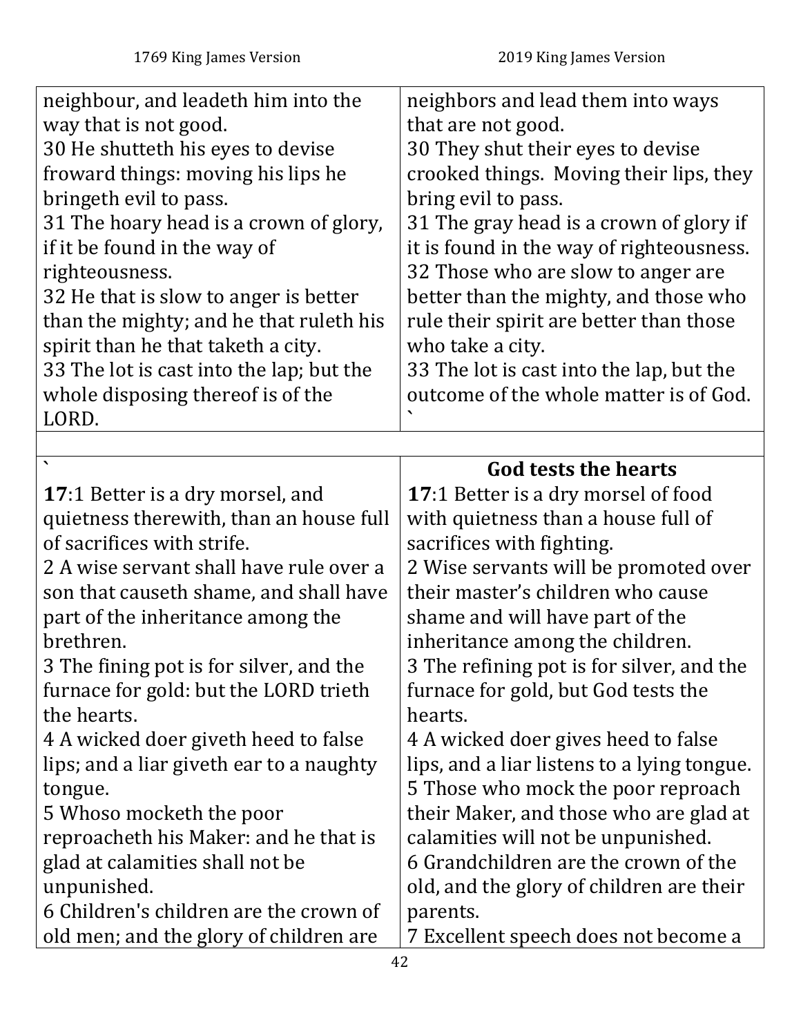| 1769 King James Version | 2019 King James Version |
|---|---|
| neighbour, and leadeth him into the way that is not good.<br>30 He shutteth his eyes to devise froward things: moving his lips he bringeth evil to pass.<br>31 The hoary head is a crown of glory, if it be found in the way of righteousness.<br>32 He that is slow to anger is better than the mighty; and he that ruleth his spirit than he that taketh a city.<br>33 The lot is cast into the lap; but the whole disposing thereof is of the LORD. | neighbors and lead them into ways that are not good.<br>30 They shut their eyes to devise crooked things. Moving their lips, they bring evil to pass.<br>31 The gray head is a crown of glory if it is found in the way of righteousness.<br>32 Those who are slow to anger are better than the mighty, and those who rule their spirit are better than those who take a city.<br>33 The lot is cast into the lap, but the outcome of the whole matter is of God.<br>` |
| | |
| `<br>**17**:1 Better is a dry morsel, and quietness therewith, than an house full of sacrifices with strife.<br>2 A wise servant shall have rule over a son that causeth shame, and shall have part of the inheritance among the brethren.<br>3 The fining pot is for silver, and the furnace for gold: but the LORD trieth the hearts.<br>4 A wicked doer giveth heed to false lips; and a liar giveth ear to a naughty tongue.<br>5 Whoso mocketh the poor reproacheth his Maker: and he that is glad at calamities shall not be unpunished.<br>6 Children's children are the crown of old men; and the glory of children are | **God tests the hearts**<br>**17**:1 Better is a dry morsel of food with quietness than a house full of sacrifices with fighting.<br>2 Wise servants will be promoted over their master's children who cause shame and will have part of the inheritance among the children.<br>3 The refining pot is for silver, and the furnace for gold, but God tests the hearts.<br>4 A wicked doer gives heed to false lips, and a liar listens to a lying tongue.<br>5 Those who mock the poor reproach their Maker, and those who are glad at calamities will not be unpunished.<br>6 Grandchildren are the crown of the old, and the glory of children are their parents.<br>7 Excellent speech does not become a |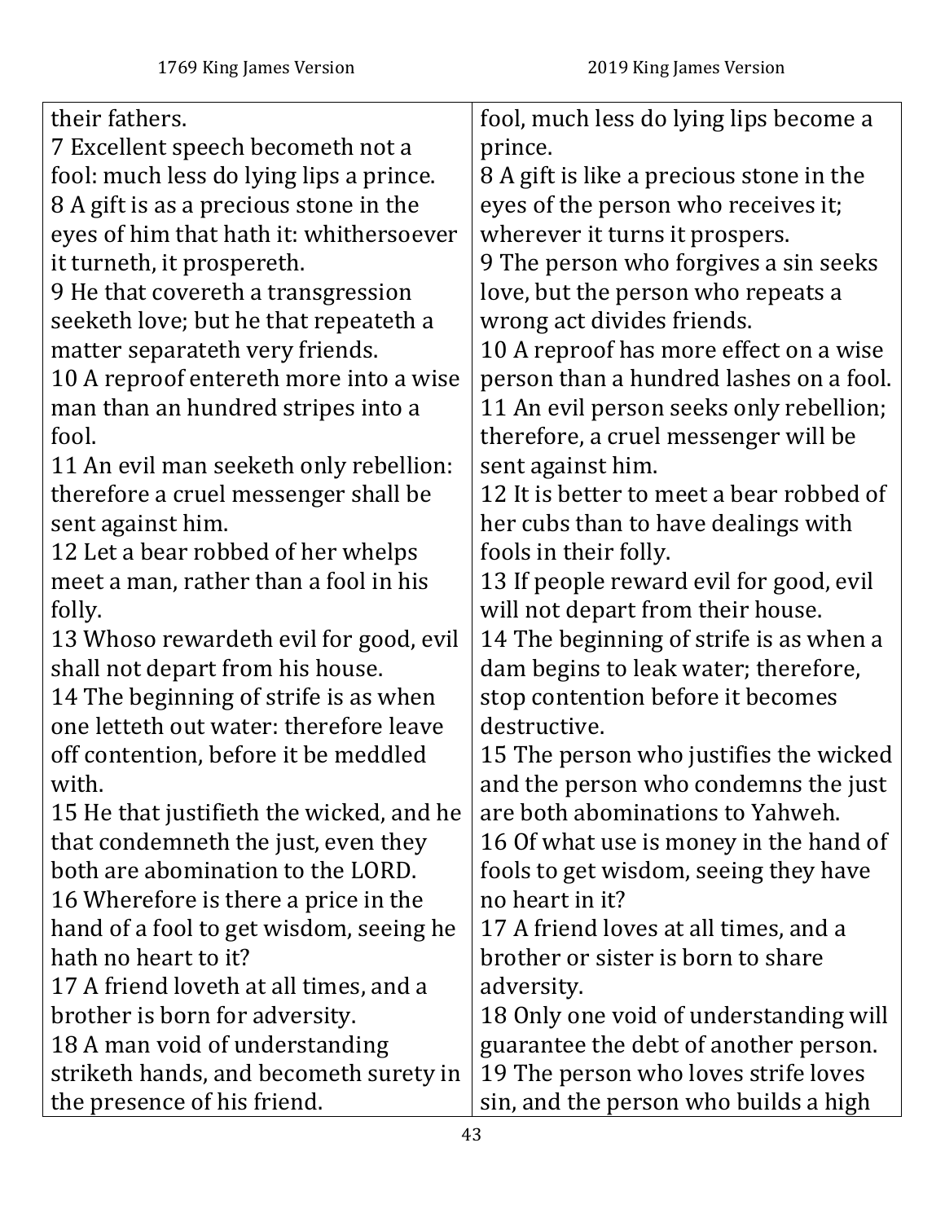| 1769 King James Version | 2019 King James Version |
|---|---|
| their fathers. | fool, much less do lying lips become a prince. |
| 7 Excellent speech becometh not a fool: much less do lying lips a prince. | |
| 8 A gift is as a precious stone in the eyes of him that hath it: whithersoever it turneth, it prospereth. | 8 A gift is like a precious stone in the eyes of the person who receives it; wherever it turns it prospers. |
| 9 He that covereth a transgression seeketh love; but he that repeateth a matter separateth very friends. | 9 The person who forgives a sin seeks love, but the person who repeats a wrong act divides friends. |
| 10 A reproof entereth more into a wise man than an hundred stripes into a fool. | 10 A reproof has more effect on a wise person than a hundred lashes on a fool. |
| 11 An evil man seeketh only rebellion: therefore a cruel messenger shall be sent against him. | 11 An evil person seeks only rebellion; therefore, a cruel messenger will be sent against him. |
| 12 Let a bear robbed of her whelps meet a man, rather than a fool in his folly. | 12 It is better to meet a bear robbed of her cubs than to have dealings with fools in their folly. |
| 13 Whoso rewardeth evil for good, evil shall not depart from his house. | 13 If people reward evil for good, evil will not depart from their house. |
| 14 The beginning of strife is as when one letteth out water: therefore leave off contention, before it be meddled with. | 14 The beginning of strife is as when a dam begins to leak water; therefore, stop contention before it becomes destructive. |
| 15 He that justifieth the wicked, and he that condemneth the just, even they both are abomination to the LORD. | 15 The person who justifies the wicked and the person who condemns the just are both abominations to Yahweh. |
| 16 Wherefore is there a price in the hand of a fool to get wisdom, seeing he hath no heart to it? | 16 Of what use is money in the hand of fools to get wisdom, seeing they have no heart in it? |
| 17 A friend loveth at all times, and a brother is born for adversity. | 17 A friend loves at all times, and a brother or sister is born to share adversity. |
| 18 A man void of understanding striketh hands, and becometh surety in the presence of his friend. | 18 Only one void of understanding will guarantee the debt of another person. |
| | 19 The person who loves strife loves sin, and the person who builds a high |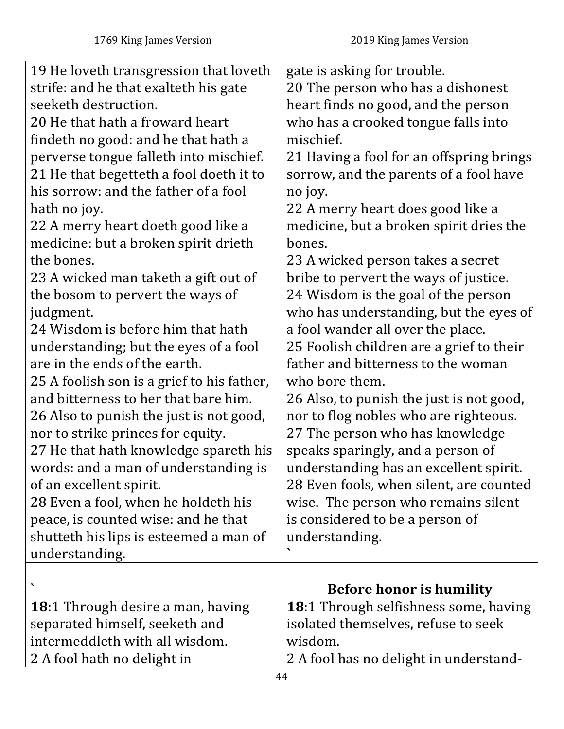| 1769 King James Version | 2019 King James Version |
|---|---|
| 19 He loveth transgression that loveth strife: and he that exalteth his gate seeketh destruction.<br>20 He that hath a froward heart findeth no good: and he that hath a perverse tongue falleth into mischief.<br>21 He that begetteth a fool doeth it to his sorrow: and the father of a fool hath no joy.<br>22 A merry heart doeth good like a medicine: but a broken spirit drieth the bones.<br>23 A wicked man taketh a gift out of the bosom to pervert the ways of judgment.<br>24 Wisdom is before him that hath understanding; but the eyes of a fool are in the ends of the earth.<br>25 A foolish son is a grief to his father, and bitterness to her that bare him.<br>26 Also to punish the just is not good, nor to strike princes for equity.<br>27 He that hath knowledge spareth his words: and a man of understanding is of an excellent spirit.<br>28 Even a fool, when he holdeth his peace, is counted wise: and he that shutteth his lips is esteemed a man of understanding. | gate is asking for trouble.<br>20 The person who has a dishonest heart finds no good, and the person who has a crooked tongue falls into mischief.<br>21 Having a fool for an offspring brings sorrow, and the parents of a fool have no joy.<br>22 A merry heart does good like a medicine, but a broken spirit dries the bones.<br>23 A wicked person takes a secret bribe to pervert the ways of justice.<br>24 Wisdom is the goal of the person who has understanding, but the eyes of a fool wander all over the place.<br>25 Foolish children are a grief to their father and bitterness to the woman who bore them.<br>26 Also, to punish the just is not good, nor to flog nobles who are righteous.<br>27 The person who has knowledge speaks sparingly, and a person of understanding has an excellent spirit.<br>28 Even fools, when silent, are counted wise. The person who remains silent is considered to be a person of understanding.<br>` |
| | |
| `<br>**18**:1 Through desire a man, having separated himself, seeketh and intermeddleth with all wisdom.<br>2 A fool hath no delight in | **Before honor is humility**<br>**18**:1 Through selfishness some, having isolated themselves, refuse to seek wisdom.<br>2 A fool has no delight in understand- |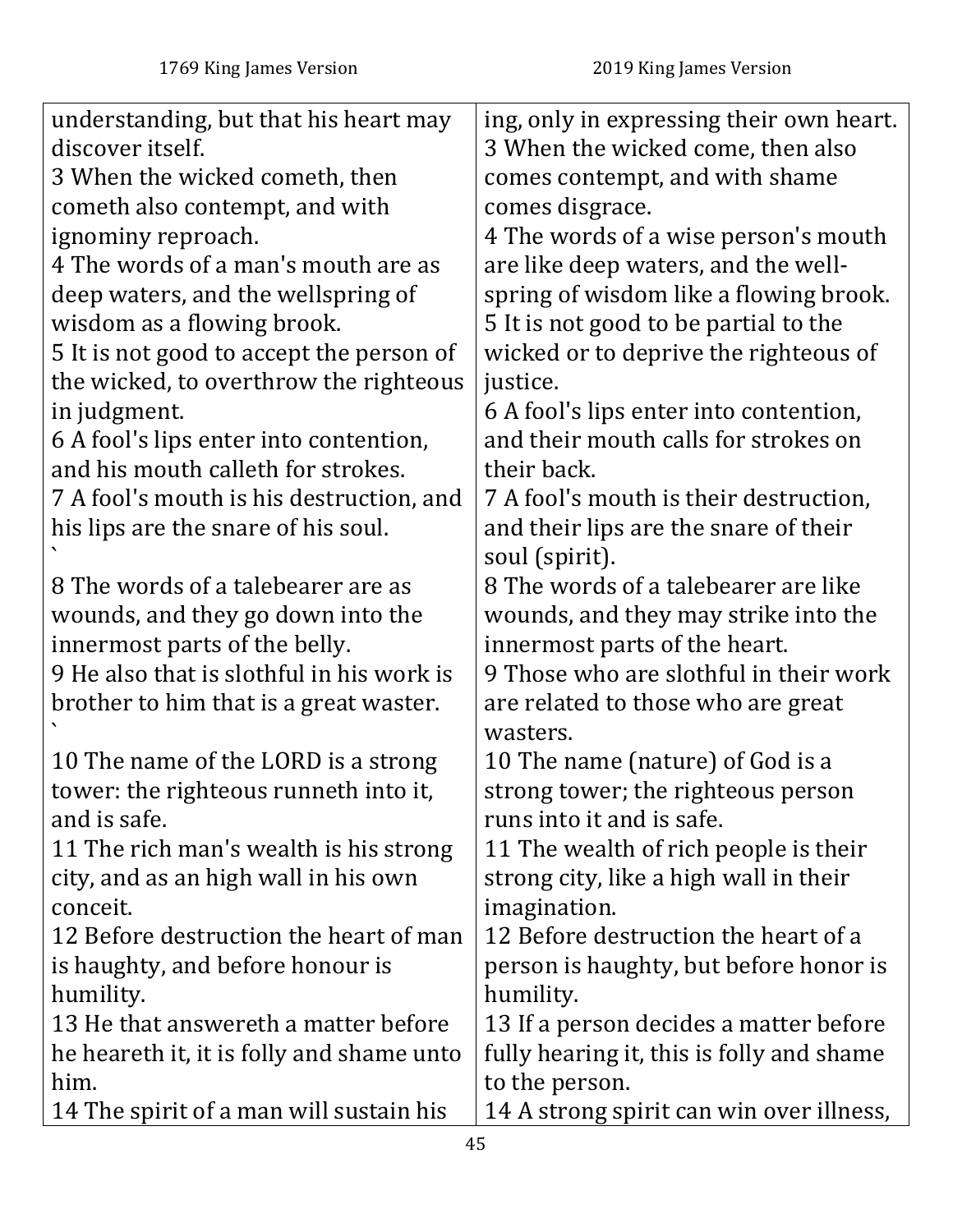| 1769 King James Version | 2019 King James Version |
|---|---|
| understanding, but that his heart may discover itself. | ing, only in expressing their own heart. |
| 3 When the wicked cometh, then cometh also contempt, and with ignominy reproach. | 3 When the wicked come, then also comes contempt, and with shame comes disgrace. |
| 4 The words of a man's mouth are as deep waters, and the wellspring of wisdom as a flowing brook. | 4 The words of a wise person's mouth are like deep waters, and the well-spring of wisdom like a flowing brook. |
| 5 It is not good to accept the person of the wicked, to overthrow the righteous in judgment. | 5 It is not good to be partial to the wicked or to deprive the righteous of justice. |
| 6 A fool's lips enter into contention, and his mouth calleth for strokes. | 6 A fool's lips enter into contention, and their mouth calls for strokes on their back. |
| 7 A fool's mouth is his destruction, and his lips are the snare of his soul. ` | 7 A fool's mouth is their destruction, and their lips are the snare of their soul (spirit). |
| 8 The words of a talebearer are as wounds, and they go down into the innermost parts of the belly. | 8 The words of a talebearer are like wounds, and they may strike into the innermost parts of the heart. |
| 9 He also that is slothful in his work is brother to him that is a great waster. ` | 9 Those who are slothful in their work are related to those who are great wasters. |
| 10 The name of the LORD is a strong tower: the righteous runneth into it, and is safe. | 10 The name (nature) of God is a strong tower; the righteous person runs into it and is safe. |
| 11 The rich man's wealth is his strong city, and as an high wall in his own conceit. | 11 The wealth of rich people is their strong city, like a high wall in their imagination. |
| 12 Before destruction the heart of man is haughty, and before honour is humility. | 12 Before destruction the heart of a person is haughty, but before honor is humility. |
| 13 He that answereth a matter before he heareth it, it is folly and shame unto him. | 13 If a person decides a matter before fully hearing it, this is folly and shame to the person. |
| 14 The spirit of a man will sustain his | 14 A strong spirit can win over illness, |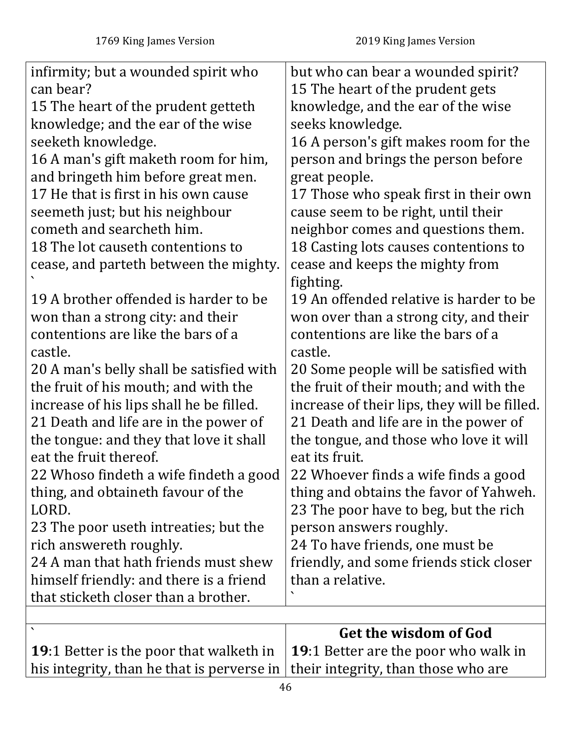| 1769 King James Version | 2019 King James Version |
|---|---|
| infirmity; but a wounded spirit who can bear?<br>15 The heart of the prudent getteth knowledge; and the ear of the wise seeketh knowledge.<br>16 A man's gift maketh room for him, and bringeth him before great men.<br>17 He that is first in his own cause seemeth just; but his neighbour cometh and searcheth him.<br>18 The lot causeth contentions to cease, and parteth between the mighty.<br>`<br>19 A brother offended is harder to be won than a strong city: and their contentions are like the bars of a castle.<br>20 A man's belly shall be satisfied with the fruit of his mouth; and with the increase of his lips shall he be filled.<br>21 Death and life are in the power of the tongue: and they that love it shall eat the fruit thereof.<br>22 Whoso findeth a wife findeth a good thing, and obtaineth favour of the LORD.<br>23 The poor useth intreaties; but the rich answereth roughly.<br>24 A man that hath friends must shew himself friendly: and there is a friend that sticketh closer than a brother. | but who can bear a wounded spirit?<br>15 The heart of the prudent gets knowledge, and the ear of the wise seeks knowledge.<br>16 A person's gift makes room for the person and brings the person before great people.<br>17 Those who speak first in their own cause seem to be right, until their neighbor comes and questions them.<br>18 Casting lots causes contentions to cease and keeps the mighty from fighting.<br>19 An offended relative is harder to be won over than a strong city, and their contentions are like the bars of a castle.<br>20 Some people will be satisfied with the fruit of their mouth; and with the increase of their lips, they will be filled.<br>21 Death and life are in the power of the tongue, and those who love it will eat its fruit.<br>22 Whoever finds a wife finds a good thing and obtains the favor of Yahweh.<br>23 The poor have to beg, but the rich person answers roughly.<br>24 To have friends, one must be friendly, and some friends stick closer than a relative.<br>` |
| | |
| ` | **Get the wisdom of God** |
| **19**:1 Better is the poor that walketh in his integrity, than he that is perverse in | **19**:1 Better are the poor who walk in their integrity, than those who are |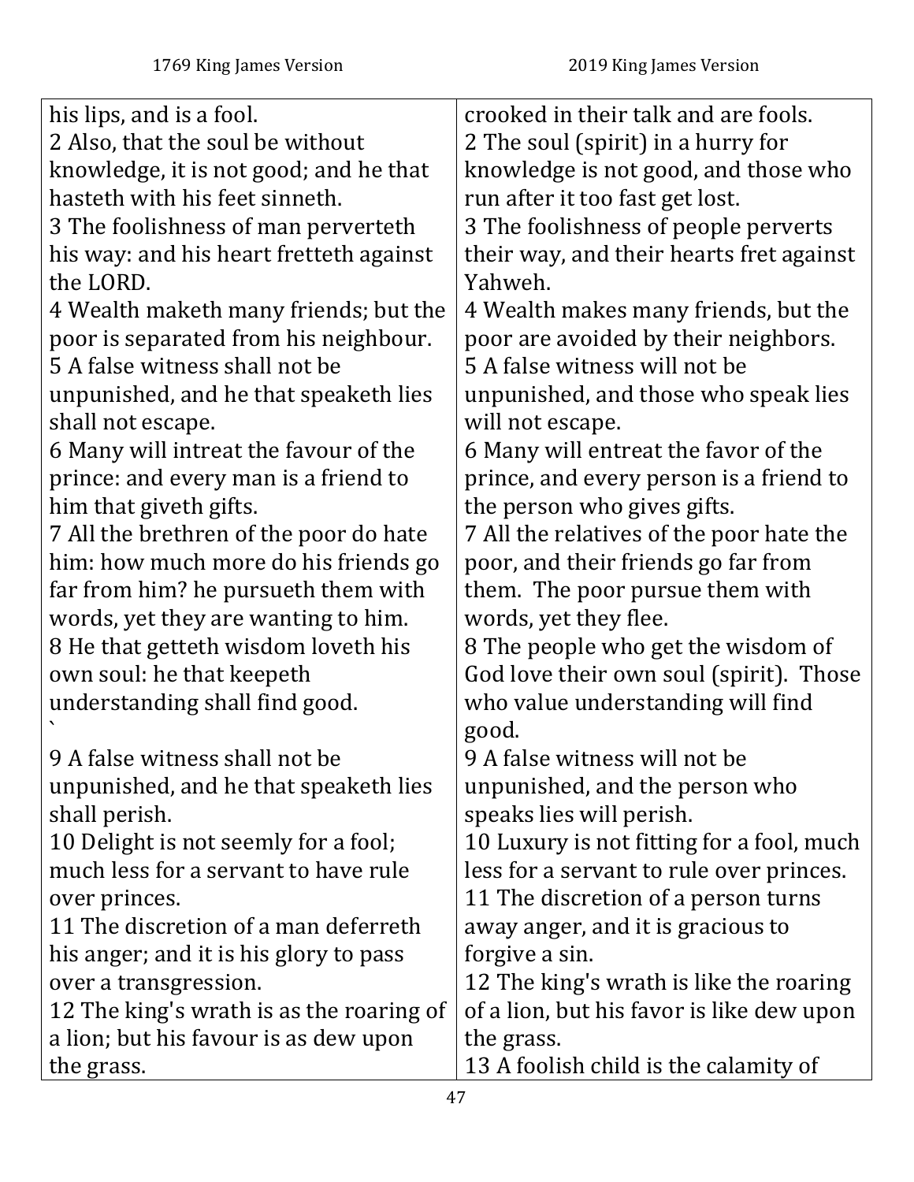| 1769 King James Version | 2019 King James Version |
|---|---|
| his lips, and is a fool.<br>2 Also, that the soul be without knowledge, it is not good; and he that hasteth with his feet sinneth.<br>3 The foolishness of man perverteth his way: and his heart fretteth against the LORD.<br>4 Wealth maketh many friends; but the poor is separated from his neighbour.<br>5 A false witness shall not be unpunished, and he that speaketh lies shall not escape.<br>6 Many will intreat the favour of the prince: and every man is a friend to him that giveth gifts.<br>7 All the brethren of the poor do hate him: how much more do his friends go far from him? he pursueth them with words, yet they are wanting to him.<br>8 He that getteth wisdom loveth his own soul: he that keepeth understanding shall find good.<br>`<br>9 A false witness shall not be unpunished, and he that speaketh lies shall perish.<br>10 Delight is not seemly for a fool; much less for a servant to have rule over princes.<br>11 The discretion of a man deferreth his anger; and it is his glory to pass over a transgression.<br>12 The king's wrath is as the roaring of a lion; but his favour is as dew upon the grass. | crooked in their talk and are fools.<br>2 The soul (spirit) in a hurry for knowledge is not good, and those who run after it too fast get lost.<br>3 The foolishness of people perverts their way, and their hearts fret against Yahweh.<br>4 Wealth makes many friends, but the poor are avoided by their neighbors.<br>5 A false witness will not be unpunished, and those who speak lies will not escape.<br>6 Many will entreat the favor of the prince, and every person is a friend to the person who gives gifts.<br>7 All the relatives of the poor hate the poor, and their friends go far from them. The poor pursue them with words, yet they flee.<br>8 The people who get the wisdom of God love their own soul (spirit). Those who value understanding will find good.<br>9 A false witness will not be unpunished, and the person who speaks lies will perish.<br>10 Luxury is not fitting for a fool, much less for a servant to rule over princes.<br>11 The discretion of a person turns away anger, and it is gracious to forgive a sin.<br>12 The king's wrath is like the roaring of a lion, but his favor is like dew upon the grass.<br>13 A foolish child is the calamity of |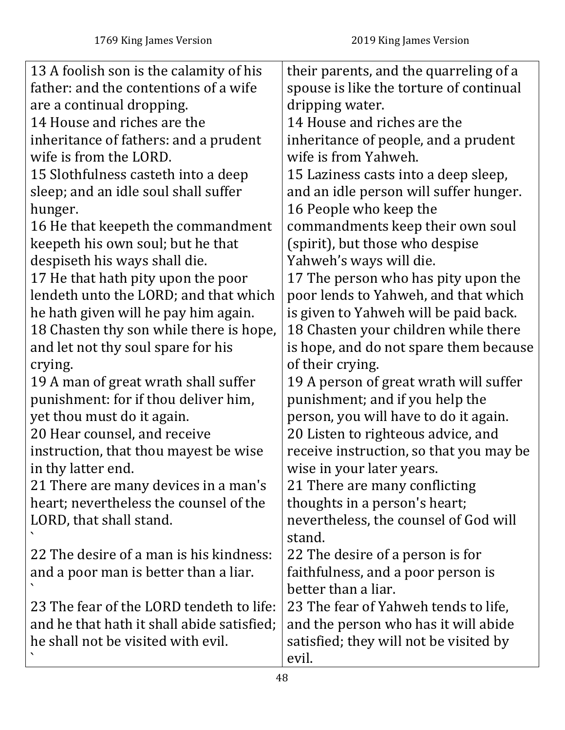| 1769 King James Version | 2019 King James Version |
|---|---|
| 13 A foolish son is the calamity of his father: and the contentions of a wife are a continual dropping.<br>14 House and riches are the inheritance of fathers: and a prudent wife is from the LORD.<br>15 Slothfulness casteth into a deep sleep; and an idle soul shall suffer hunger.<br>16 He that keepeth the commandment keepeth his own soul; but he that despiseth his ways shall die.<br>17 He that hath pity upon the poor lendeth unto the LORD; and that which he hath given will he pay him again.<br>18 Chasten thy son while there is hope, and let not thy soul spare for his crying.<br>19 A man of great wrath shall suffer punishment: for if thou deliver him, yet thou must do it again.<br>20 Hear counsel, and receive instruction, that thou mayest be wise in thy latter end.<br>21 There are many devices in a man's heart; nevertheless the counsel of the LORD, that shall stand.<br>`<br>22 The desire of a man is his kindness: and a poor man is better than a liar.<br>`<br>23 The fear of the LORD tendeth to life: and he that hath it shall abide satisfied; he shall not be visited with evil.<br>` | their parents, and the quarreling of a spouse is like the torture of continual dripping water.<br>14 House and riches are the inheritance of people, and a prudent wife is from Yahweh.<br>15 Laziness casts into a deep sleep, and an idle person will suffer hunger.<br>16 People who keep the commandments keep their own soul (spirit), but those who despise Yahweh's ways will die.<br>17 The person who has pity upon the poor lends to Yahweh, and that which is given to Yahweh will be paid back.<br>18 Chasten your children while there is hope, and do not spare them because of their crying.<br>19 A person of great wrath will suffer punishment; and if you help the person, you will have to do it again.<br>20 Listen to righteous advice, and receive instruction, so that you may be wise in your later years.<br>21 There are many conflicting thoughts in a person's heart; nevertheless, the counsel of God will stand.<br>22 The desire of a person is for faithfulness, and a poor person is better than a liar.<br>23 The fear of Yahweh tends to life, and the person who has it will abide satisfied; they will not be visited by evil. |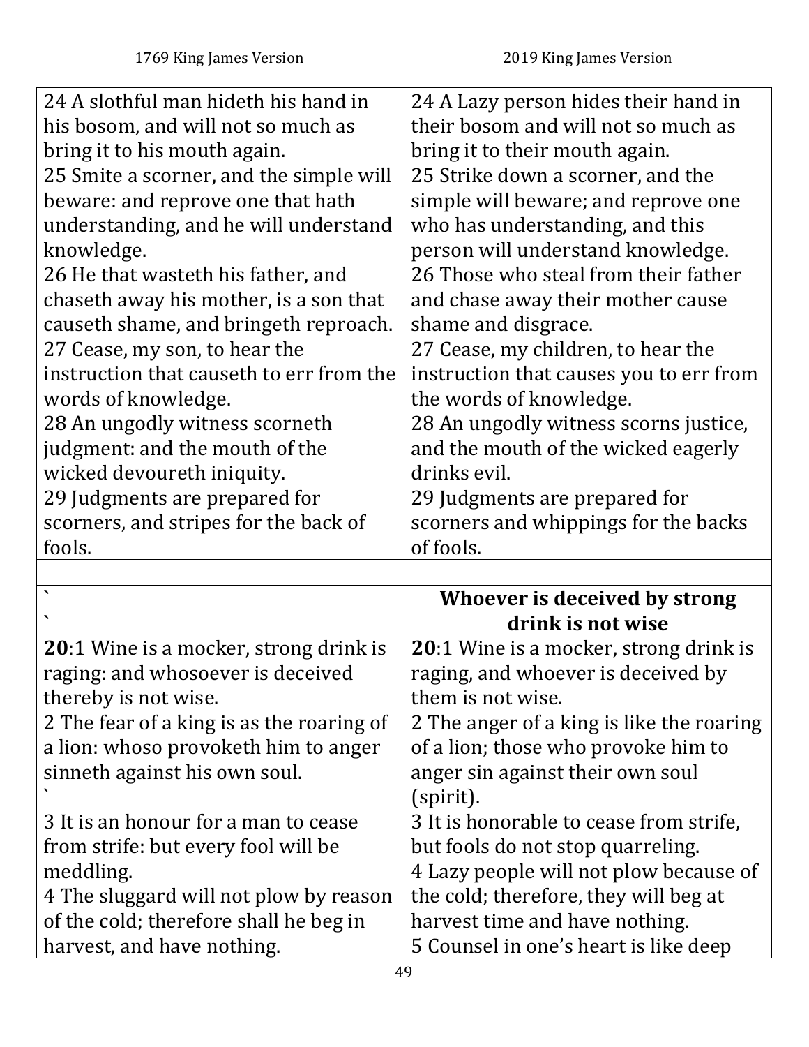| 1769 King James Version | 2019 King James Version |
|---|---|
| 24 A slothful man hideth his hand in his bosom, and will not so much as bring it to his mouth again.<br>25 Smite a scorner, and the simple will beware: and reprove one that hath understanding, and he will understand knowledge.<br>26 He that wasteth his father, and chaseth away his mother, is a son that causeth shame, and bringeth reproach.<br>27 Cease, my son, to hear the instruction that causeth to err from the words of knowledge.<br>28 An ungodly witness scorneth judgment: and the mouth of the wicked devoureth iniquity.<br>29 Judgments are prepared for scorners, and stripes for the back of fools. | 24 A Lazy person hides their hand in their bosom and will not so much as bring it to their mouth again.<br>25 Strike down a scorner, and the simple will beware; and reprove one who has understanding, and this person will understand knowledge.<br>26 Those who steal from their father and chase away their mother cause shame and disgrace.<br>27 Cease, my children, to hear the instruction that causes you to err from the words of knowledge.<br>28 An ungodly witness scorns justice, and the mouth of the wicked eagerly drinks evil.<br>29 Judgments are prepared for scorners and whippings for the backs of fools. |
| | |
| `<br>`<br>**20**:1 Wine is a mocker, strong drink is raging: and whosoever is deceived thereby is not wise.<br>2 The fear of a king is as the roaring of a lion: whoso provoketh him to anger sinneth against his own soul.<br>`<br>3 It is an honour for a man to cease from strife: but every fool will be meddling.<br>4 The sluggard will not plow by reason of the cold; therefore shall he beg in harvest, and have nothing. | **Whoever is deceived by strong drink is not wise**<br>**20**:1 Wine is a mocker, strong drink is raging, and whoever is deceived by them is not wise.<br>2 The anger of a king is like the roaring of a lion; those who provoke him to anger sin against their own soul (spirit).<br>3 It is honorable to cease from strife, but fools do not stop quarreling.<br>4 Lazy people will not plow because of the cold; therefore, they will beg at harvest time and have nothing.<br>5 Counsel in one's heart is like deep |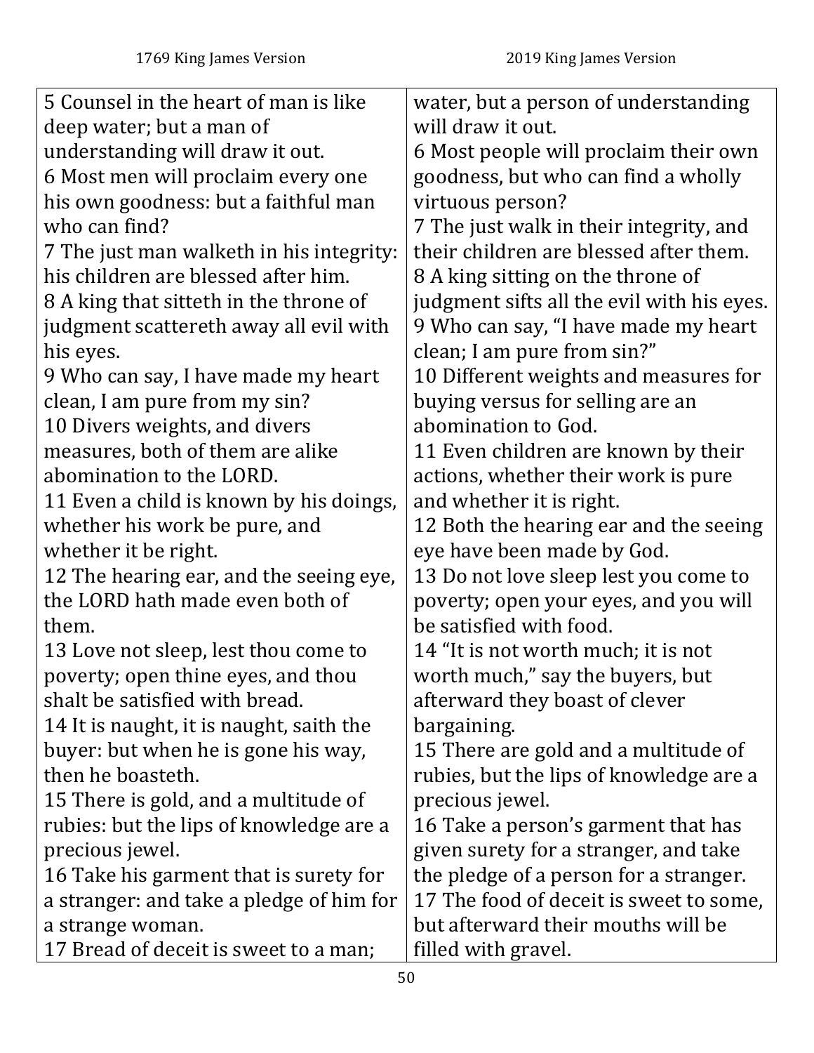| 1769 King James Version | 2019 King James Version |
| --- | --- |
| 5 Counsel in the heart of man is like deep water; but a man of understanding will draw it out. | water, but a person of understanding will draw it out. |
| 6 Most men will proclaim every one his own goodness: but a faithful man who can find? | 6 Most people will proclaim their own goodness, but who can find a wholly virtuous person? |
| 7 The just man walketh in his integrity: his children are blessed after him. | 7 The just walk in their integrity, and their children are blessed after them. |
| 8 A king that sitteth in the throne of judgment scattereth away all evil with his eyes. | 8 A king sitting on the throne of judgment sifts all the evil with his eyes. |
| 9 Who can say, I have made my heart clean, I am pure from my sin? | 9 Who can say, "I have made my heart clean; I am pure from sin?" |
| 10 Divers weights, and divers measures, both of them are alike abomination to the LORD. | 10 Different weights and measures for buying versus for selling are an abomination to God. |
| 11 Even a child is known by his doings, whether his work be pure, and whether it be right. | 11 Even children are known by their actions, whether their work is pure and whether it is right. |
| 12 The hearing ear, and the seeing eye, the LORD hath made even both of them. | 12 Both the hearing ear and the seeing eye have been made by God. |
| 13 Love not sleep, lest thou come to poverty; open thine eyes, and thou shalt be satisfied with bread. | 13 Do not love sleep lest you come to poverty; open your eyes, and you will be satisfied with food. |
| 14 It is naught, it is naught, saith the buyer: but when he is gone his way, then he boasteth. | 14 "It is not worth much; it is not worth much," say the buyers, but afterward they boast of clever bargaining. |
| 15 There is gold, and a multitude of rubies: but the lips of knowledge are a precious jewel. | 15 There are gold and a multitude of rubies, but the lips of knowledge are a precious jewel. |
| 16 Take his garment that is surety for a stranger: and take a pledge of him for a strange woman. | 16 Take a person's garment that has given surety for a stranger, and take the pledge of a person for a stranger. |
| 17 Bread of deceit is sweet to a man; | 17 The food of deceit is sweet to some, but afterward their mouths will be filled with gravel. |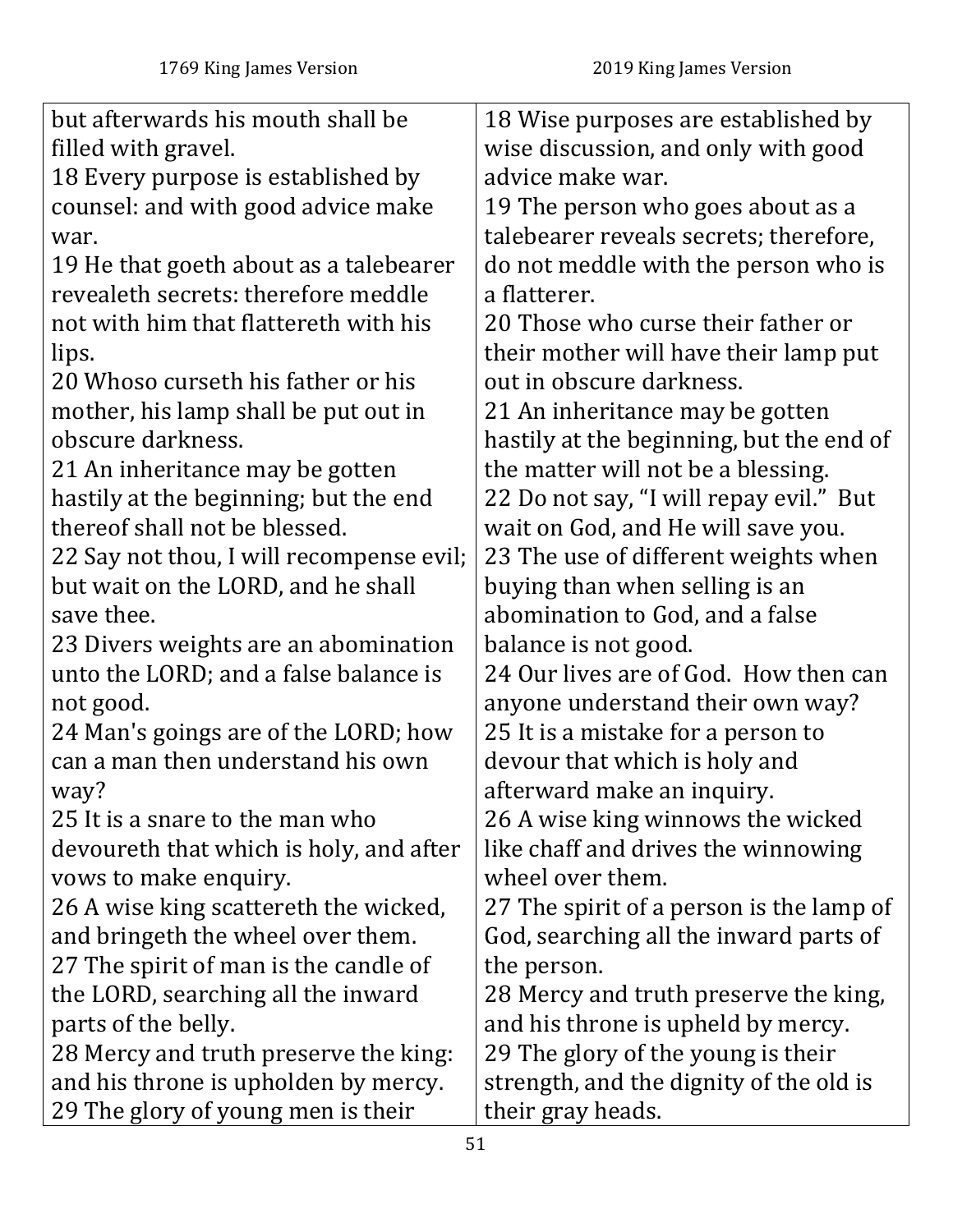| 1769 King James Version | 2019 King James Version |
| --- | --- |
| but afterwards his mouth shall be filled with gravel. | |
| 18 Every purpose is established by counsel: and with good advice make war. | 18 Wise purposes are established by wise discussion, and only with good advice make war. |
| 19 He that goeth about as a talebearer revealeth secrets: therefore meddle not with him that flattereth with his lips. | 19 The person who goes about as a talebearer reveals secrets; therefore, do not meddle with the person who is a flatterer. |
| 20 Whoso curseth his father or his mother, his lamp shall be put out in obscure darkness. | 20 Those who curse their father or their mother will have their lamp put out in obscure darkness. |
| 21 An inheritance may be gotten hastily at the beginning; but the end thereof shall not be blessed. | 21 An inheritance may be gotten hastily at the beginning, but the end of the matter will not be a blessing. |
| 22 Say not thou, I will recompense evil; but wait on the LORD, and he shall save thee. | 22 Do not say, "I will repay evil." But wait on God, and He will save you. |
| 23 Divers weights are an abomination unto the LORD; and a false balance is not good. | 23 The use of different weights when buying than when selling is an abomination to God, and a false balance is not good. |
| 24 Man's goings are of the LORD; how can a man then understand his own way? | 24 Our lives are of God. How then can anyone understand their own way? |
| 25 It is a snare to the man who devoureth that which is holy, and after vows to make enquiry. | 25 It is a mistake for a person to devour that which is holy and afterward make an inquiry. |
| 26 A wise king scattereth the wicked, and bringeth the wheel over them. | 26 A wise king winnows the wicked like chaff and drives the winnowing wheel over them. |
| 27 The spirit of man is the candle of the LORD, searching all the inward parts of the belly. | 27 The spirit of a person is the lamp of God, searching all the inward parts of the person. |
| 28 Mercy and truth preserve the king: and his throne is upholden by mercy. | 28 Mercy and truth preserve the king, and his throne is upheld by mercy. |
| 29 The glory of young men is their | 29 The glory of the young is their strength, and the dignity of the old is their gray heads. |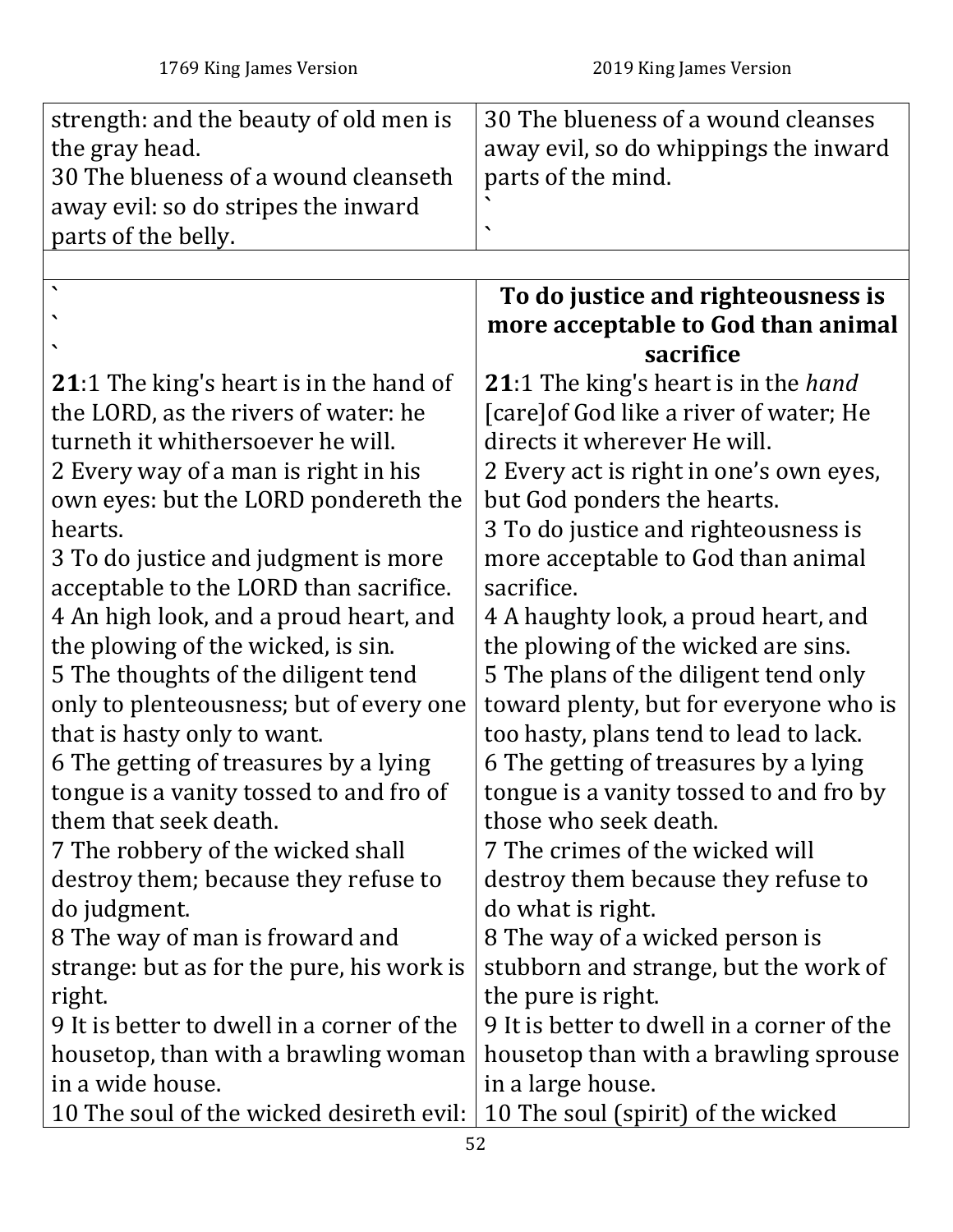| 1769 King James Version | 2019 King James Version |
|---|---|
| strength: and the beauty of old men is the gray head.<br>30 The blueness of a wound cleanseth away evil: so do stripes the inward parts of the belly. | 30 The blueness of a wound cleanses away evil, so do whippings the inward parts of the mind.<br>`<br>` |
| | |
| `<br>`<br>`<br>**21**:1 The king's heart is in the hand of the LORD, as the rivers of water: he turneth it whithersoever he will.<br>2 Every way of a man is right in his own eyes: but the LORD pondereth the hearts.<br>3 To do justice and judgment is more acceptable to the LORD than sacrifice.<br>4 An high look, and a proud heart, and the plowing of the wicked, is sin.<br>5 The thoughts of the diligent tend only to plenteousness; but of every one that is hasty only to want.<br>6 The getting of treasures by a lying tongue is a vanity tossed to and fro of them that seek death.<br>7 The robbery of the wicked shall destroy them; because they refuse to do judgment.<br>8 The way of man is froward and strange: but as for the pure, his work is right.<br>9 It is better to dwell in a corner of the housetop, than with a brawling woman in a wide house.<br>10 The soul of the wicked desireth evil: | **To do justice and righteousness is more acceptable to God than animal sacrifice**<br>**21**:1 The king's heart is in the *hand* [care]of God like a river of water; He directs it wherever He will.<br>2 Every act is right in one's own eyes, but God ponders the hearts.<br>3 To do justice and righteousness is more acceptable to God than animal sacrifice.<br>4 A haughty look, a proud heart, and the plowing of the wicked are sins.<br>5 The plans of the diligent tend only toward plenty, but for everyone who is too hasty, plans tend to lead to lack.<br>6 The getting of treasures by a lying tongue is a vanity tossed to and fro by those who seek death.<br>7 The crimes of the wicked will destroy them because they refuse to do what is right.<br>8 The way of a wicked person is stubborn and strange, but the work of the pure is right.<br>9 It is better to dwell in a corner of the housetop than with a brawling sprouse in a large house.<br>10 The soul (spirit) of the wicked |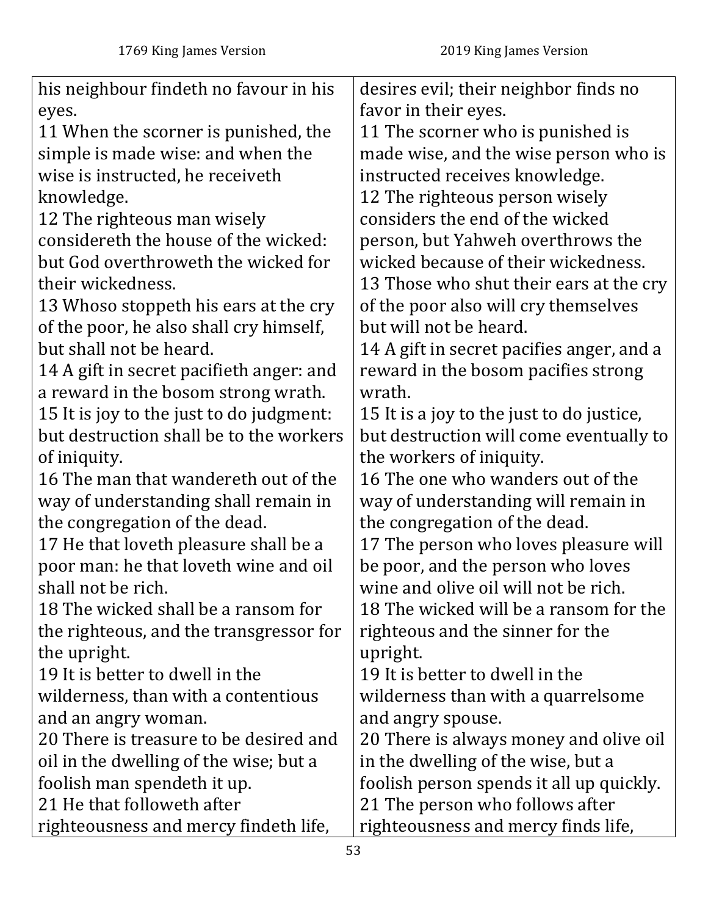| 1769 King James Version | 2019 King James Version |
|---|---|
| his neighbour findeth no favour in his eyes. | desires evil; their neighbor finds no favor in their eyes. |
| 11 When the scorner is punished, the simple is made wise: and when the wise is instructed, he receiveth knowledge. | 11 The scorner who is punished is made wise, and the wise person who is instructed receives knowledge. |
| 12 The righteous man wisely considereth the house of the wicked: but God overthroweth the wicked for their wickedness. | 12 The righteous person wisely considers the end of the wicked person, but Yahweh overthrows the wicked because of their wickedness. |
| 13 Whoso stoppeth his ears at the cry of the poor, he also shall cry himself, but shall not be heard. | 13 Those who shut their ears at the cry of the poor also will cry themselves but will not be heard. |
| 14 A gift in secret pacifieth anger: and a reward in the bosom strong wrath. | 14 A gift in secret pacifies anger, and a reward in the bosom pacifies strong wrath. |
| 15 It is joy to the just to do judgment: but destruction shall be to the workers of iniquity. | 15 It is a joy to the just to do justice, but destruction will come eventually to the workers of iniquity. |
| 16 The man that wandereth out of the way of understanding shall remain in the congregation of the dead. | 16 The one who wanders out of the way of understanding will remain in the congregation of the dead. |
| 17 He that loveth pleasure shall be a poor man: he that loveth wine and oil shall not be rich. | 17 The person who loves pleasure will be poor, and the person who loves wine and olive oil will not be rich. |
| 18 The wicked shall be a ransom for the righteous, and the transgressor for the upright. | 18 The wicked will be a ransom for the righteous and the sinner for the upright. |
| 19 It is better to dwell in the wilderness, than with a contentious and an angry woman. | 19 It is better to dwell in the wilderness than with a quarrelsome and angry spouse. |
| 20 There is treasure to be desired and oil in the dwelling of the wise; but a foolish man spendeth it up. | 20 There is always money and olive oil in the dwelling of the wise, but a foolish person spends it all up quickly. |
| 21 He that followeth after righteousness and mercy findeth life, | 21 The person who follows after righteousness and mercy finds life, |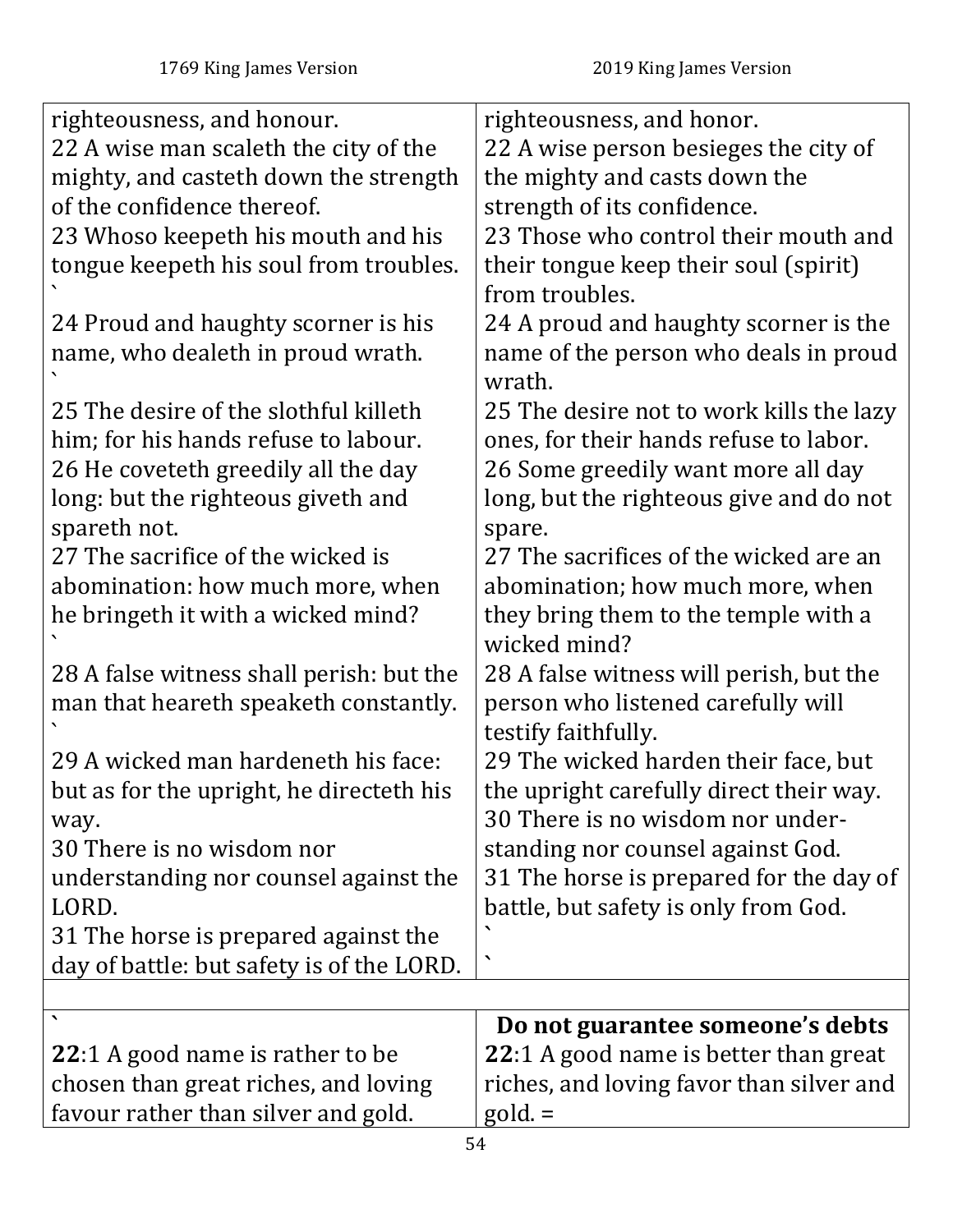| 1769 King James Version | 2019 King James Version |
|---|---|
| righteousness, and honour.<br>22 A wise man scaleth the city of the mighty, and casteth down the strength of the confidence thereof.<br>23 Whoso keepeth his mouth and his tongue keepeth his soul from troubles.<br>`<br>24 Proud and haughty scorner is his name, who dealeth in proud wrath.<br>`<br>25 The desire of the slothful killeth him; for his hands refuse to labour.<br>26 He coveteth greedily all the day long: but the righteous giveth and spareth not.<br>27 The sacrifice of the wicked is abomination: how much more, when he bringeth it with a wicked mind?<br>`<br>28 A false witness shall perish: but the man that heareth speaketh constantly.<br>`<br>29 A wicked man hardeneth his face: but as for the upright, he directeth his way.<br>30 There is no wisdom nor understanding nor counsel against the LORD.<br>31 The horse is prepared against the day of battle: but safety is of the LORD. | righteousness, and honor.<br>22 A wise person besieges the city of the mighty and casts down the strength of its confidence.<br>23 Those who control their mouth and their tongue keep their soul (spirit) from troubles.<br>24 A proud and haughty scorner is the name of the person who deals in proud wrath.<br>25 The desire not to work kills the lazy ones, for their hands refuse to labor.<br>26 Some greedily want more all day long, but the righteous give and do not spare.<br>27 The sacrifices of the wicked are an abomination; how much more, when they bring them to the temple with a wicked mind?<br>28 A false witness will perish, but the person who listened carefully will testify faithfully.<br>29 The wicked harden their face, but the upright carefully direct their way.<br>30 There is no wisdom nor understanding nor counsel against God.<br>31 The horse is prepared for the day of battle, but safety is only from God.<br>`<br>` |
| | |
| `<br>**22**:1 A good name is rather to be chosen than great riches, and loving favour rather than silver and gold. | **Do not guarantee someone's debts**<br>**22**:1 A good name is better than great riches, and loving favor than silver and gold. = |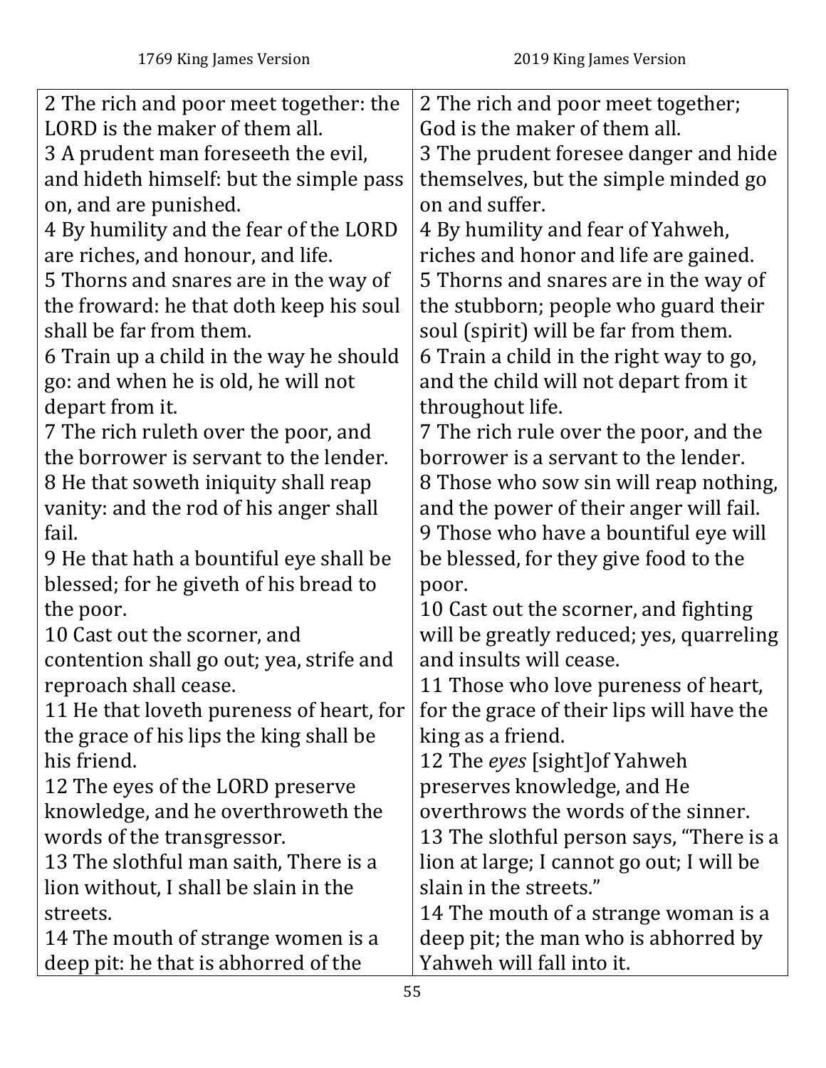| 1769 King James Version | 2019 King James Version |
|---|---|
| 2 The rich and poor meet together: the LORD is the maker of them all.<br>3 A prudent man foreseeth the evil, and hideth himself: but the simple pass on, and are punished.<br>4 By humility and the fear of the LORD are riches, and honour, and life.<br>5 Thorns and snares are in the way of the froward: he that doth keep his soul shall be far from them.<br>6 Train up a child in the way he should go: and when he is old, he will not depart from it.<br>7 The rich ruleth over the poor, and the borrower is servant to the lender.<br>8 He that soweth iniquity shall reap vanity: and the rod of his anger shall fail.<br>9 He that hath a bountiful eye shall be blessed; for he giveth of his bread to the poor.<br>10 Cast out the scorner, and contention shall go out; yea, strife and reproach shall cease.<br>11 He that loveth pureness of heart, for the grace of his lips the king shall be his friend.<br>12 The eyes of the LORD preserve knowledge, and he overthroweth the words of the transgressor.<br>13 The slothful man saith, There is a lion without, I shall be slain in the streets.<br>14 The mouth of strange women is a deep pit: he that is abhorred of the | 2 The rich and poor meet together; God is the maker of them all.<br>3 The prudent foresee danger and hide themselves, but the simple minded go on and suffer.<br>4 By humility and fear of Yahweh, riches and honor and life are gained.<br>5 Thorns and snares are in the way of the stubborn; people who guard their soul (spirit) will be far from them.<br>6 Train a child in the right way to go, and the child will not depart from it throughout life.<br>7 The rich rule over the poor, and the borrower is a servant to the lender.<br>8 Those who sow sin will reap nothing, and the power of their anger will fail.<br>9 Those who have a bountiful eye will be blessed, for they give food to the poor.<br>10 Cast out the scorner, and fighting will be greatly reduced; yes, quarreling and insults will cease.<br>11 Those who love pureness of heart, for the grace of their lips will have the king as a friend.<br>12 The *eyes* [sight]of Yahweh preserves knowledge, and He overthrows the words of the sinner.<br>13 The slothful person says, "There is a lion at large; I cannot go out; I will be slain in the streets."<br>14 The mouth of a strange woman is a deep pit; the man who is abhorred by Yahweh will fall into it. |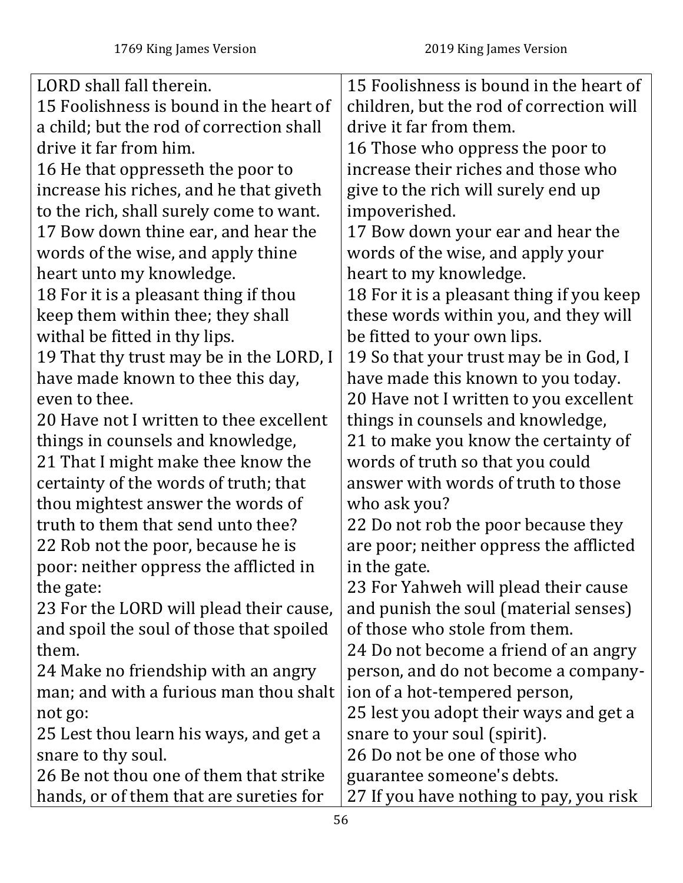| 1769 King James Version | 2019 King James Version |
|---|---|
| LORD shall fall therein. | |
| 15 Foolishness is bound in the heart of a child; but the rod of correction shall drive it far from him. | 15 Foolishness is bound in the heart of children, but the rod of correction will drive it far from them. |
| 16 He that oppresseth the poor to increase his riches, and he that giveth to the rich, shall surely come to want. | 16 Those who oppress the poor to increase their riches and those who give to the rich will surely end up impoverished. |
| 17 Bow down thine ear, and hear the words of the wise, and apply thine heart unto my knowledge. | 17 Bow down your ear and hear the words of the wise, and apply your heart to my knowledge. |
| 18 For it is a pleasant thing if thou keep them within thee; they shall withal be fitted in thy lips. | 18 For it is a pleasant thing if you keep these words within you, and they will be fitted to your own lips. |
| 19 That thy trust may be in the LORD, I have made known to thee this day, even to thee. | 19 So that your trust may be in God, I have made this known to you today. |
| 20 Have not I written to thee excellent things in counsels and knowledge, | 20 Have not I written to you excellent things in counsels and knowledge, |
| 21 That I might make thee know the certainty of the words of truth; that thou mightest answer the words of truth to them that send unto thee? | 21 to make you know the certainty of words of truth so that you could answer with words of truth to those who ask you? |
| 22 Rob not the poor, because he is poor: neither oppress the afflicted in the gate: | 22 Do not rob the poor because they are poor; neither oppress the afflicted in the gate. |
| 23 For the LORD will plead their cause, and spoil the soul of those that spoiled them. | 23 For Yahweh will plead their cause and punish the soul (material senses) of those who stole from them. |
| 24 Make no friendship with an angry man; and with a furious man thou shalt not go: | 24 Do not become a friend of an angry person, and do not become a companyion of a hot-tempered person, |
| 25 Lest thou learn his ways, and get a snare to thy soul. | 25 lest you adopt their ways and get a snare to your soul (spirit). |
| 26 Be not thou one of them that strike hands, or of them that are sureties for | 26 Do not be one of those who guarantee someone's debts. |
| | 27 If you have nothing to pay, you risk |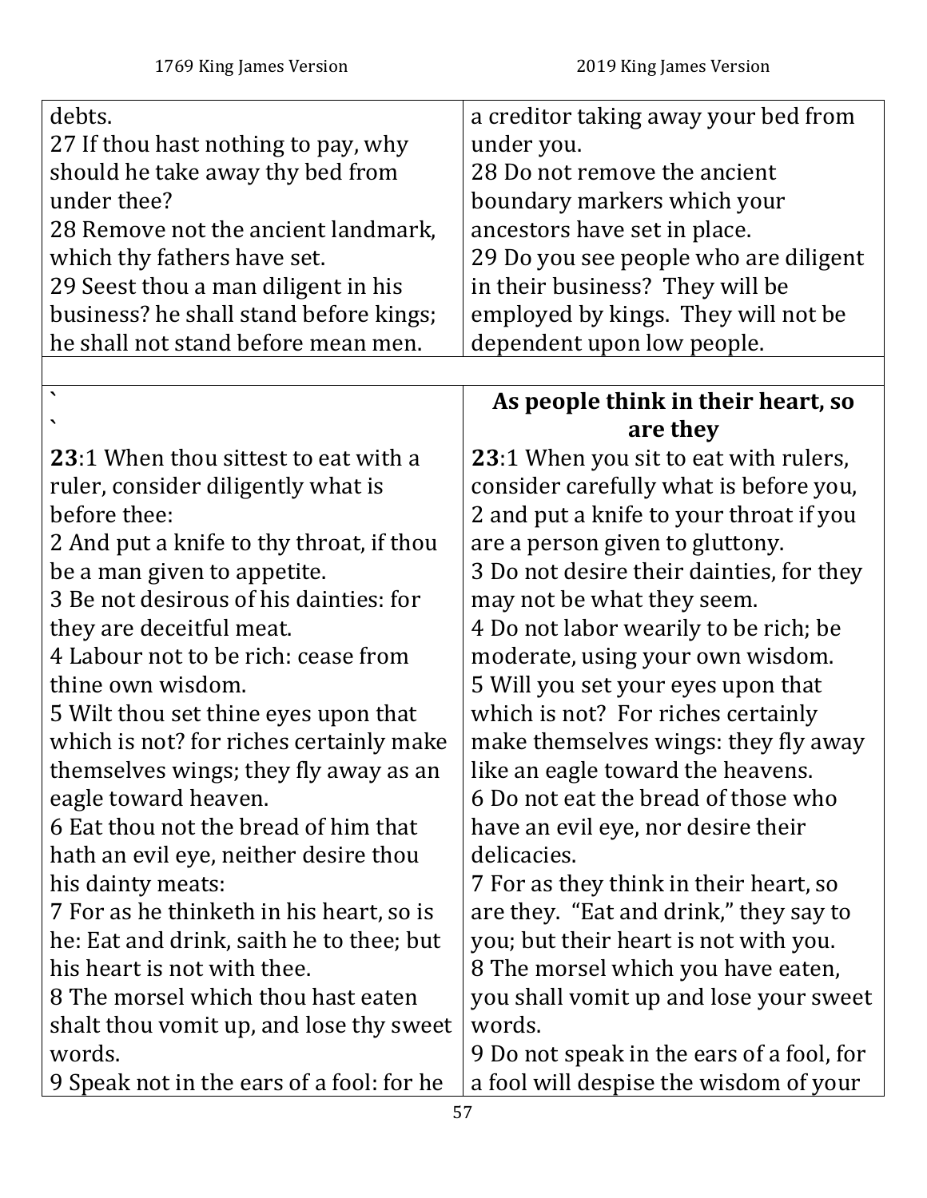| 1769 King James Version | 2019 King James Version |
|---|---|
| debts.<br>27 If thou hast nothing to pay, why should he take away thy bed from under thee?<br>28 Remove not the ancient landmark, which thy fathers have set.<br>29 Seest thou a man diligent in his business? he shall stand before kings; he shall not stand before mean men. | a creditor taking away your bed from under you.<br>28 Do not remove the ancient boundary markers which your ancestors have set in place.<br>29 Do you see people who are diligent in their business? They will be employed by kings. They will not be dependent upon low people. |
| | |
| `<br>` | **As people think in their heart, so are they** |
| **23**:1 When thou sittest to eat with a ruler, consider diligently what is before thee:<br>2 And put a knife to thy throat, if thou be a man given to appetite.<br>3 Be not desirous of his dainties: for they are deceitful meat.<br>4 Labour not to be rich: cease from thine own wisdom.<br>5 Wilt thou set thine eyes upon that which is not? for riches certainly make themselves wings; they fly away as an eagle toward heaven.<br>6 Eat thou not the bread of him that hath an evil eye, neither desire thou his dainty meats:<br>7 For as he thinketh in his heart, so is he: Eat and drink, saith he to thee; but his heart is not with thee.<br>8 The morsel which thou hast eaten shalt thou vomit up, and lose thy sweet words.<br>9 Speak not in the ears of a fool: for he | **23**:1 When you sit to eat with rulers, consider carefully what is before you,<br>2 and put a knife to your throat if you are a person given to gluttony.<br>3 Do not desire their dainties, for they may not be what they seem.<br>4 Do not labor wearily to be rich; be moderate, using your own wisdom.<br>5 Will you set your eyes upon that which is not? For riches certainly make themselves wings: they fly away like an eagle toward the heavens.<br>6 Do not eat the bread of those who have an evil eye, nor desire their delicacies.<br>7 For as they think in their heart, so are they. "Eat and drink," they say to you; but their heart is not with you.<br>8 The morsel which you have eaten, you shall vomit up and lose your sweet words.<br>9 Do not speak in the ears of a fool, for a fool will despise the wisdom of your |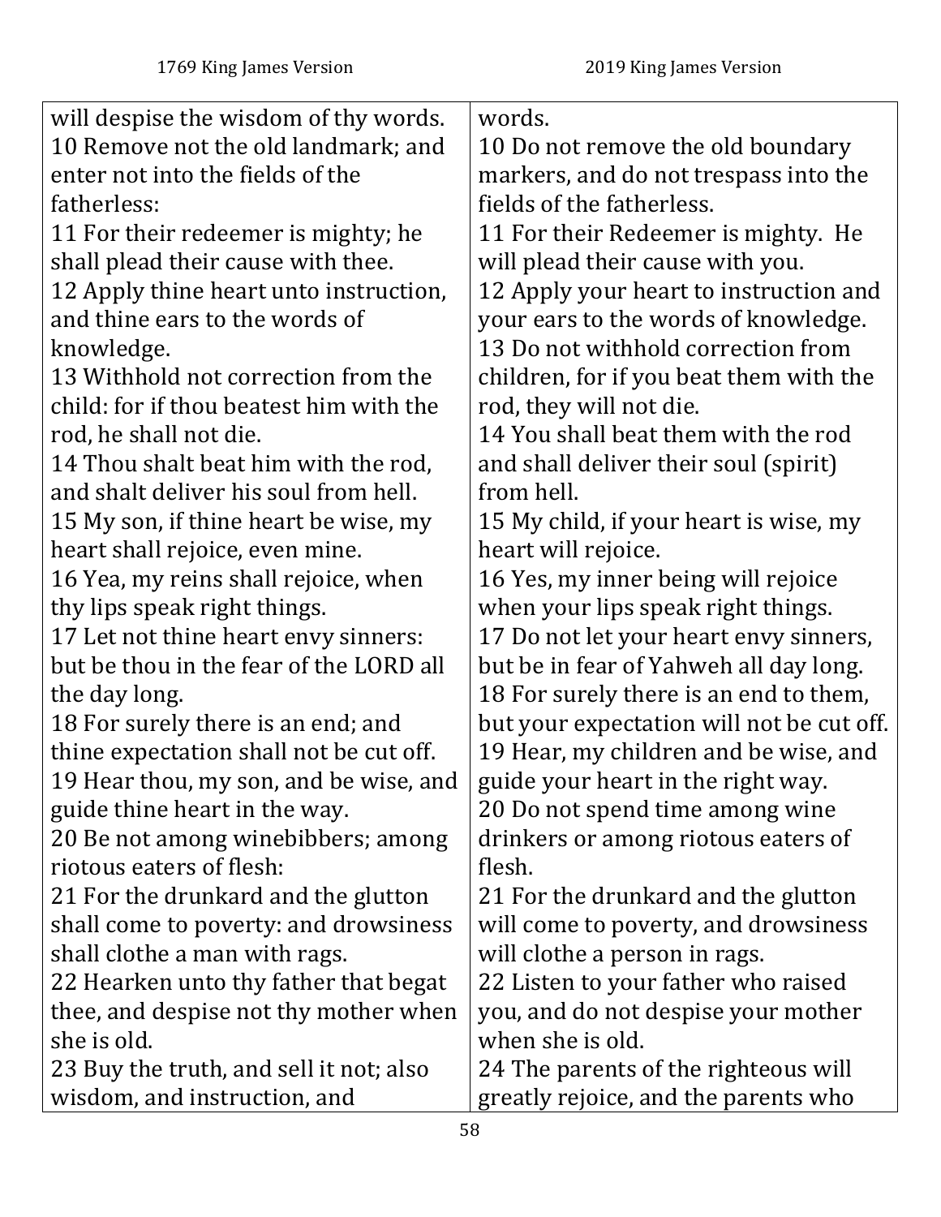| 1769 King James Version | 2019 King James Version |
| --- | --- |
| will despise the wisdom of thy words. | words. |
| 10 Remove not the old landmark; and enter not into the fields of the fatherless: | 10 Do not remove the old boundary markers, and do not trespass into the fields of the fatherless. |
| 11 For their redeemer is mighty; he shall plead their cause with thee. | 11 For their Redeemer is mighty. He will plead their cause with you. |
| 12 Apply thine heart unto instruction, and thine ears to the words of knowledge. | 12 Apply your heart to instruction and your ears to the words of knowledge. |
| 13 Withhold not correction from the child: for if thou beatest him with the rod, he shall not die. | 13 Do not withhold correction from children, for if you beat them with the rod, they will not die. |
| 14 Thou shalt beat him with the rod, and shalt deliver his soul from hell. | 14 You shall beat them with the rod and shall deliver their soul (spirit) from hell. |
| 15 My son, if thine heart be wise, my heart shall rejoice, even mine. | 15 My child, if your heart is wise, my heart will rejoice. |
| 16 Yea, my reins shall rejoice, when thy lips speak right things. | 16 Yes, my inner being will rejoice when your lips speak right things. |
| 17 Let not thine heart envy sinners: but be thou in the fear of the LORD all the day long. | 17 Do not let your heart envy sinners, but be in fear of Yahweh all day long. |
| 18 For surely there is an end; and thine expectation shall not be cut off. | 18 For surely there is an end to them, but your expectation will not be cut off. |
| 19 Hear thou, my son, and be wise, and guide thine heart in the way. | 19 Hear, my children and be wise, and guide your heart in the right way. |
| 20 Be not among winebibbers; among riotous eaters of flesh: | 20 Do not spend time among wine drinkers or among riotous eaters of flesh. |
| 21 For the drunkard and the glutton shall come to poverty: and drowsiness shall clothe a man with rags. | 21 For the drunkard and the glutton will come to poverty, and drowsiness will clothe a person in rags. |
| 22 Hearken unto thy father that begat thee, and despise not thy mother when she is old. | 22 Listen to your father who raised you, and do not despise your mother when she is old. |
| 23 Buy the truth, and sell it not; also wisdom, and instruction, and | 24 The parents of the righteous will greatly rejoice, and the parents who |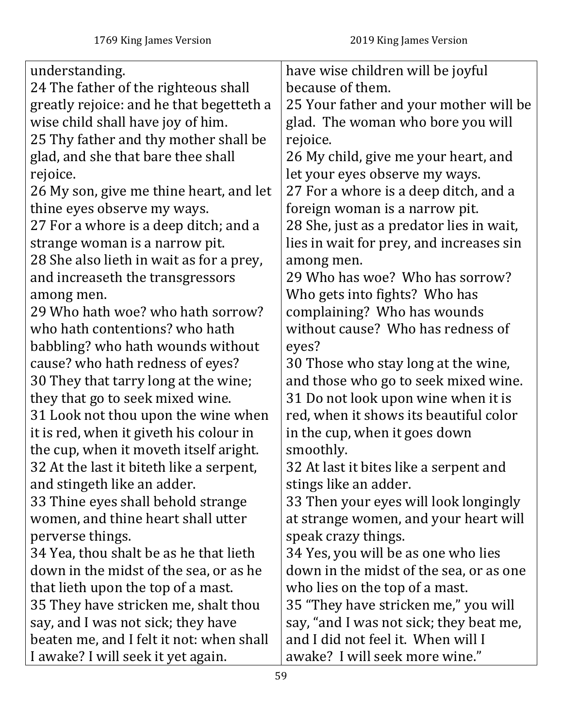| 1769 King James Version | 2019 King James Version |
|---|---|
| understanding. | have wise children will be joyful because of them. |
| 24 The father of the righteous shall greatly rejoice: and he that begetteth a wise child shall have joy of him. | |
| 25 Thy father and thy mother shall be glad, and she that bare thee shall rejoice. | 25 Your father and your mother will be glad. The woman who bore you will rejoice. |
| 26 My son, give me thine heart, and let thine eyes observe my ways. | 26 My child, give me your heart, and let your eyes observe my ways. |
| 27 For a whore is a deep ditch; and a strange woman is a narrow pit. | 27 For a whore is a deep ditch, and a foreign woman is a narrow pit. |
| 28 She also lieth in wait as for a prey, and increaseth the transgressors among men. | 28 She, just as a predator lies in wait, lies in wait for prey, and increases sin among men. |
| 29 Who hath woe? who hath sorrow? who hath contentions? who hath babbling? who hath wounds without cause? who hath redness of eyes? | 29 Who has woe? Who has sorrow? Who gets into fights? Who has complaining? Who has wounds without cause? Who has redness of eyes? |
| 30 They that tarry long at the wine; they that go to seek mixed wine. | 30 Those who stay long at the wine, and those who go to seek mixed wine. |
| 31 Look not thou upon the wine when it is red, when it giveth his colour in the cup, when it moveth itself aright. | 31 Do not look upon wine when it is red, when it shows its beautiful color in the cup, when it goes down smoothly. |
| 32 At the last it biteth like a serpent, and stingeth like an adder. | 32 At last it bites like a serpent and stings like an adder. |
| 33 Thine eyes shall behold strange women, and thine heart shall utter perverse things. | 33 Then your eyes will look longingly at strange women, and your heart will speak crazy things. |
| 34 Yea, thou shalt be as he that lieth down in the midst of the sea, or as he that lieth upon the top of a mast. | 34 Yes, you will be as one who lies down in the midst of the sea, or as one who lies on the top of a mast. |
| 35 They have stricken me, shalt thou say, and I was not sick; they have beaten me, and I felt it not: when shall I awake? I will seek it yet again. | 35 "They have stricken me," you will say, "and I was not sick; they beat me, and I did not feel it. When will I awake? I will seek more wine." |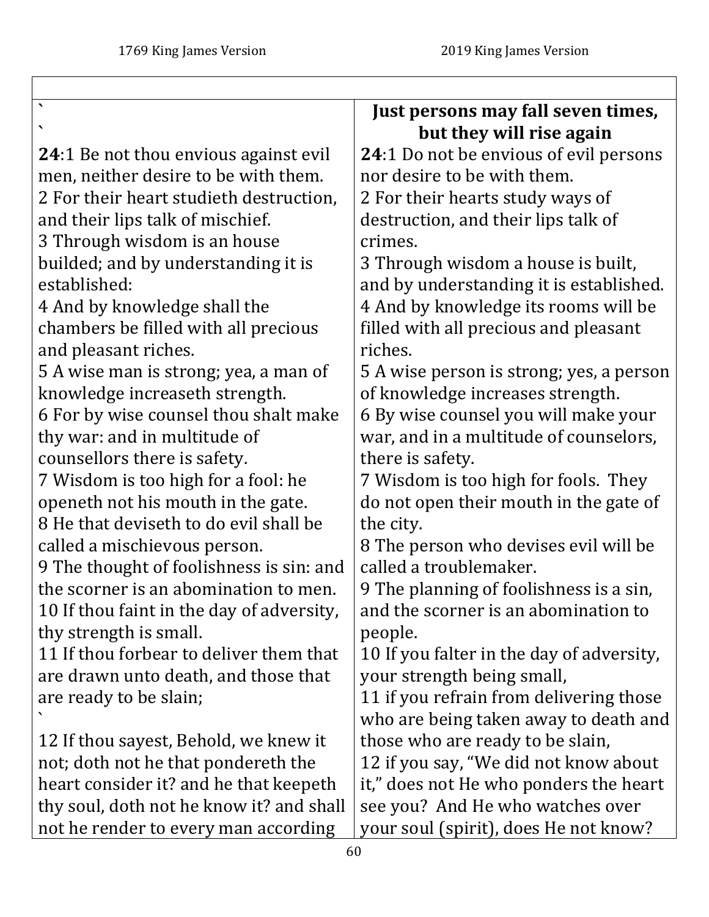| 1769 King James Version | 2019 King James Version |
|---|---|
| | |
| \` \` | **Just persons may fall seven times, but they will rise again** |
| **24**:1 Be not thou envious against evil men, neither desire to be with them. | **24**:1 Do not be envious of evil persons nor desire to be with them. |
| 2 For their heart studieth destruction, and their lips talk of mischief. | 2 For their hearts study ways of destruction, and their lips talk of crimes. |
| 3 Through wisdom is an house builded; and by understanding it is established: | 3 Through wisdom a house is built, and by understanding it is established. |
| 4 And by knowledge shall the chambers be filled with all precious and pleasant riches. | 4 And by knowledge its rooms will be filled with all precious and pleasant riches. |
| 5 A wise man is strong; yea, a man of knowledge increaseth strength. | 5 A wise person is strong; yes, a person of knowledge increases strength. |
| 6 For by wise counsel thou shalt make thy war: and in multitude of counsellors there is safety. | 6 By wise counsel you will make your war, and in a multitude of counselors, there is safety. |
| 7 Wisdom is too high for a fool: he openeth not his mouth in the gate. | 7 Wisdom is too high for fools. They do not open their mouth in the gate of the city. |
| 8 He that deviseth to do evil shall be called a mischievous person. | 8 The person who devises evil will be called a troublemaker. |
| 9 The thought of foolishness is sin: and the scorner is an abomination to men. | 9 The planning of foolishness is a sin, and the scorner is an abomination to people. |
| 10 If thou faint in the day of adversity, thy strength is small. | 10 If you falter in the day of adversity, your strength being small, |
| 11 If thou forbear to deliver them that are drawn unto death, and those that are ready to be slain; \` | 11 if you refrain from delivering those who are being taken away to death and those who are ready to be slain, |
| 12 If thou sayest, Behold, we knew it not; doth not he that pondereth the heart consider it? and he that keepeth thy soul, doth not he know it? and shall not he render to every man according | 12 if you say, "We did not know about it," does not He who ponders the heart see you? And He who watches over your soul (spirit), does He not know? |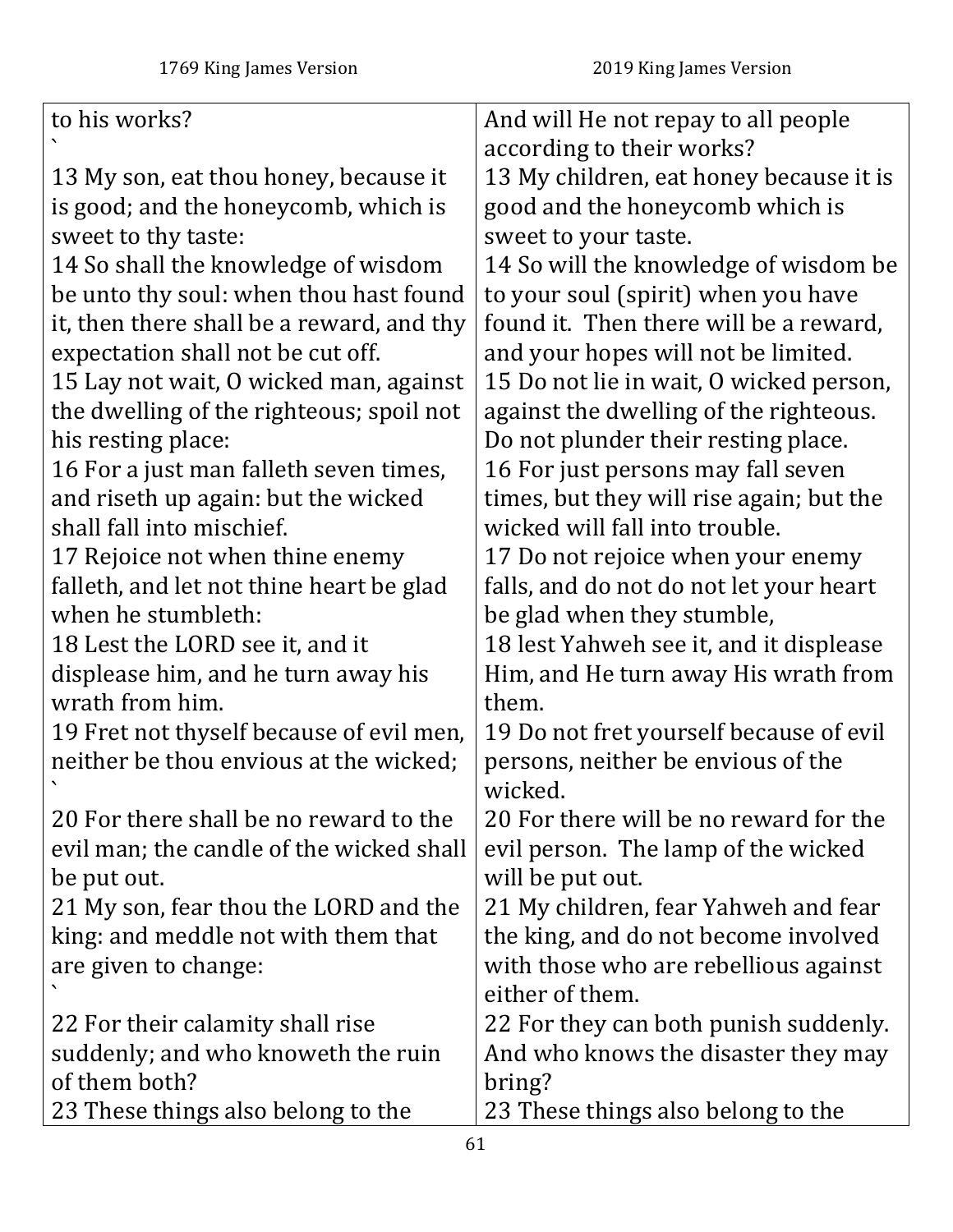| 1769 King James Version | 2019 King James Version |
| --- | --- |
| to his works? | And will He not repay to all people according to their works? |
| 13 My son, eat thou honey, because it is good; and the honeycomb, which is sweet to thy taste: | 13 My children, eat honey because it is good and the honeycomb which is sweet to your taste. |
| 14 So shall the knowledge of wisdom be unto thy soul: when thou hast found it, then there shall be a reward, and thy expectation shall not be cut off. | 14 So will the knowledge of wisdom be to your soul (spirit) when you have found it. Then there will be a reward, and your hopes will not be limited. |
| 15 Lay not wait, O wicked man, against the dwelling of the righteous; spoil not his resting place: | 15 Do not lie in wait, O wicked person, against the dwelling of the righteous. Do not plunder their resting place. |
| 16 For a just man falleth seven times, and riseth up again: but the wicked shall fall into mischief. | 16 For just persons may fall seven times, but they will rise again; but the wicked will fall into trouble. |
| 17 Rejoice not when thine enemy falleth, and let not thine heart be glad when he stumbleth: | 17 Do not rejoice when your enemy falls, and do not do not let your heart be glad when they stumble, |
| 18 Lest the LORD see it, and it displease him, and he turn away his wrath from him. | 18 lest Yahweh see it, and it displease Him, and He turn away His wrath from them. |
| 19 Fret not thyself because of evil men, neither be thou envious at the wicked; | 19 Do not fret yourself because of evil persons, neither be envious of the wicked. |
| 20 For there shall be no reward to the evil man; the candle of the wicked shall be put out. | 20 For there will be no reward for the evil person. The lamp of the wicked will be put out. |
| 21 My son, fear thou the LORD and the king: and meddle not with them that are given to change: | 21 My children, fear Yahweh and fear the king, and do not become involved with those who are rebellious against either of them. |
| 22 For their calamity shall rise suddenly; and who knoweth the ruin of them both? | 22 For they can both punish suddenly. And who knows the disaster they may bring? |
| 23 These things also belong to the | 23 These things also belong to the |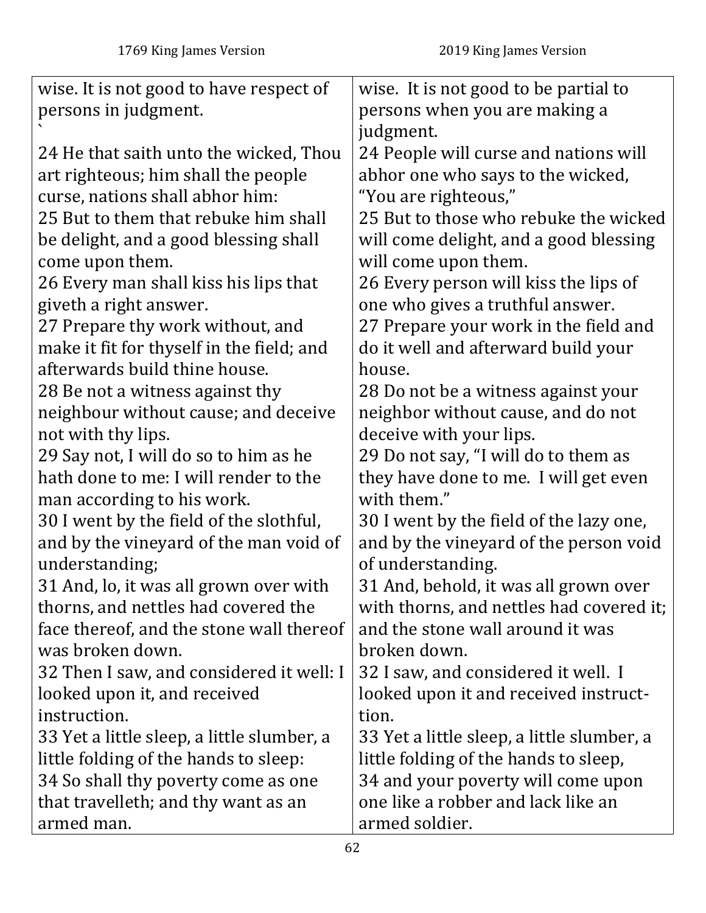| 1769 King James Version | 2019 King James Version |
|---|---|
| wise. It is not good to have respect of persons in judgment. ` | wise. It is not good to be partial to persons when you are making a judgment. |
| 24 He that saith unto the wicked, Thou art righteous; him shall the people curse, nations shall abhor him: | 24 People will curse and nations will abhor one who says to the wicked, "You are righteous," |
| 25 But to them that rebuke him shall be delight, and a good blessing shall come upon them. | 25 But to those who rebuke the wicked will come delight, and a good blessing will come upon them. |
| 26 Every man shall kiss his lips that giveth a right answer. | 26 Every person will kiss the lips of one who gives a truthful answer. |
| 27 Prepare thy work without, and make it fit for thyself in the field; and afterwards build thine house. | 27 Prepare your work in the field and do it well and afterward build your house. |
| 28 Be not a witness against thy neighbour without cause; and deceive not with thy lips. | 28 Do not be a witness against your neighbor without cause, and do not deceive with your lips. |
| 29 Say not, I will do so to him as he hath done to me: I will render to the man according to his work. | 29 Do not say, "I will do to them as they have done to me. I will get even with them." |
| 30 I went by the field of the slothful, and by the vineyard of the man void of understanding; | 30 I went by the field of the lazy one, and by the vineyard of the person void of understanding. |
| 31 And, lo, it was all grown over with thorns, and nettles had covered the face thereof, and the stone wall thereof was broken down. | 31 And, behold, it was all grown over with thorns, and nettles had covered it; and the stone wall around it was broken down. |
| 32 Then I saw, and considered it well: I looked upon it, and received instruction. | 32 I saw, and considered it well. I looked upon it and received instruct-tion. |
| 33 Yet a little sleep, a little slumber, a little folding of the hands to sleep: | 33 Yet a little sleep, a little slumber, a little folding of the hands to sleep, |
| 34 So shall thy poverty come as one that travelleth; and thy want as an armed man. | 34 and your poverty will come upon one like a robber and lack like an armed soldier. |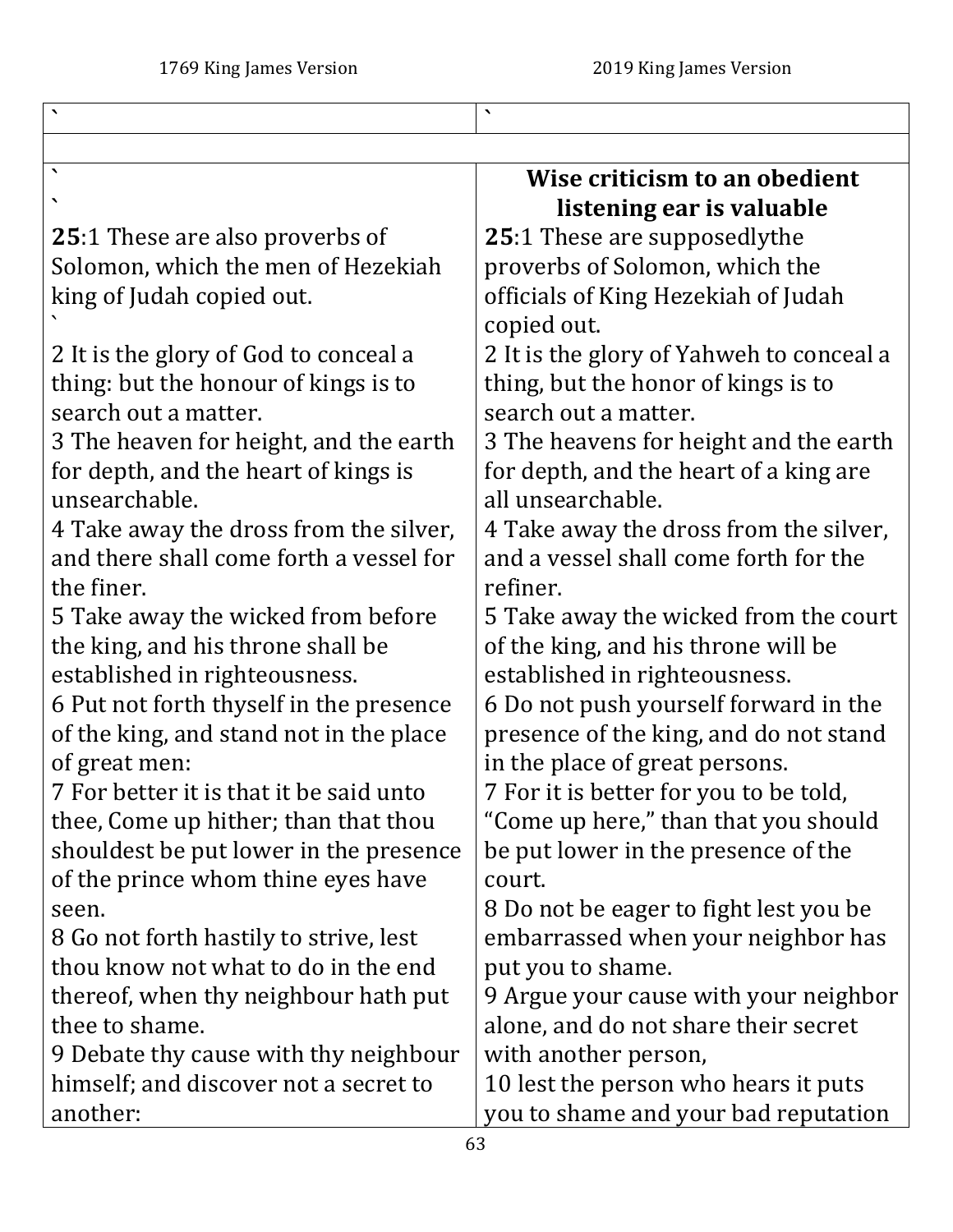| 1769 King James Version | 2019 King James Version |
|---|---|
| ` | ` |
| | |
| ` <br> ` <br> **25**:1 These are also proverbs of Solomon, which the men of Hezekiah king of Judah copied out. <br> ` <br> 2 It is the glory of God to conceal a thing: but the honour of kings is to search out a matter. <br> 3 The heaven for height, and the earth for depth, and the heart of kings is unsearchable. <br> 4 Take away the dross from the silver, and there shall come forth a vessel for the finer. <br> 5 Take away the wicked from before the king, and his throne shall be established in righteousness. <br> 6 Put not forth thyself in the presence of the king, and stand not in the place of great men: <br> 7 For better it is that it be said unto thee, Come up hither; than that thou shouldest be put lower in the presence of the prince whom thine eyes have seen. <br> 8 Go not forth hastily to strive, lest thou know not what to do in the end thereof, when thy neighbour hath put thee to shame. <br> 9 Debate thy cause with thy neighbour himself; and discover not a secret to another: | **Wise criticism to an obedient listening ear is valuable** <br> **25**:1 These are supposedlythe proverbs of Solomon, which the officials of King Hezekiah of Judah copied out. <br> 2 It is the glory of Yahweh to conceal a thing, but the honor of kings is to search out a matter. <br> 3 The heavens for height and the earth for depth, and the heart of a king are all unsearchable. <br> 4 Take away the dross from the silver, and a vessel shall come forth for the refiner. <br> 5 Take away the wicked from the court of the king, and his throne will be established in righteousness. <br> 6 Do not push yourself forward in the presence of the king, and do not stand in the place of great persons. <br> 7 For it is better for you to be told, "Come up here," than that you should be put lower in the presence of the court. <br> 8 Do not be eager to fight lest you be embarrassed when your neighbor has put you to shame. <br> 9 Argue your cause with your neighbor alone, and do not share their secret with another person, <br> 10 lest the person who hears it puts you to shame and your bad reputation |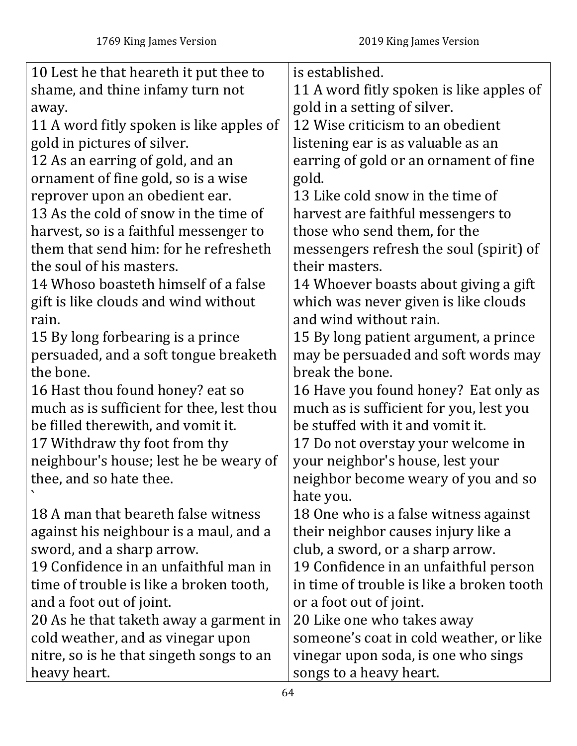| 1769 King James Version | 2019 King James Version |
| --- | --- |
| 10 Lest he that heareth it put thee to shame, and thine infamy turn not away.<br>11 A word fitly spoken is like apples of gold in pictures of silver.<br>12 As an earring of gold, and an ornament of fine gold, so is a wise reprover upon an obedient ear.<br>13 As the cold of snow in the time of harvest, so is a faithful messenger to them that send him: for he refresheth the soul of his masters.<br>14 Whoso boasteth himself of a false gift is like clouds and wind without rain.<br>15 By long forbearing is a prince persuaded, and a soft tongue breaketh the bone.<br>16 Hast thou found honey? eat so much as is sufficient for thee, lest thou be filled therewith, and vomit it.<br>17 Withdraw thy foot from thy neighbour's house; lest he be weary of thee, and so hate thee.<br>`<br>18 A man that beareth false witness against his neighbour is a maul, and a sword, and a sharp arrow.<br>19 Confidence in an unfaithful man in time of trouble is like a broken tooth, and a foot out of joint.<br>20 As he that taketh away a garment in cold weather, and as vinegar upon nitre, so is he that singeth songs to an heavy heart. | is established.<br>11 A word fitly spoken is like apples of gold in a setting of silver.<br>12 Wise criticism to an obedient listening ear is as valuable as an earring of gold or an ornament of fine gold.<br>13 Like cold snow in the time of harvest are faithful messengers to those who send them, for the messengers refresh the soul (spirit) of their masters.<br>14 Whoever boasts about giving a gift which was never given is like clouds and wind without rain.<br>15 By long patient argument, a prince may be persuaded and soft words may break the bone.<br>16 Have you found honey? Eat only as much as is sufficient for you, lest you be stuffed with it and vomit it.<br>17 Do not overstay your welcome in your neighbor's house, lest your neighbor become weary of you and so hate you.<br>18 One who is a false witness against their neighbor causes injury like a club, a sword, or a sharp arrow.<br>19 Confidence in an unfaithful person in time of trouble is like a broken tooth or a foot out of joint.<br>20 Like one who takes away someone's coat in cold weather, or like vinegar upon soda, is one who sings songs to a heavy heart. |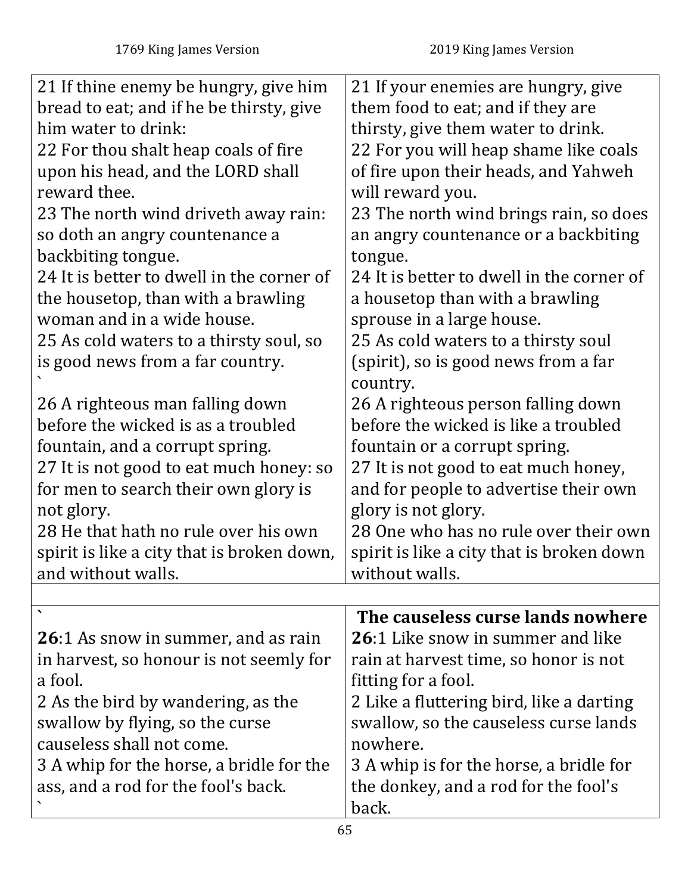| 1769 King James Version | 2019 King James Version |
| --- | --- |
| 21 If thine enemy be hungry, give him bread to eat; and if he be thirsty, give him water to drink:<br>22 For thou shalt heap coals of fire upon his head, and the LORD shall reward thee.<br>23 The north wind driveth away rain: so doth an angry countenance a backbiting tongue.<br>24 It is better to dwell in the corner of the housetop, than with a brawling woman and in a wide house.<br>25 As cold waters to a thirsty soul, so is good news from a far country.<br>`<br>26 A righteous man falling down before the wicked is as a troubled fountain, and a corrupt spring.<br>27 It is not good to eat much honey: so for men to search their own glory is not glory.<br>28 He that hath no rule over his own spirit is like a city that is broken down, and without walls. | 21 If your enemies are hungry, give them food to eat; and if they are thirsty, give them water to drink.<br>22 For you will heap shame like coals of fire upon their heads, and Yahweh will reward you.<br>23 The north wind brings rain, so does an angry countenance or a backbiting tongue.<br>24 It is better to dwell in the corner of a housetop than with a brawling sprouse in a large house.<br>25 As cold waters to a thirsty soul (spirit), so is good news from a far country.<br>26 A righteous person falling down before the wicked is like a troubled fountain or a corrupt spring.<br>27 It is not good to eat much honey, and for people to advertise their own glory is not glory.<br>28 One who has no rule over their own spirit is like a city that is broken down without walls. |
| | |
| `<br>**26**:1 As snow in summer, and as rain in harvest, so honour is not seemly for a fool.<br>2 As the bird by wandering, as the swallow by flying, so the curse causeless shall not come.<br>3 A whip for the horse, a bridle for the ass, and a rod for the fool's back.<br>` | **The causeless curse lands nowhere**<br>**26**:1 Like snow in summer and like rain at harvest time, so honor is not fitting for a fool.<br>2 Like a fluttering bird, like a darting swallow, so the causeless curse lands nowhere.<br>3 A whip is for the horse, a bridle for the donkey, and a rod for the fool's back. |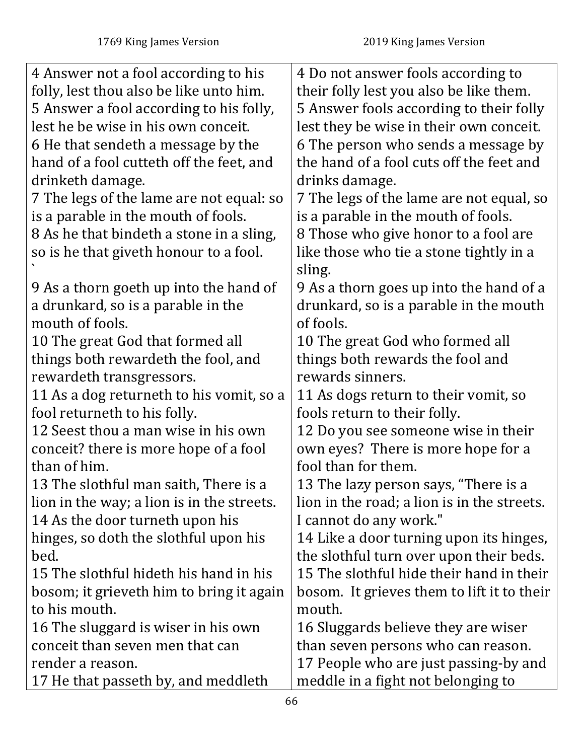| 1769 King James Version | 2019 King James Version |
|---|---|
| 4 Answer not a fool according to his folly, lest thou also be like unto him. | 4 Do not answer fools according to their folly lest you also be like them. |
| 5 Answer a fool according to his folly, lest he be wise in his own conceit. | 5 Answer fools according to their folly lest they be wise in their own conceit. |
| 6 He that sendeth a message by the hand of a fool cutteth off the feet, and drinketh damage. | 6 The person who sends a message by the hand of a fool cuts off the feet and drinks damage. |
| 7 The legs of the lame are not equal: so is a parable in the mouth of fools. | 7 The legs of the lame are not equal, so is a parable in the mouth of fools. |
| 8 As he that bindeth a stone in a sling, so is he that giveth honour to a fool. ` | 8 Those who give honor to a fool are like those who tie a stone tightly in a sling. |
| 9 As a thorn goeth up into the hand of a drunkard, so is a parable in the mouth of fools. | 9 As a thorn goes up into the hand of a drunkard, so is a parable in the mouth of fools. |
| 10 The great God that formed all things both rewardeth the fool, and rewardeth transgressors. | 10 The great God who formed all things both rewards the fool and rewards sinners. |
| 11 As a dog returneth to his vomit, so a fool returneth to his folly. | 11 As dogs return to their vomit, so fools return to their folly. |
| 12 Seest thou a man wise in his own conceit? there is more hope of a fool than of him. | 12 Do you see someone wise in their own eyes? There is more hope for a fool than for them. |
| 13 The slothful man saith, There is a lion in the way; a lion is in the streets. | 13 The lazy person says, "There is a lion in the road; a lion is in the streets. I cannot do any work." |
| 14 As the door turneth upon his hinges, so doth the slothful upon his bed. | 14 Like a door turning upon its hinges, the slothful turn over upon their beds. |
| 15 The slothful hideth his hand in his bosom; it grieveth him to bring it again to his mouth. | 15 The slothful hide their hand in their bosom. It grieves them to lift it to their mouth. |
| 16 The sluggard is wiser in his own conceit than seven men that can render a reason. | 16 Sluggards believe they are wiser than seven persons who can reason. |
| 17 He that passeth by, and meddleth | 17 People who are just passing-by and meddle in a fight not belonging to |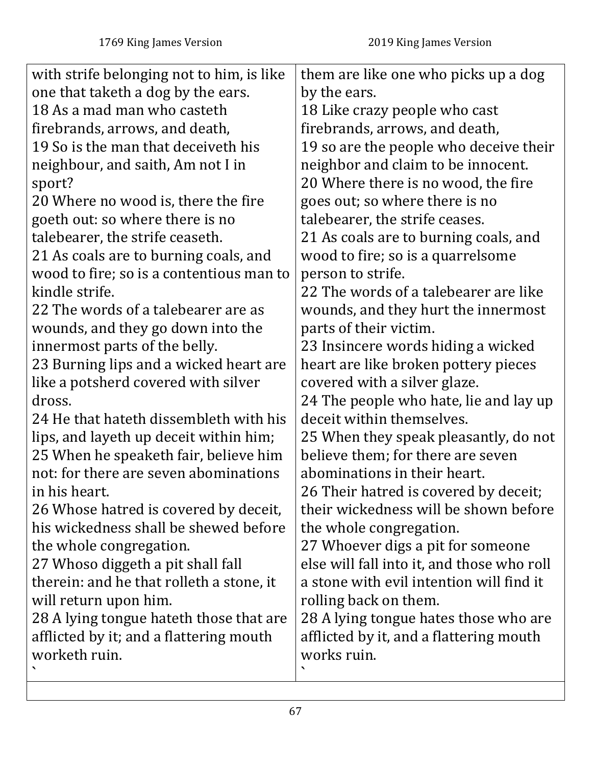| 1769 King James Version | 2019 King James Version |
|---|---|
| with strife belonging not to him, is like one that taketh a dog by the ears.<br>18 As a mad man who casteth firebrands, arrows, and death,<br>19 So is the man that deceiveth his neighbour, and saith, Am not I in sport?<br>20 Where no wood is, there the fire goeth out: so where there is no talebearer, the strife ceaseth.<br>21 As coals are to burning coals, and wood to fire; so is a contentious man to kindle strife.<br>22 The words of a talebearer are as wounds, and they go down into the innermost parts of the belly.<br>23 Burning lips and a wicked heart are like a potsherd covered with silver dross.<br>24 He that hateth dissembleth with his lips, and layeth up deceit within him;<br>25 When he speaketh fair, believe him not: for there are seven abominations in his heart.<br>26 Whose hatred is covered by deceit, his wickedness shall be shewed before the whole congregation.<br>27 Whoso diggeth a pit shall fall therein: and he that rolleth a stone, it will return upon him.<br>28 A lying tongue hateth those that are afflicted by it; and a flattering mouth worketh ruin.<br>` | them are like one who picks up a dog by the ears.<br>18 Like crazy people who cast firebrands, arrows, and death,<br>19 so are the people who deceive their neighbor and claim to be innocent.<br>20 Where there is no wood, the fire goes out; so where there is no talebearer, the strife ceases.<br>21 As coals are to burning coals, and wood to fire; so is a quarrelsome person to strife.<br>22 The words of a talebearer are like wounds, and they hurt the innermost parts of their victim.<br>23 Insincere words hiding a wicked heart are like broken pottery pieces covered with a silver glaze.<br>24 The people who hate, lie and lay up deceit within themselves.<br>25 When they speak pleasantly, do not believe them; for there are seven abominations in their heart.<br>26 Their hatred is covered by deceit; their wickedness will be shown before the whole congregation.<br>27 Whoever digs a pit for someone else will fall into it, and those who roll a stone with evil intention will find it rolling back on them.<br>28 A lying tongue hates those who are afflicted by it, and a flattering mouth works ruin.<br>` |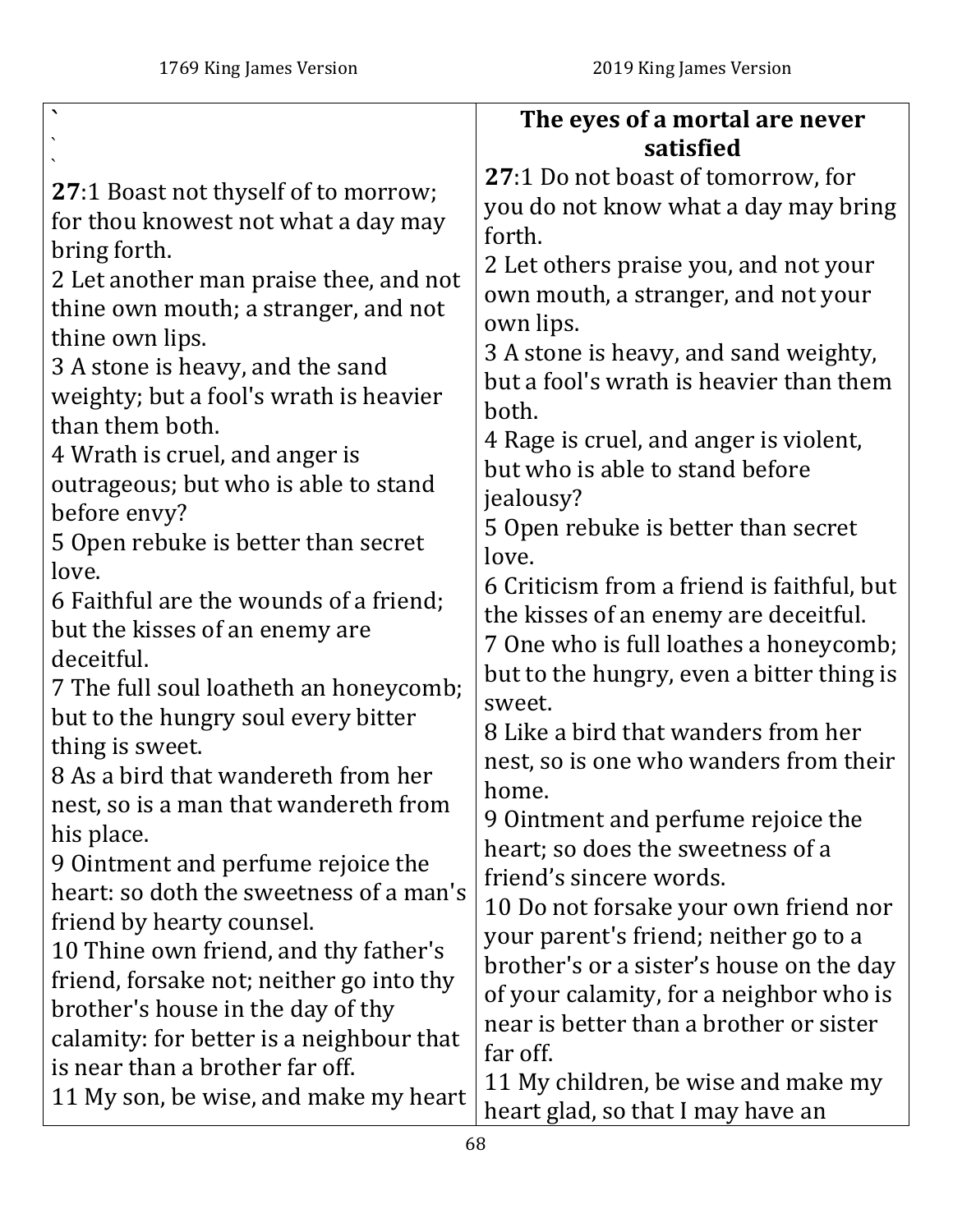| 1769 King James Version | 2019 King James Version |
|---|---|
| \` \` \` | **The eyes of a mortal are never satisfied** |
| **27**:1 Boast not thyself of to morrow; for thou knowest not what a day may bring forth. | **27**:1 Do not boast of tomorrow, for you do not know what a day may bring forth. |
| 2 Let another man praise thee, and not thine own mouth; a stranger, and not thine own lips. | 2 Let others praise you, and not your own mouth, a stranger, and not your own lips. |
| 3 A stone is heavy, and the sand weighty; but a fool's wrath is heavier than them both. | 3 A stone is heavy, and sand weighty, but a fool's wrath is heavier than them both. |
| 4 Wrath is cruel, and anger is outrageous; but who is able to stand before envy? | 4 Rage is cruel, and anger is violent, but who is able to stand before jealousy? |
| 5 Open rebuke is better than secret love. | 5 Open rebuke is better than secret love. |
| 6 Faithful are the wounds of a friend; but the kisses of an enemy are deceitful. | 6 Criticism from a friend is faithful, but the kisses of an enemy are deceitful. |
| 7 The full soul loatheth an honeycomb; but to the hungry soul every bitter thing is sweet. | 7 One who is full loathes a honeycomb; but to the hungry, even a bitter thing is sweet. |
| 8 As a bird that wandereth from her nest, so is a man that wandereth from his place. | 8 Like a bird that wanders from her nest, so is one who wanders from their home. |
| 9 Ointment and perfume rejoice the heart: so doth the sweetness of a man's friend by hearty counsel. | 9 Ointment and perfume rejoice the heart; so does the sweetness of a friend's sincere words. |
| 10 Thine own friend, and thy father's friend, forsake not; neither go into thy brother's house in the day of thy calamity: for better is a neighbour that is near than a brother far off. | 10 Do not forsake your own friend nor your parent's friend; neither go to a brother's or a sister's house on the day of your calamity, for a neighbor who is near is better than a brother or sister far off. |
| 11 My son, be wise, and make my heart | 11 My children, be wise and make my heart glad, so that I may have an |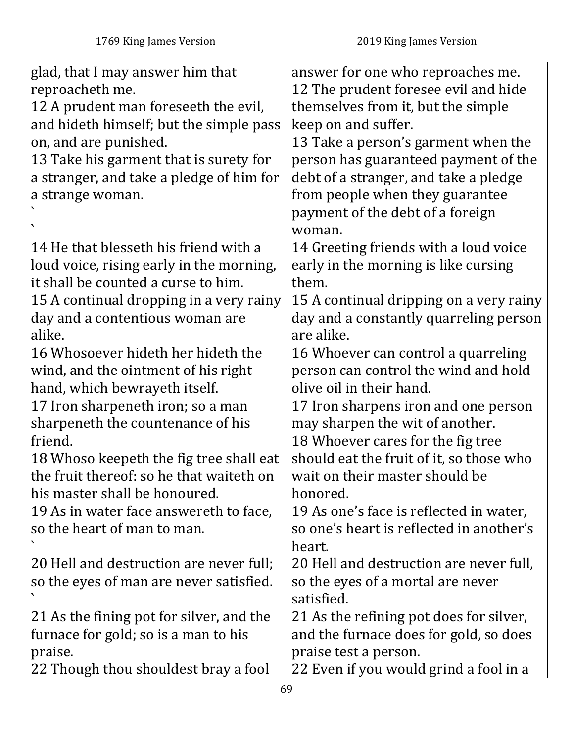| 1769 King James Version | 2019 King James Version |
| --- | --- |
| glad, that I may answer him that reproacheth me. | answer for one who reproaches me. |
| 12 A prudent man foreseeth the evil, and hideth himself; but the simple pass on, and are punished. | 12 The prudent foresee evil and hide themselves from it, but the simple keep on and suffer. |
| 13 Take his garment that is surety for a stranger, and take a pledge of him for a strange woman. ` ` | 13 Take a person's garment when the person has guaranteed payment of the debt of a stranger, and take a pledge from people when they guarantee payment of the debt of a foreign woman. |
| 14 He that blesseth his friend with a loud voice, rising early in the morning, it shall be counted a curse to him. | 14 Greeting friends with a loud voice early in the morning is like cursing them. |
| 15 A continual dropping in a very rainy day and a contentious woman are alike. | 15 A continual dripping on a very rainy day and a constantly quarreling person are alike. |
| 16 Whosoever hideth her hideth the wind, and the ointment of his right hand, which bewrayeth itself. | 16 Whoever can control a quarreling person can control the wind and hold olive oil in their hand. |
| 17 Iron sharpeneth iron; so a man sharpeneth the countenance of his friend. | 17 Iron sharpens iron and one person may sharpen the wit of another. |
| 18 Whoso keepeth the fig tree shall eat the fruit thereof: so he that waiteth on his master shall be honoured. | 18 Whoever cares for the fig tree should eat the fruit of it, so those who wait on their master should be honored. |
| 19 As in water face answereth to face, so the heart of man to man. ` | 19 As one's face is reflected in water, so one's heart is reflected in another's heart. |
| 20 Hell and destruction are never full; so the eyes of man are never satisfied. ` | 20 Hell and destruction are never full, so the eyes of a mortal are never satisfied. |
| 21 As the fining pot for silver, and the furnace for gold; so is a man to his praise. | 21 As the refining pot does for silver, and the furnace does for gold, so does praise test a person. |
| 22 Though thou shouldest bray a fool | 22 Even if you would grind a fool in a |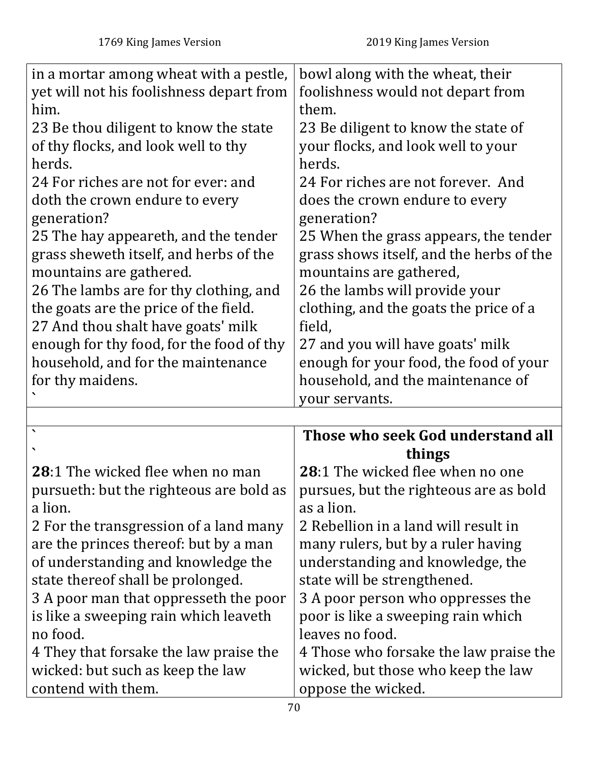| 1769 King James Version | 2019 King James Version |
| --- | --- |
| in a mortar among wheat with a pestle, yet will not his foolishness depart from him.<br>23 Be thou diligent to know the state of thy flocks, and look well to thy herds.<br>24 For riches are not for ever: and doth the crown endure to every generation?<br>25 The hay appeareth, and the tender grass sheweth itself, and herbs of the mountains are gathered.<br>26 The lambs are for thy clothing, and the goats are the price of the field.<br>27 And thou shalt have goats' milk enough for thy food, for the food of thy household, and for the maintenance for thy maidens.<br>` | bowl along with the wheat, their foolishness would not depart from them.<br>23 Be diligent to know the state of your flocks, and look well to your herds.<br>24 For riches are not forever. And does the crown endure to every generation?<br>25 When the grass appears, the tender grass shows itself, and the herbs of the mountains are gathered,<br>26 the lambs will provide your clothing, and the goats the price of a field,<br>27 and you will have goats' milk enough for your food, the food of your household, and the maintenance of your servants. |
| | |
| `<br>`<br>**28**:1 The wicked flee when no man pursueth: but the righteous are bold as a lion.<br>2 For the transgression of a land many are the princes thereof: but by a man of understanding and knowledge the state thereof shall be prolonged.<br>3 A poor man that oppresseth the poor is like a sweeping rain which leaveth no food.<br>4 They that forsake the law praise the wicked: but such as keep the law contend with them. | **Those who seek God understand all things**<br>**28**:1 The wicked flee when no one pursues, but the righteous are as bold as a lion.<br>2 Rebellion in a land will result in many rulers, but by a ruler having understanding and knowledge, the state will be strengthened.<br>3 A poor person who oppresses the poor is like a sweeping rain which leaves no food.<br>4 Those who forsake the law praise the wicked, but those who keep the law oppose the wicked. |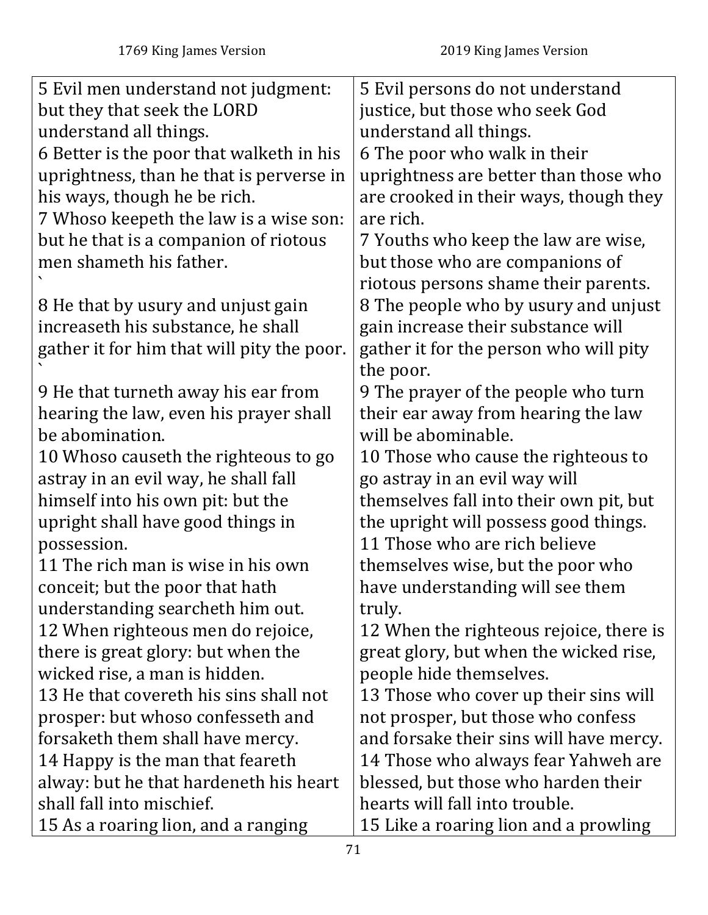| 1769 King James Version | 2019 King James Version |
|---|---|
| 5 Evil men understand not judgment: but they that seek the LORD understand all things. | 5 Evil persons do not understand justice, but those who seek God understand all things. |
| 6 Better is the poor that walketh in his uprightness, than he that is perverse in his ways, though he be rich. | 6 The poor who walk in their uprightness are better than those who are crooked in their ways, though they are rich. |
| 7 Whoso keepeth the law is a wise son: but he that is a companion of riotous men shameth his father. ` | 7 Youths who keep the law are wise, but those who are companions of riotous persons shame their parents. |
| 8 He that by usury and unjust gain increaseth his substance, he shall gather it for him that will pity the poor. ` | 8 The people who by usury and unjust gain increase their substance will gather it for the person who will pity the poor. |
| 9 He that turneth away his ear from hearing the law, even his prayer shall be abomination. | 9 The prayer of the people who turn their ear away from hearing the law will be abominable. |
| 10 Whoso causeth the righteous to go astray in an evil way, he shall fall himself into his own pit: but the upright shall have good things in possession. | 10 Those who cause the righteous to go astray in an evil way will themselves fall into their own pit, but the upright will possess good things. |
| 11 The rich man is wise in his own conceit; but the poor that hath understanding searcheth him out. | 11 Those who are rich believe themselves wise, but the poor who have understanding will see them truly. |
| 12 When righteous men do rejoice, there is great glory: but when the wicked rise, a man is hidden. | 12 When the righteous rejoice, there is great glory, but when the wicked rise, people hide themselves. |
| 13 He that covereth his sins shall not prosper: but whoso confesseth and forsaketh them shall have mercy. | 13 Those who cover up their sins will not prosper, but those who confess and forsake their sins will have mercy. |
| 14 Happy is the man that feareth alway: but he that hardeneth his heart shall fall into mischief. | 14 Those who always fear Yahweh are blessed, but those who harden their hearts will fall into trouble. |
| 15 As a roaring lion, and a ranging | 15 Like a roaring lion and a prowling |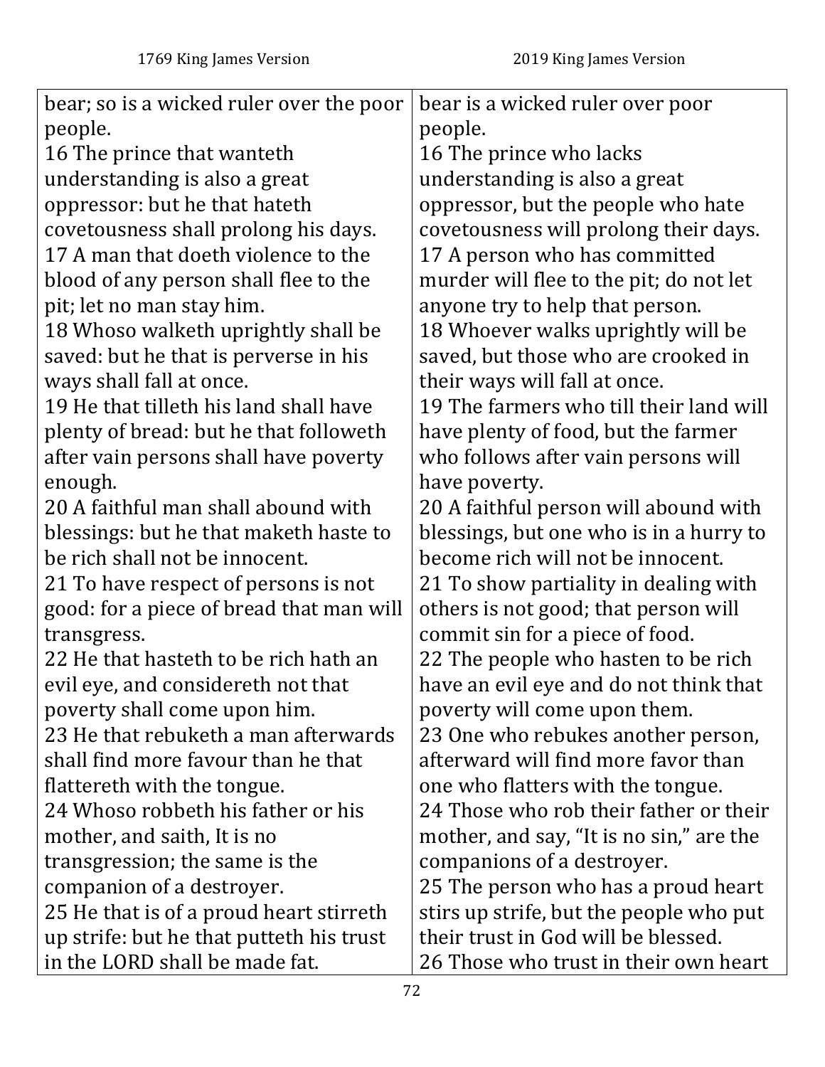| 1769 King James Version | 2019 King James Version |
|---|---|
| bear; so is a wicked ruler over the poor people. | bear is a wicked ruler over poor people. |
| 16 The prince that wanteth understanding is also a great oppressor: but he that hateth covetousness shall prolong his days. | 16 The prince who lacks understanding is also a great oppressor, but the people who hate covetousness will prolong their days. |
| 17 A man that doeth violence to the blood of any person shall flee to the pit; let no man stay him. | 17 A person who has committed murder will flee to the pit; do not let anyone try to help that person. |
| 18 Whoso walketh uprightly shall be saved: but he that is perverse in his ways shall fall at once. | 18 Whoever walks uprightly will be saved, but those who are crooked in their ways will fall at once. |
| 19 He that tilleth his land shall have plenty of bread: but he that followeth after vain persons shall have poverty enough. | 19 The farmers who till their land will have plenty of food, but the farmer who follows after vain persons will have poverty. |
| 20 A faithful man shall abound with blessings: but he that maketh haste to be rich shall not be innocent. | 20 A faithful person will abound with blessings, but one who is in a hurry to become rich will not be innocent. |
| 21 To have respect of persons is not good: for a piece of bread that man will transgress. | 21 To show partiality in dealing with others is not good; that person will commit sin for a piece of food. |
| 22 He that hasteth to be rich hath an evil eye, and considereth not that poverty shall come upon him. | 22 The people who hasten to be rich have an evil eye and do not think that poverty will come upon them. |
| 23 He that rebuketh a man afterwards shall find more favour than he that flattereth with the tongue. | 23 One who rebukes another person, afterward will find more favor than one who flatters with the tongue. |
| 24 Whoso robbeth his father or his mother, and saith, It is no transgression; the same is the companion of a destroyer. | 24 Those who rob their father or their mother, and say, "It is no sin," are the companions of a destroyer. |
| 25 He that is of a proud heart stirreth up strife: but he that putteth his trust in the LORD shall be made fat. | 25 The person who has a proud heart stirs up strife, but the people who put their trust in God will be blessed. |
| | 26 Those who trust in their own heart |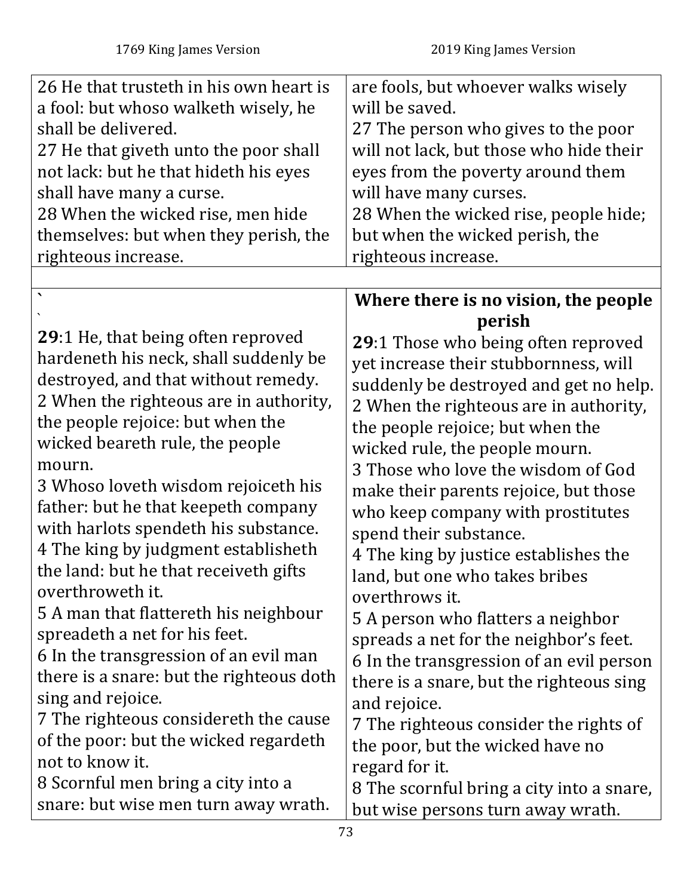| 1769 King James Version | 2019 King James Version |
|---|---|
| 26 He that trusteth in his own heart is a fool: but whoso walketh wisely, he shall be delivered.<br>27 He that giveth unto the poor shall not lack: but he that hideth his eyes shall have many a curse.<br>28 When the wicked rise, men hide themselves: but when they perish, the righteous increase. | are fools, but whoever walks wisely will be saved.<br>27 The person who gives to the poor will not lack, but those who hide their eyes from the poverty around them will have many curses.<br>28 When the wicked rise, people hide; but when the wicked perish, the righteous increase. |
| | |
| \`<br>\`<br>**29**:1 He, that being often reproved hardeneth his neck, shall suddenly be destroyed, and that without remedy.<br>2 When the righteous are in authority, the people rejoice: but when the wicked beareth rule, the people mourn.<br>3 Whoso loveth wisdom rejoiceth his father: but he that keepeth company with harlots spendeth his substance.<br>4 The king by judgment establisheth the land: but he that receiveth gifts overthroweth it.<br>5 A man that flattereth his neighbour spreadeth a net for his feet.<br>6 In the transgression of an evil man there is a snare: but the righteous doth sing and rejoice.<br>7 The righteous considereth the cause of the poor: but the wicked regardeth not to know it.<br>8 Scornful men bring a city into a snare: but wise men turn away wrath. | **Where there is no vision, the people perish**<br>**29**:1 Those who being often reproved yet increase their stubbornness, will suddenly be destroyed and get no help.<br>2 When the righteous are in authority, the people rejoice; but when the wicked rule, the people mourn.<br>3 Those who love the wisdom of God make their parents rejoice, but those who keep company with prostitutes spend their substance.<br>4 The king by justice establishes the land, but one who takes bribes overthrows it.<br>5 A person who flatters a neighbor spreads a net for the neighbor's feet.<br>6 In the transgression of an evil person there is a snare, but the righteous sing and rejoice.<br>7 The righteous consider the rights of the poor, but the wicked have no regard for it.<br>8 The scornful bring a city into a snare, but wise persons turn away wrath. |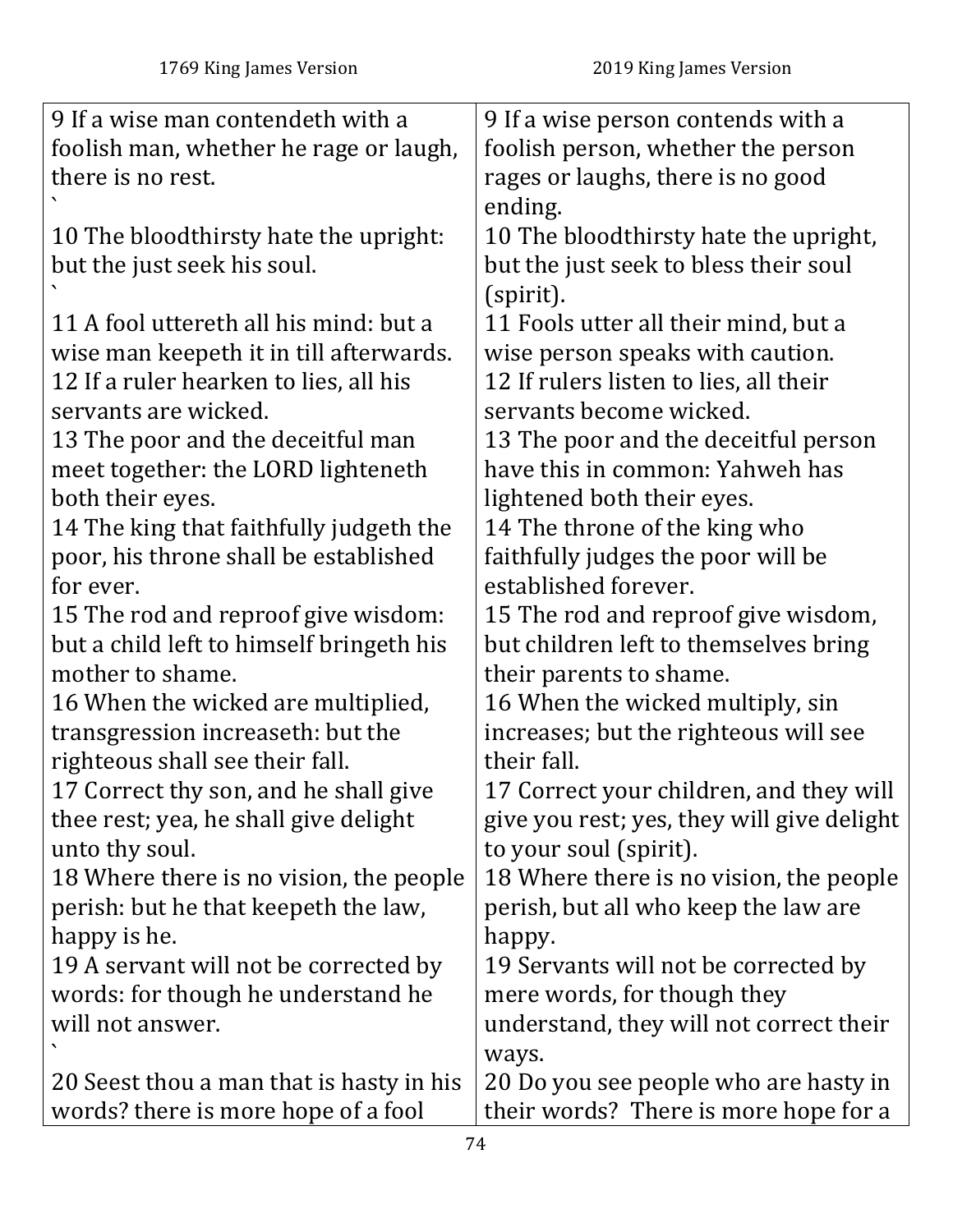| 1769 King James Version | 2019 King James Version |
|---|---|
| 9 If a wise man contendeth with a foolish man, whether he rage or laugh, there is no rest. ` | 9 If a wise person contends with a foolish person, whether the person rages or laughs, there is no good ending. |
| 10 The bloodthirsty hate the upright: but the just seek his soul. ` | 10 The bloodthirsty hate the upright, but the just seek to bless their soul (spirit). |
| 11 A fool uttereth all his mind: but a wise man keepeth it in till afterwards. | 11 Fools utter all their mind, but a wise person speaks with caution. |
| 12 If a ruler hearken to lies, all his servants are wicked. | 12 If rulers listen to lies, all their servants become wicked. |
| 13 The poor and the deceitful man meet together: the LORD lighteneth both their eyes. | 13 The poor and the deceitful person have this in common: Yahweh has lightened both their eyes. |
| 14 The king that faithfully judgeth the poor, his throne shall be established for ever. | 14 The throne of the king who faithfully judges the poor will be established forever. |
| 15 The rod and reproof give wisdom: but a child left to himself bringeth his mother to shame. | 15 The rod and reproof give wisdom, but children left to themselves bring their parents to shame. |
| 16 When the wicked are multiplied, transgression increaseth: but the righteous shall see their fall. | 16 When the wicked multiply, sin increases; but the righteous will see their fall. |
| 17 Correct thy son, and he shall give thee rest; yea, he shall give delight unto thy soul. | 17 Correct your children, and they will give you rest; yes, they will give delight to your soul (spirit). |
| 18 Where there is no vision, the people perish: but he that keepeth the law, happy is he. | 18 Where there is no vision, the people perish, but all who keep the law are happy. |
| 19 A servant will not be corrected by words: for though he understand he will not answer. ` | 19 Servants will not be corrected by mere words, for though they understand, they will not correct their ways. |
| 20 Seest thou a man that is hasty in his words? there is more hope of a fool | 20 Do you see people who are hasty in their words? There is more hope for a |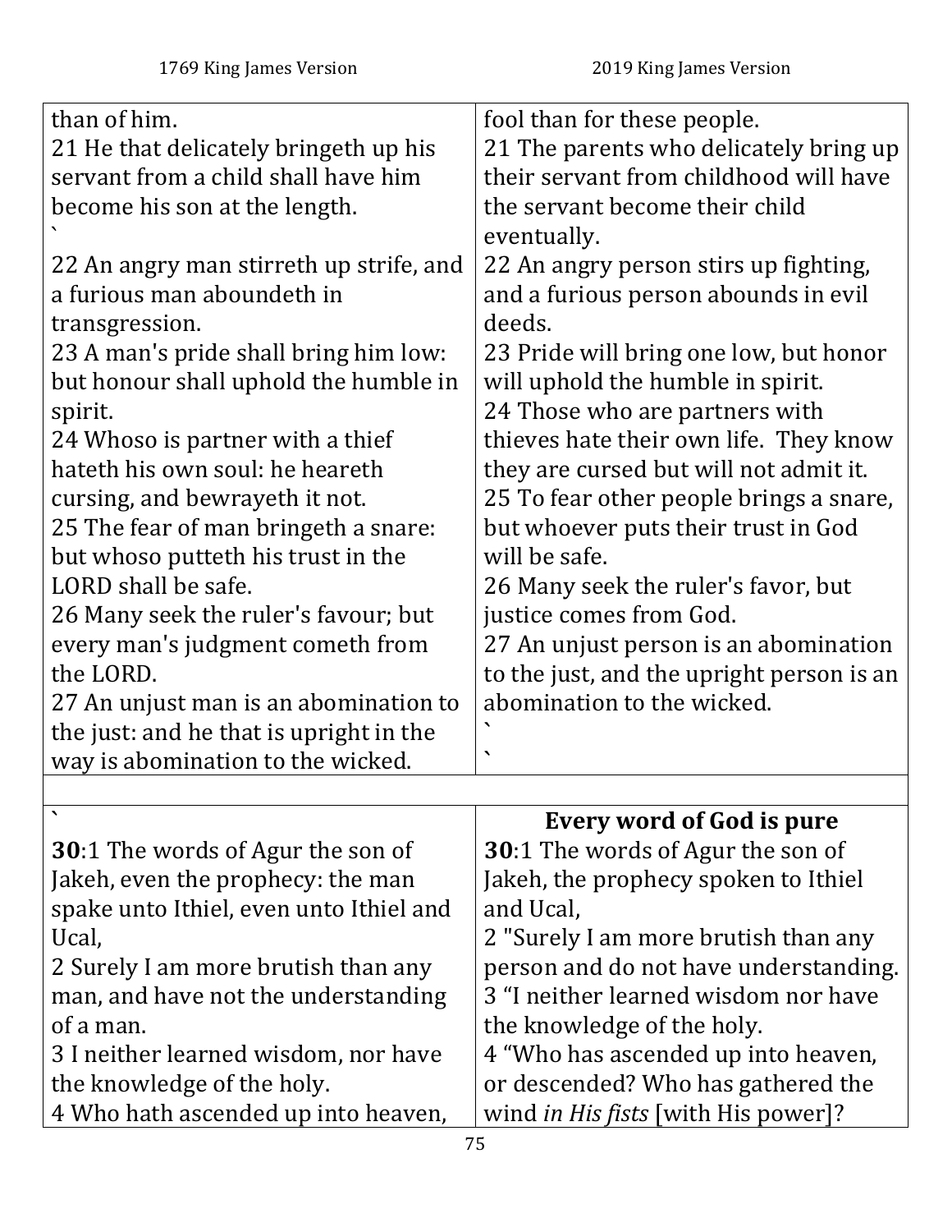| 1769 King James Version | 2019 King James Version |
|---|---|
| than of him.<br>21 He that delicately bringeth up his servant from a child shall have him become his son at the length.<br>`<br>22 An angry man stirreth up strife, and a furious man aboundeth in transgression.<br>23 A man's pride shall bring him low: but honour shall uphold the humble in spirit.<br>24 Whoso is partner with a thief hateth his own soul: he heareth cursing, and bewrayeth it not.<br>25 The fear of man bringeth a snare: but whoso putteth his trust in the LORD shall be safe.<br>26 Many seek the ruler's favour; but every man's judgment cometh from the LORD.<br>27 An unjust man is an abomination to the just: and he that is upright in the way is abomination to the wicked. | fool than for these people.<br>21 The parents who delicately bring up their servant from childhood will have the servant become their child eventually.<br>22 An angry person stirs up fighting, and a furious person abounds in evil deeds.<br>23 Pride will bring one low, but honor will uphold the humble in spirit.<br>24 Those who are partners with thieves hate their own life. They know they are cursed but will not admit it.<br>25 To fear other people brings a snare, but whoever puts their trust in God will be safe.<br>26 Many seek the ruler's favor, but justice comes from God.<br>27 An unjust person is an abomination to the just, and the upright person is an abomination to the wicked.<br>`<br>` |
| | |
| `<br>**30**:1 The words of Agur the son of Jakeh, even the prophecy: the man spake unto Ithiel, even unto Ithiel and Ucal,<br>2 Surely I am more brutish than any man, and have not the understanding of a man.<br>3 I neither learned wisdom, nor have the knowledge of the holy.<br>4 Who hath ascended up into heaven, | **Every word of God is pure**<br>**30**:1 The words of Agur the son of Jakeh, the prophecy spoken to Ithiel and Ucal,<br>2 "Surely I am more brutish than any person and do not have understanding.<br>3 "I neither learned wisdom nor have the knowledge of the holy.<br>4 "Who has ascended up into heaven, or descended? Who has gathered the wind *in His fists* [with His power]? |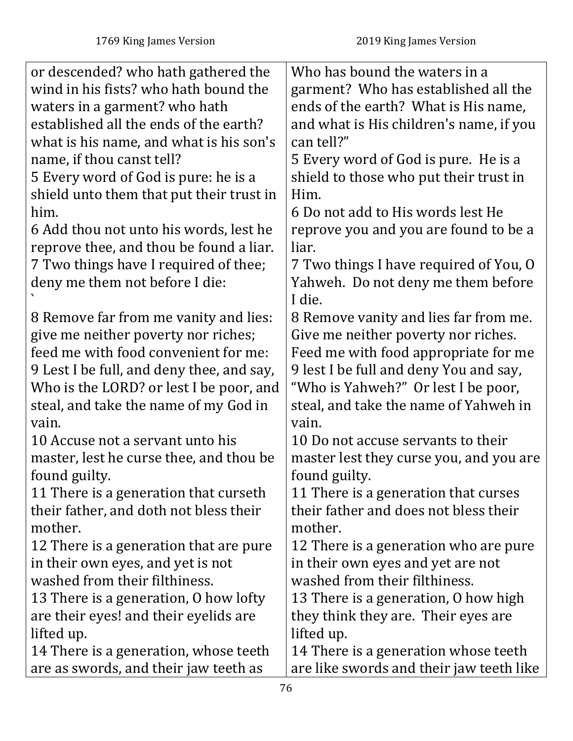| 1769 King James Version | 2019 King James Version |
| --- | --- |
| or descended? who hath gathered the wind in his fists? who hath bound the waters in a garment? who hath established all the ends of the earth? what is his name, and what is his son's name, if thou canst tell? | Who has bound the waters in a garment? Who has established all the ends of the earth? What is His name, and what is His children's name, if you can tell?" |
| 5 Every word of God is pure: he is a shield unto them that put their trust in him. | 5 Every word of God is pure. He is a shield to those who put their trust in Him. |
| 6 Add thou not unto his words, lest he reprove thee, and thou be found a liar. | 6 Do not add to His words lest He reprove you and you are found to be a liar. |
| 7 Two things have I required of thee; deny me them not before I die: ` | 7 Two things I have required of You, O Yahweh. Do not deny me them before I die. |
| 8 Remove far from me vanity and lies: give me neither poverty nor riches; feed me with food convenient for me: | 8 Remove vanity and lies far from me. Give me neither poverty nor riches. Feed me with food appropriate for me |
| 9 Lest I be full, and deny thee, and say, Who is the LORD? or lest I be poor, and steal, and take the name of my God in vain. | 9 lest I be full and deny You and say, "Who is Yahweh?" Or lest I be poor, steal, and take the name of Yahweh in vain. |
| 10 Accuse not a servant unto his master, lest he curse thee, and thou be found guilty. | 10 Do not accuse servants to their master lest they curse you, and you are found guilty. |
| 11 There is a generation that curseth their father, and doth not bless their mother. | 11 There is a generation that curses their father and does not bless their mother. |
| 12 There is a generation that are pure in their own eyes, and yet is not washed from their filthiness. | 12 There is a generation who are pure in their own eyes and yet are not washed from their filthiness. |
| 13 There is a generation, O how lofty are their eyes! and their eyelids are lifted up. | 13 There is a generation, O how high they think they are. Their eyes are lifted up. |
| 14 There is a generation, whose teeth are as swords, and their jaw teeth as | 14 There is a generation whose teeth are like swords and their jaw teeth like |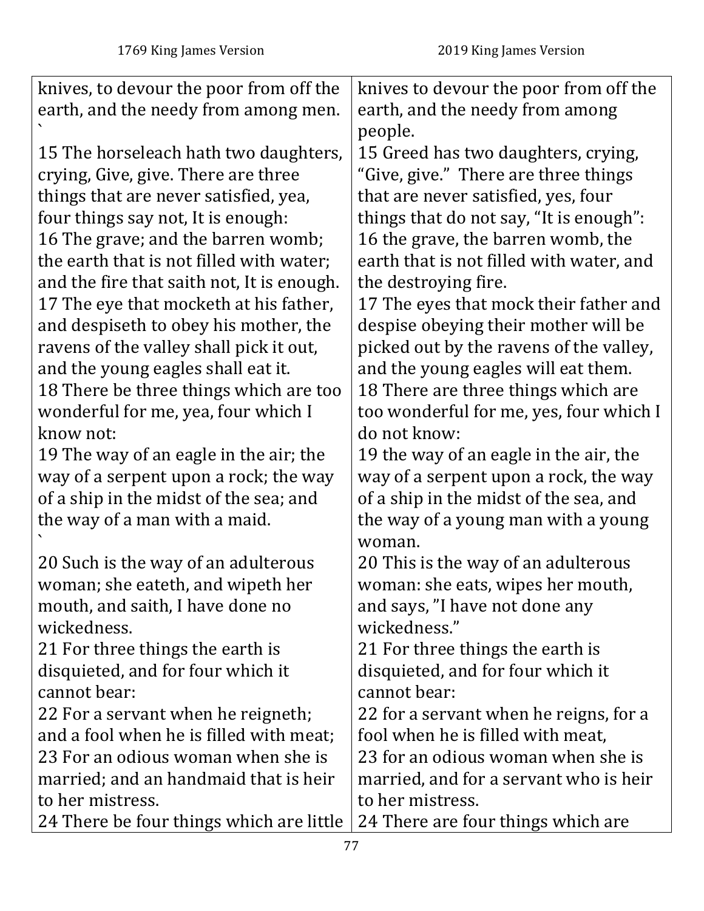| 1769 King James Version | 2019 King James Version |
| --- | --- |
| knives, to devour the poor from off the earth, and the needy from among men. ` | knives to devour the poor from off the earth, and the needy from among people. |
| 15 The horseleach hath two daughters, crying, Give, give. There are three things that are never satisfied, yea, four things say not, It is enough: | 15 Greed has two daughters, crying, "Give, give." There are three things that are never satisfied, yes, four things that do not say, "It is enough": |
| 16 The grave; and the barren womb; the earth that is not filled with water; and the fire that saith not, It is enough. | 16 the grave, the barren womb, the earth that is not filled with water, and the destroying fire. |
| 17 The eye that mocketh at his father, and despiseth to obey his mother, the ravens of the valley shall pick it out, and the young eagles shall eat it. | 17 The eyes that mock their father and despise obeying their mother will be picked out by the ravens of the valley, and the young eagles will eat them. |
| 18 There be three things which are too wonderful for me, yea, four which I know not: | 18 There are three things which are too wonderful for me, yes, four which I do not know: |
| 19 The way of an eagle in the air; the way of a serpent upon a rock; the way of a ship in the midst of the sea; and the way of a man with a maid. ` | 19 the way of an eagle in the air, the way of a serpent upon a rock, the way of a ship in the midst of the sea, and the way of a young man with a young woman. |
| 20 Such is the way of an adulterous woman; she eateth, and wipeth her mouth, and saith, I have done no wickedness. | 20 This is the way of an adulterous woman: she eats, wipes her mouth, and says, "I have not done any wickedness." |
| 21 For three things the earth is disquieted, and for four which it cannot bear: | 21 For three things the earth is disquieted, and for four which it cannot bear: |
| 22 For a servant when he reigneth; and a fool when he is filled with meat; | 22 for a servant when he reigns, for a fool when he is filled with meat, |
| 23 For an odious woman when she is married; and an handmaid that is heir to her mistress. | 23 for an odious woman when she is married, and for a servant who is heir to her mistress. |
| 24 There be four things which are little | 24 There are four things which are |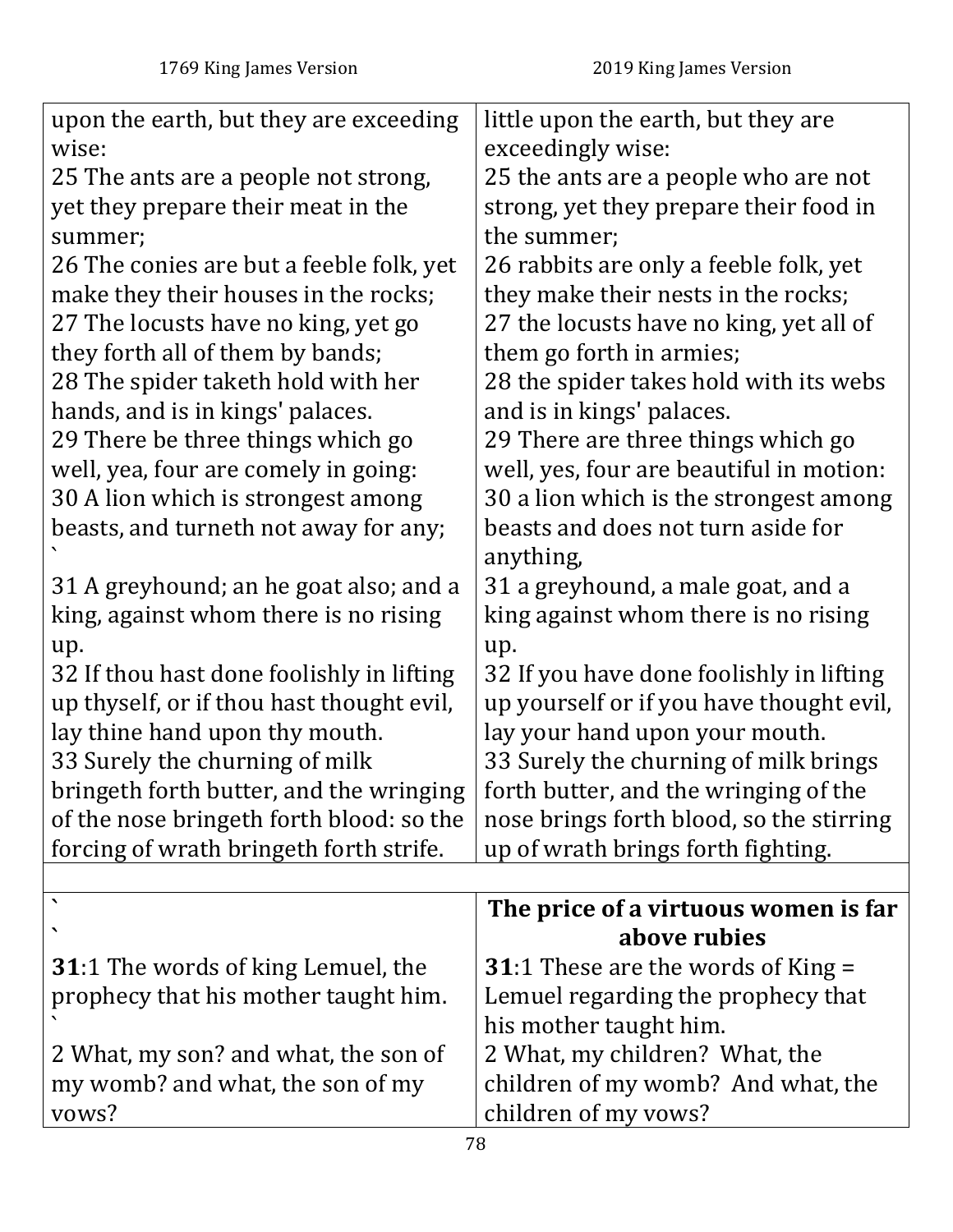| 1769 King James Version | 2019 King James Version |
|---|---|
| upon the earth, but they are exceeding wise:<br>25 The ants are a people not strong, yet they prepare their meat in the summer;<br>26 The conies are but a feeble folk, yet make they their houses in the rocks;<br>27 The locusts have no king, yet go they forth all of them by bands;<br>28 The spider taketh hold with her hands, and is in kings' palaces.<br>29 There be three things which go well, yea, four are comely in going:<br>30 A lion which is strongest among beasts, and turneth not away for any;<br>`<br>31 A greyhound; an he goat also; and a king, against whom there is no rising up.<br>32 If thou hast done foolishly in lifting up thyself, or if thou hast thought evil, lay thine hand upon thy mouth.<br>33 Surely the churning of milk bringeth forth butter, and the wringing of the nose bringeth forth blood: so the forcing of wrath bringeth forth strife. | little upon the earth, but they are exceedingly wise:<br>25 the ants are a people who are not strong, yet they prepare their food in the summer;<br>26 rabbits are only a feeble folk, yet they make their nests in the rocks;<br>27 the locusts have no king, yet all of them go forth in armies;<br>28 the spider takes hold with its webs and is in kings' palaces.<br>29 There are three things which go well, yes, four are beautiful in motion:<br>30 a lion which is the strongest among beasts and does not turn aside for anything,<br>31 a greyhound, a male goat, and a king against whom there is no rising up.<br>32 If you have done foolishly in lifting up yourself or if you have thought evil, lay your hand upon your mouth.<br>33 Surely the churning of milk brings forth butter, and the wringing of the nose brings forth blood, so the stirring up of wrath brings forth fighting. |
| | |
| `<br>`<br>**31**:1 The words of king Lemuel, the prophecy that his mother taught him.<br>`<br>2 What, my son? and what, the son of my womb? and what, the son of my vows? | **The price of a virtuous women is far above rubies**<br>**31**:1 These are the words of King = Lemuel regarding the prophecy that his mother taught him.<br>2 What, my children? What, the children of my womb? And what, the children of my vows? |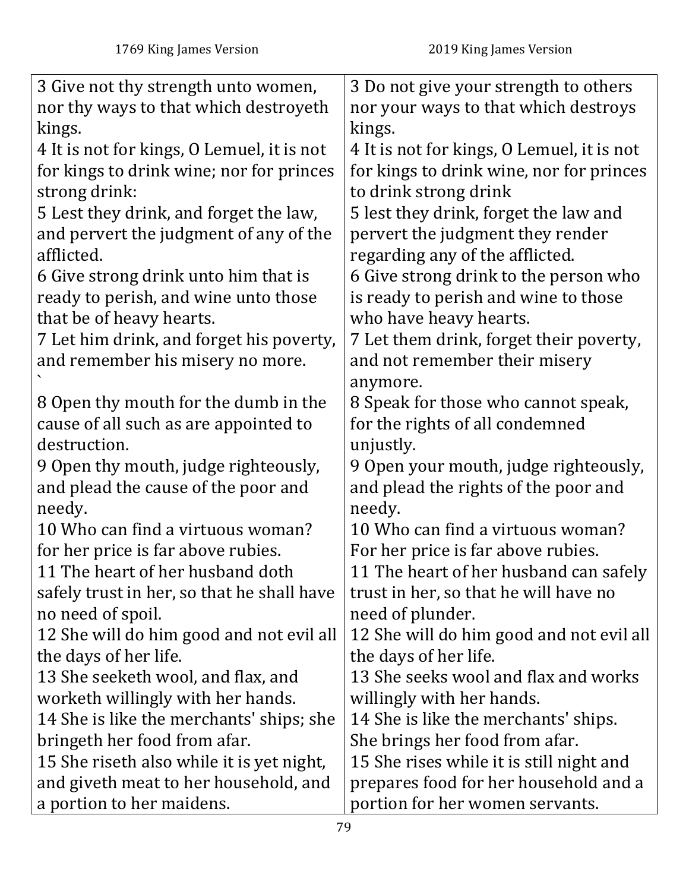| 1769 King James Version | 2019 King James Version |
|---|---|
| 3 Give not thy strength unto women, nor thy ways to that which destroyeth kings.<br>4 It is not for kings, O Lemuel, it is not for kings to drink wine; nor for princes strong drink:<br>5 Lest they drink, and forget the law, and pervert the judgment of any of the afflicted.<br>6 Give strong drink unto him that is ready to perish, and wine unto those that be of heavy hearts.<br>7 Let him drink, and forget his poverty, and remember his misery no more.<br>`<br>8 Open thy mouth for the dumb in the cause of all such as are appointed to destruction.<br>9 Open thy mouth, judge righteously, and plead the cause of the poor and needy.<br>10 Who can find a virtuous woman? for her price is far above rubies.<br>11 The heart of her husband doth safely trust in her, so that he shall have no need of spoil.<br>12 She will do him good and not evil all the days of her life.<br>13 She seeketh wool, and flax, and worketh willingly with her hands.<br>14 She is like the merchants' ships; she bringeth her food from afar.<br>15 She riseth also while it is yet night, and giveth meat to her household, and a portion to her maidens. | 3 Do not give your strength to others nor your ways to that which destroys kings.<br>4 It is not for kings, O Lemuel, it is not for kings to drink wine, nor for princes to drink strong drink<br>5 lest they drink, forget the law and pervert the judgment they render regarding any of the afflicted.<br>6 Give strong drink to the person who is ready to perish and wine to those who have heavy hearts.<br>7 Let them drink, forget their poverty, and not remember their misery anymore.<br>8 Speak for those who cannot speak, for the rights of all condemned unjustly.<br>9 Open your mouth, judge righteously, and plead the rights of the poor and needy.<br>10 Who can find a virtuous woman? For her price is far above rubies.<br>11 The heart of her husband can safely trust in her, so that he will have no need of plunder.<br>12 She will do him good and not evil all the days of her life.<br>13 She seeks wool and flax and works willingly with her hands.<br>14 She is like the merchants' ships. She brings her food from afar.<br>15 She rises while it is still night and prepares food for her household and a portion for her women servants. |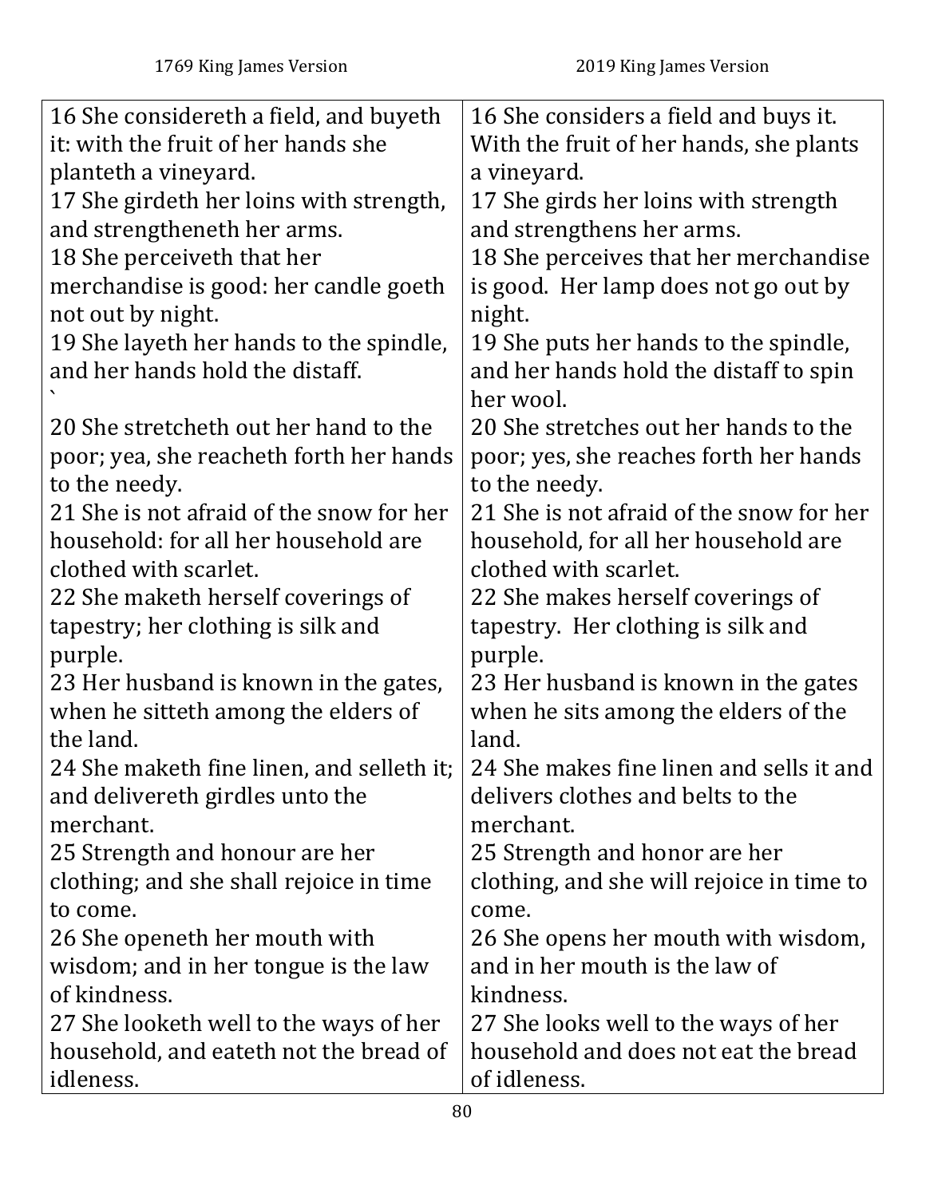| 1769 King James Version | 2019 King James Version |
| --- | --- |
| 16 She considereth a field, and buyeth it: with the fruit of her hands she planteth a vineyard. | 16 She considers a field and buys it. With the fruit of her hands, she plants a vineyard. |
| 17 She girdeth her loins with strength, and strengtheneth her arms. | 17 She girds her loins with strength and strengthens her arms. |
| 18 She perceiveth that her merchandise is good: her candle goeth not out by night. | 18 She perceives that her merchandise is good. Her lamp does not go out by night. |
| 19 She layeth her hands to the spindle, and her hands hold the distaff. ` | 19 She puts her hands to the spindle, and her hands hold the distaff to spin her wool. |
| 20 She stretcheth out her hand to the poor; yea, she reacheth forth her hands to the needy. | 20 She stretches out her hands to the poor; yes, she reaches forth her hands to the needy. |
| 21 She is not afraid of the snow for her household: for all her household are clothed with scarlet. | 21 She is not afraid of the snow for her household, for all her household are clothed with scarlet. |
| 22 She maketh herself coverings of tapestry; her clothing is silk and purple. | 22 She makes herself coverings of tapestry. Her clothing is silk and purple. |
| 23 Her husband is known in the gates, when he sitteth among the elders of the land. | 23 Her husband is known in the gates when he sits among the elders of the land. |
| 24 She maketh fine linen, and selleth it; and delivereth girdles unto the merchant. | 24 She makes fine linen and sells it and delivers clothes and belts to the merchant. |
| 25 Strength and honour are her clothing; and she shall rejoice in time to come. | 25 Strength and honor are her clothing, and she will rejoice in time to come. |
| 26 She openeth her mouth with wisdom; and in her tongue is the law of kindness. | 26 She opens her mouth with wisdom, and in her mouth is the law of kindness. |
| 27 She looketh well to the ways of her household, and eateth not the bread of idleness. | 27 She looks well to the ways of her household and does not eat the bread of idleness. |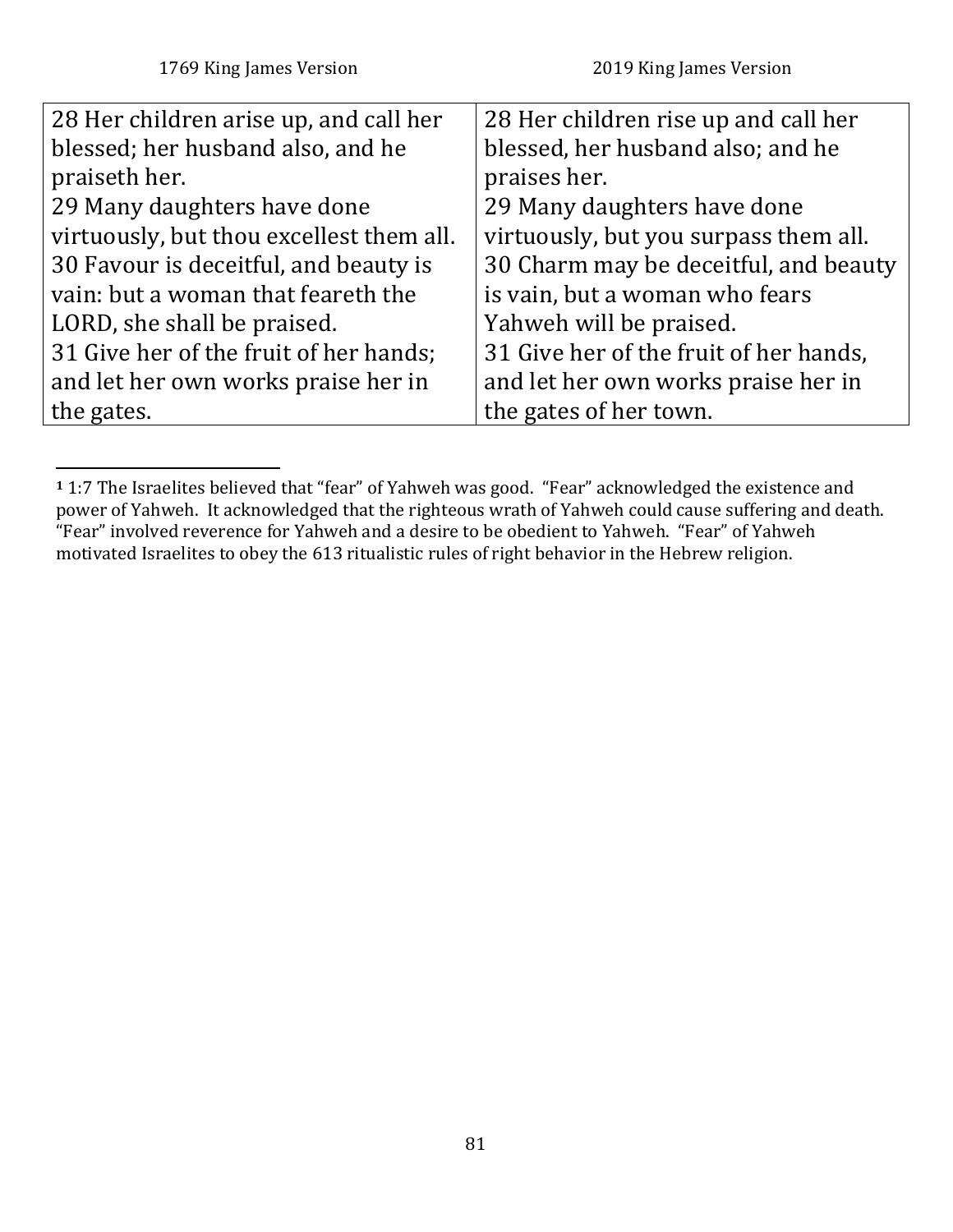| 1769 King James Version | 2019 King James Version |
| --- | --- |
| 28 Her children arise up, and call her blessed; her husband also, and he praiseth her.<br>29 Many daughters have done virtuously, but thou excellest them all.<br>30 Favour is deceitful, and beauty is vain: but a woman that feareth the LORD, she shall be praised.<br>31 Give her of the fruit of her hands; and let her own works praise her in the gates. | 28 Her children rise up and call her blessed, her husband also; and he praises her.<br>29 Many daughters have done virtuously, but you surpass them all.<br>30 Charm may be deceitful, and beauty is vain, but a woman who fears Yahweh will be praised.<br>31 Give her of the fruit of her hands, and let her own works praise her in the gates of her town. |

---

[1] 1:7 The Israelites believed that "fear" of Yahweh was good. "Fear" acknowledged the existence and power of Yahweh. It acknowledged that the righteous wrath of Yahweh could cause suffering and death. "Fear" involved reverence for Yahweh and a desire to be obedient to Yahweh. "Fear" of Yahweh motivated Israelites to obey the 613 ritualistic rules of right behavior in the Hebrew religion.